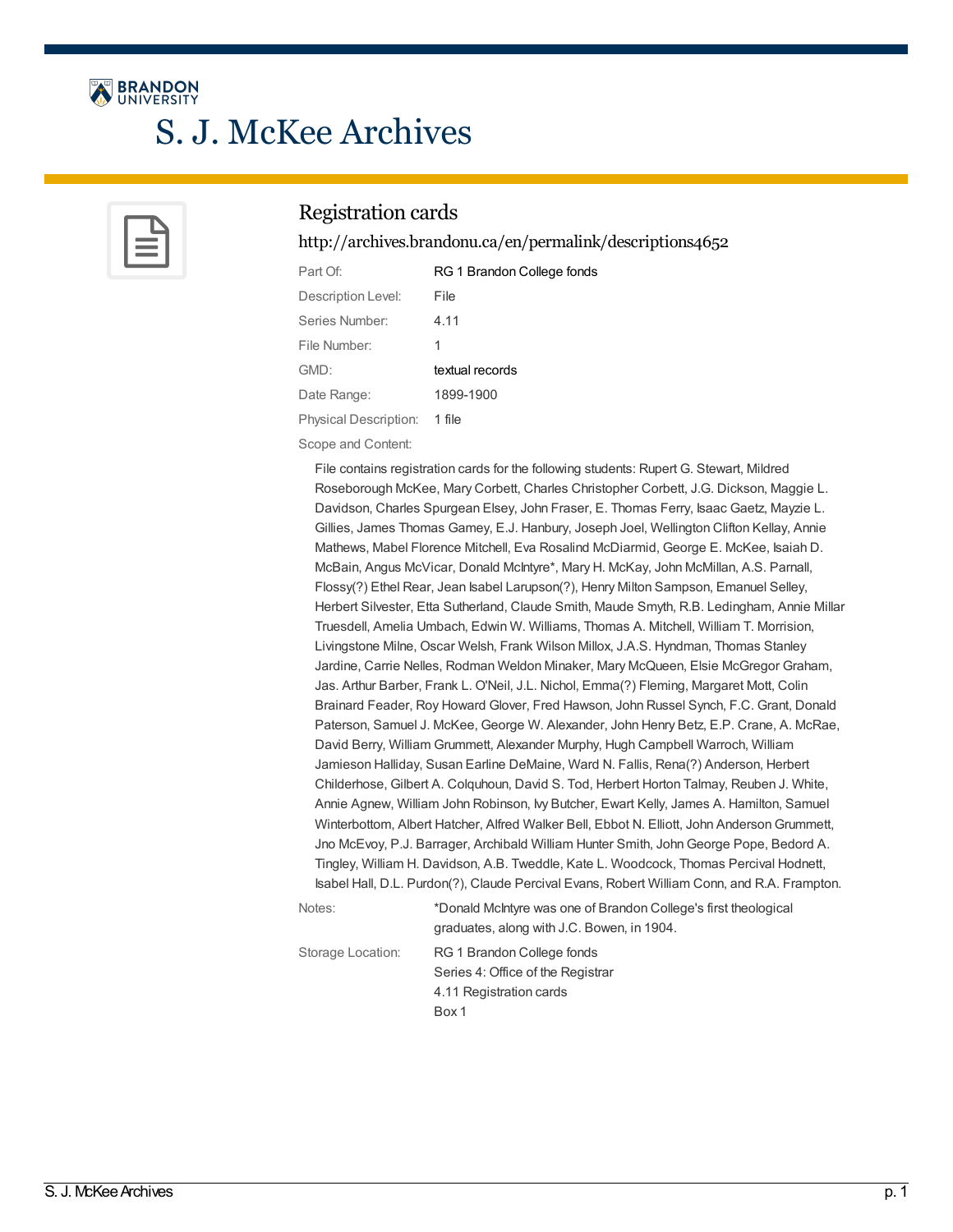# S. J. McKee Archives

## Registration cards

http://archives.brandonu.ca/en/permalink/descriptions4652

| | |
|---|---|
| Part Of: | RG 1 Brandon College fonds |
| Description Level: | File |
| Series Number: | 4.11 |
| File Number: | 1 |
| GMD: | textual records |
| Date Range: | 1899-1900 |
| Physical Description: | 1 file |

Scope and Content:

File contains registration cards for the following students: Rupert G. Stewart, Mildred Roseborough McKee, Mary Corbett, Charles Christopher Corbett, J.G. Dickson, Maggie L. Davidson, Charles Spurgean Elsey, John Fraser, E. Thomas Ferry, Isaac Gaetz, Mayzie L. Gillies, James Thomas Gamey, E.J. Hanbury, Joseph Joel, Wellington Clifton Kellay, Annie Mathews, Mabel Florence Mitchell, Eva Rosalind McDiarmid, George E. McKee, Isaiah D. McBain, Angus McVicar, Donald McIntyre*, Mary H. McKay, John McMillan, A.S. Parnall, Flossy(?) Ethel Rear, Jean Isabel Larupson(?), Henry Milton Sampson, Emanuel Selley, Herbert Silvester, Etta Sutherland, Claude Smith, Maude Smyth, R.B. Ledingham, Annie Millar Truesdell, Amelia Umbach, Edwin W. Williams, Thomas A. Mitchell, William T. Morrision, Livingstone Milne, Oscar Welsh, Frank Wilson Millox, J.A.S. Hyndman, Thomas Stanley Jardine, Carrie Nelles, Rodman Weldon Minaker, Mary McQueen, Elsie McGregor Graham, Jas. Arthur Barber, Frank L. O'Neil, J.L. Nichol, Emma(?) Fleming, Margaret Mott, Colin Brainard Feader, Roy Howard Glover, Fred Hawson, John Russel Synch, F.C. Grant, Donald Paterson, Samuel J. McKee, George W. Alexander, John Henry Betz, E.P. Crane, A. McRae, David Berry, William Grummett, Alexander Murphy, Hugh Campbell Warroch, William Jamieson Halliday, Susan Earline DeMaine, Ward N. Fallis, Rena(?) Anderson, Herbert Childerhose, Gilbert A. Colquhoun, David S. Tod, Herbert Horton Talmay, Reuben J. White, Annie Agnew, William John Robinson, Ivy Butcher, Ewart Kelly, James A. Hamilton, Samuel Winterbottom, Albert Hatcher, Alfred Walker Bell, Ebbot N. Elliott, John Anderson Grummett, Jno McEvoy, P.J. Barrager, Archibald William Hunter Smith, John George Pope, Bedord A. Tingley, William H. Davidson, A.B. Tweddle, Kate L. Woodcock, Thomas Percival Hodnett, Isabel Hall, D.L. Purdon(?), Claude Percival Evans, Robert William Conn, and R.A. Frampton.

| | |
|---|---|
| Notes: | *Donald McIntyre was one of Brandon College's first theological graduates, along with J.C. Bowen, in 1904. |
| Storage Location: | RG 1 Brandon College fonds<br>Series 4: Office of the Registrar<br>4.11 Registration cards<br>Box 1 |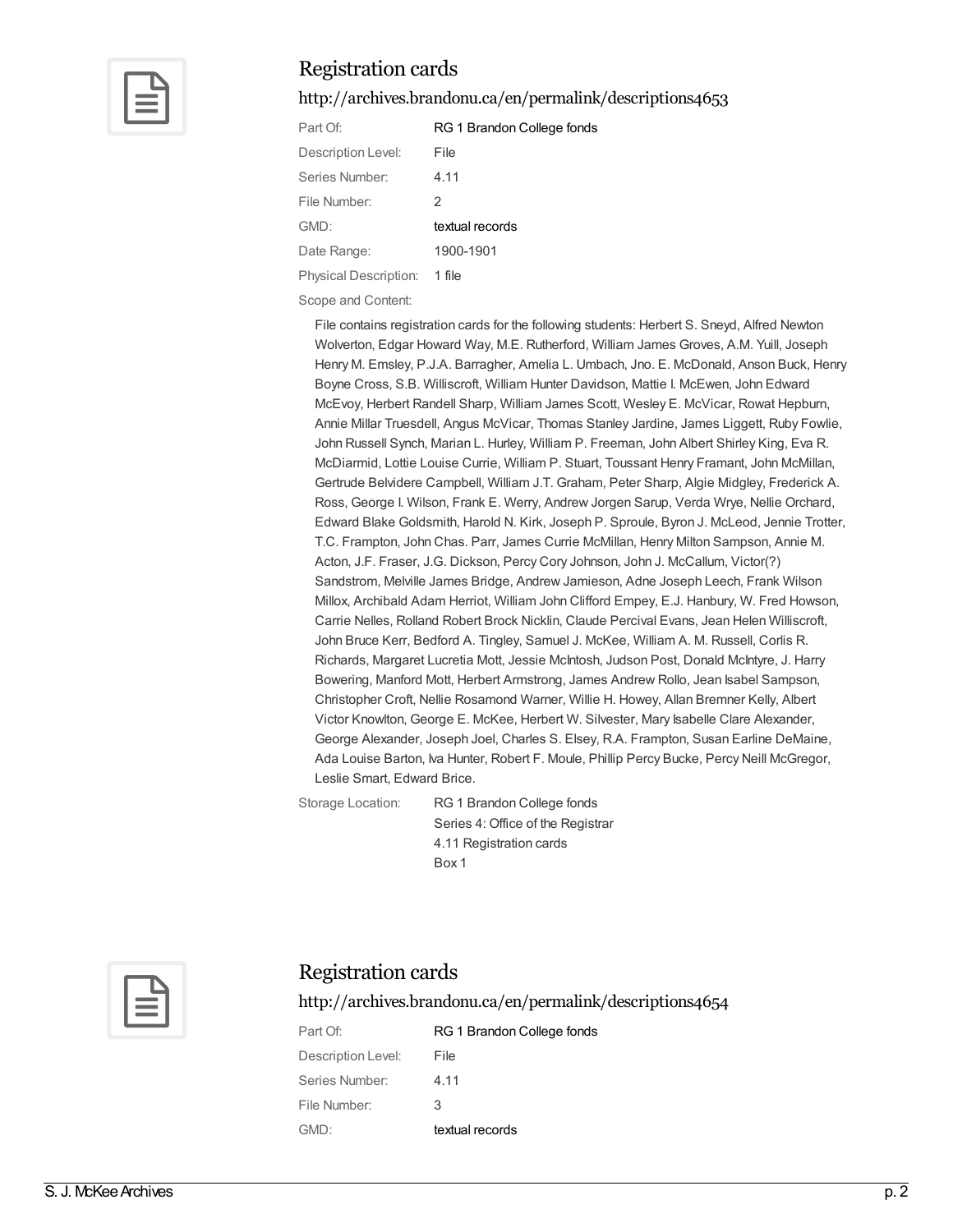## Registration cards

http://archives.brandonu.ca/en/permalink/descriptions4653

Part Of: RG 1 Brandon College fonds

Description Level: File

Series Number: 4.11

File Number: 2

GMD: textual records

Date Range: 1900-1901

Physical Description: 1 file

Scope and Content:

File contains registration cards for the following students: Herbert S. Sneyd, Alfred Newton Wolverton, Edgar Howard Way, M.E. Rutherford, William James Groves, A.M. Yuill, Joseph Henry M. Emsley, P.J.A. Barragher, Amelia L. Umbach, Jno. E. McDonald, Anson Buck, Henry Boyne Cross, S.B. Williscroft, William Hunter Davidson, Mattie I. McEwen, John Edward McEvoy, Herbert Randell Sharp, William James Scott, Wesley E. McVicar, Rowat Hepburn, Annie Millar Truesdell, Angus McVicar, Thomas Stanley Jardine, James Liggett, Ruby Fowlie, John Russell Synch, Marian L. Hurley, William P. Freeman, John Albert Shirley King, Eva R. McDiarmid, Lottie Louise Currie, William P. Stuart, Toussant Henry Framant, John McMillan, Gertrude Belvidere Campbell, William J.T. Graham, Peter Sharp, Algie Midgley, Frederick A. Ross, George I. Wilson, Frank E. Werry, Andrew Jorgen Sarup, Verda Wrye, Nellie Orchard, Edward Blake Goldsmith, Harold N. Kirk, Joseph P. Sproule, Byron J. McLeod, Jennie Trotter, T.C. Frampton, John Chas. Parr, James Currie McMillan, Henry Milton Sampson, Annie M. Acton, J.F. Fraser, J.G. Dickson, Percy Cory Johnson, John J. McCallum, Victor(?) Sandstrom, Melville James Bridge, Andrew Jamieson, Adne Joseph Leech, Frank Wilson Millox, Archibald Adam Herriot, William John Clifford Empey, E.J. Hanbury, W. Fred Howson, Carrie Nelles, Rolland Robert Brock Nicklin, Claude Percival Evans, Jean Helen Williscroft, John Bruce Kerr, Bedford A. Tingley, Samuel J. McKee, William A. M. Russell, Corlis R. Richards, Margaret Lucretia Mott, Jessie McIntosh, Judson Post, Donald McIntyre, J. Harry Bowering, Manford Mott, Herbert Armstrong, James Andrew Rollo, Jean Isabel Sampson, Christopher Croft, Nellie Rosamond Warner, Willie H. Howey, Allan Bremner Kelly, Albert Victor Knowlton, George E. McKee, Herbert W. Silvester, Mary Isabelle Clare Alexander, George Alexander, Joseph Joel, Charles S. Elsey, R.A. Frampton, Susan Earline DeMaine, Ada Louise Barton, Iva Hunter, Robert F. Moule, Phillip Percy Bucke, Percy Neill McGregor, Leslie Smart, Edward Brice.

Storage Location: RG 1 Brandon College fonds
Series 4: Office of the Registrar
4.11 Registration cards
Box 1

## Registration cards

http://archives.brandonu.ca/en/permalink/descriptions4654

Part Of: RG 1 Brandon College fonds

Description Level: File

Series Number: 4.11

File Number: 3

GMD: textual records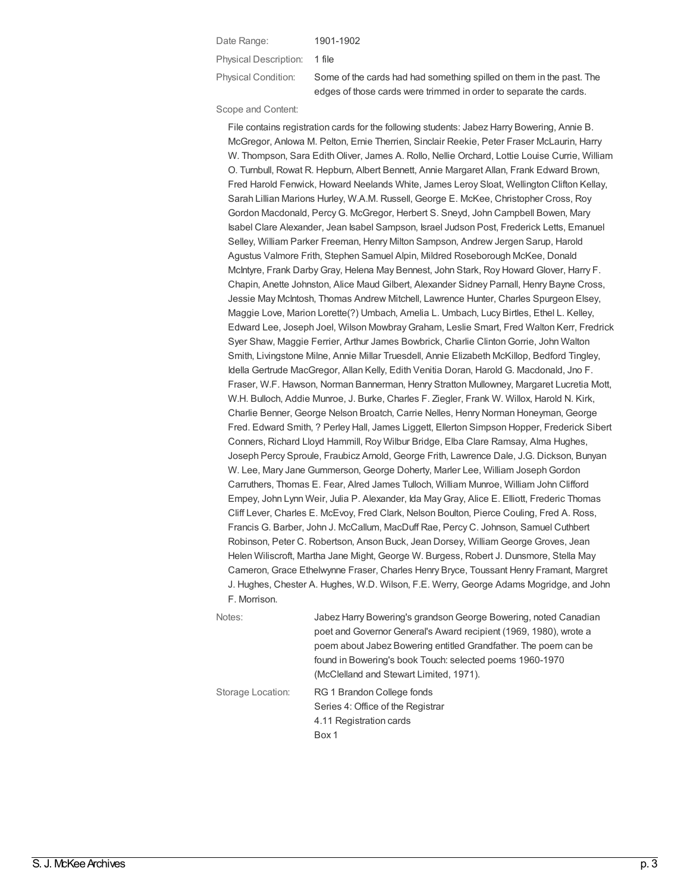Date Range: 1901-1902

Physical Description: 1 file

Physical Condition: Some of the cards had had something spilled on them in the past. The edges of those cards were trimmed in order to separate the cards.

Scope and Content:

File contains registration cards for the following students: Jabez Harry Bowering, Annie B. McGregor, Anlowa M. Pelton, Ernie Therrien, Sinclair Reekie, Peter Fraser McLaurin, Harry W. Thompson, Sara Edith Oliver, James A. Rollo, Nellie Orchard, Lottie Louise Currie, William O. Turnbull, Rowat R. Hepburn, Albert Bennett, Annie Margaret Allan, Frank Edward Brown, Fred Harold Fenwick, Howard Neelands White, James Leroy Sloat, Wellington Clifton Kellay, Sarah Lillian Marions Hurley, W.A.M. Russell, George E. McKee, Christopher Cross, Roy Gordon Macdonald, Percy G. McGregor, Herbert S. Sneyd, John Campbell Bowen, Mary Isabel Clare Alexander, Jean Isabel Sampson, Israel Judson Post, Frederick Letts, Emanuel Selley, William Parker Freeman, Henry Milton Sampson, Andrew Jergen Sarup, Harold Agustus Valmore Frith, Stephen Samuel Alpin, Mildred Roseborough McKee, Donald McIntyre, Frank Darby Gray, Helena May Bennest, John Stark, Roy Howard Glover, Harry F. Chapin, Anette Johnston, Alice Maud Gilbert, Alexander Sidney Parnall, Henry Bayne Cross, Jessie May McIntosh, Thomas Andrew Mitchell, Lawrence Hunter, Charles Spurgeon Elsey, Maggie Love, Marion Lorette(?) Umbach, Amelia L. Umbach, Lucy Birtles, Ethel L. Kelley, Edward Lee, Joseph Joel, Wilson Mowbray Graham, Leslie Smart, Fred Walton Kerr, Fredrick Syer Shaw, Maggie Ferrier, Arthur James Bowbrick, Charlie Clinton Gorrie, John Walton Smith, Livingstone Milne, Annie Millar Truesdell, Annie Elizabeth McKillop, Bedford Tingley, Idella Gertrude MacGregor, Allan Kelly, Edith Venitia Doran, Harold G. Macdonald, Jno F. Fraser, W.F. Hawson, Norman Bannerman, Henry Stratton Mullowney, Margaret Lucretia Mott, W.H. Bulloch, Addie Munroe, J. Burke, Charles F. Ziegler, Frank W. Willox, Harold N. Kirk, Charlie Benner, George Nelson Broatch, Carrie Nelles, Henry Norman Honeyman, George Fred. Edward Smith, ? Perley Hall, James Liggett, Ellerton Simpson Hopper, Frederick Sibert Conners, Richard Lloyd Hammill, Roy Wilbur Bridge, Elba Clare Ramsay, Alma Hughes, Joseph Percy Sproule, Fraubicz Arnold, George Frith, Lawrence Dale, J.G. Dickson, Bunyan W. Lee, Mary Jane Gummerson, George Doherty, Marler Lee, William Joseph Gordon Carruthers, Thomas E. Fear, Alred James Tulloch, William Munroe, William John Clifford Empey, John Lynn Weir, Julia P. Alexander, Ida May Gray, Alice E. Elliott, Frederic Thomas Cliff Lever, Charles E. McEvoy, Fred Clark, Nelson Boulton, Pierce Couling, Fred A. Ross, Francis G. Barber, John J. McCallum, MacDuff Rae, Percy C. Johnson, Samuel Cuthbert Robinson, Peter C. Robertson, Anson Buck, Jean Dorsey, William George Groves, Jean Helen Wiliscroft, Martha Jane Might, George W. Burgess, Robert J. Dunsmore, Stella May Cameron, Grace Ethelwynne Fraser, Charles Henry Bryce, Toussant Henry Framant, Margret J. Hughes, Chester A. Hughes, W.D. Wilson, F.E. Werry, George Adams Mogridge, and John F. Morrison.

Notes: Jabez Harry Bowering's grandson George Bowering, noted Canadian poet and Governor General's Award recipient (1969, 1980), wrote a poem about Jabez Bowering entitled Grandfather. The poem can be found in Bowering's book Touch: selected poems 1960-1970 (McClelland and Stewart Limited, 1971).

Storage Location: RG 1 Brandon College fonds
Series 4: Office of the Registrar
4.11 Registration cards
Box 1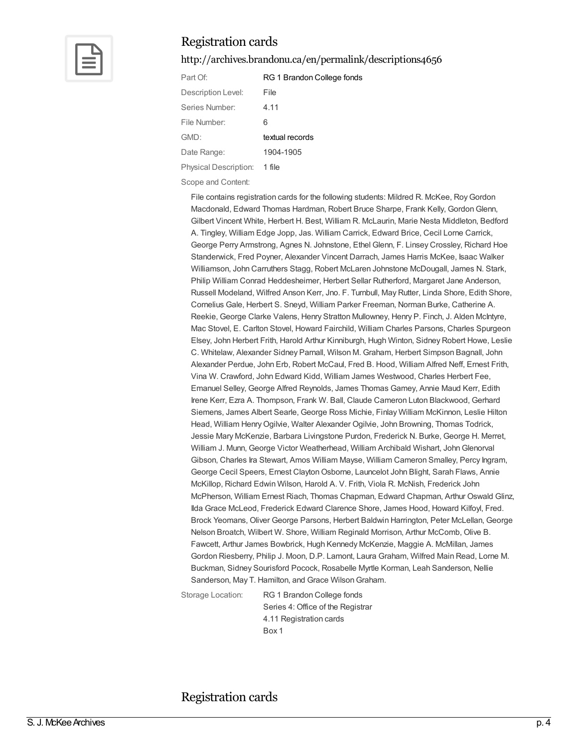## Registration cards

http://archives.brandonu.ca/en/permalink/descriptions4656

| | |
|---|---|
| Part Of: | RG 1 Brandon College fonds |
| Description Level: | File |
| Series Number: | 4.11 |
| File Number: | 6 |
| GMD: | textual records |
| Date Range: | 1904-1905 |
| Physical Description: | 1 file |

Scope and Content:

File contains registration cards for the following students: Mildred R. McKee, Roy Gordon Macdonald, Edward Thomas Hardman, Robert Bruce Sharpe, Frank Kelly, Gordon Glenn, Gilbert Vincent White, Herbert H. Best, William R. McLaurin, Marie Nesta Middleton, Bedford A. Tingley, William Edge Jopp, Jas. William Carrick, Edward Brice, Cecil Lorne Carrick, George Perry Armstrong, Agnes N. Johnstone, Ethel Glenn, F. Linsey Crossley, Richard Hoe Standerwick, Fred Poyner, Alexander Vincent Darrach, James Harris McKee, Isaac Walker Williamson, John Carruthers Stagg, Robert McLaren Johnstone McDougall, James N. Stark, Philip William Conrad Heddesheimer, Herbert Sellar Rutherford, Margaret Jane Anderson, Russell Modeland, Wilfred Anson Kerr, Jno. F. Turnbull, May Rutter, Linda Shore, Edith Shore, Cornelius Gale, Herbert S. Sneyd, William Parker Freeman, Norman Burke, Catherine A. Reekie, George Clarke Valens, Henry Stratton Mullowney, Henry P. Finch, J. Alden McIntyre, Mac Stovel, E. Carlton Stovel, Howard Fairchild, William Charles Parsons, Charles Spurgeon Elsey, John Herbert Frith, Harold Arthur Kinniburgh, Hugh Winton, Sidney Robert Howe, Leslie C. Whitelaw, Alexander Sidney Parnall, Wilson M. Graham, Herbert Simpson Bagnall, John Alexander Perdue, John Erb, Robert McCaul, Fred B. Hood, William Alfred Neff, Ernest Frith, Vina W. Crawford, John Edward Kidd, William James Westwood, Charles Herbert Fee, Emanuel Selley, George Alfred Reynolds, James Thomas Gamey, Annie Maud Kerr, Edith Irene Kerr, Ezra A. Thompson, Frank W. Ball, Claude Cameron Luton Blackwood, Gerhard Siemens, James Albert Searle, George Ross Michie, Finlay William McKinnon, Leslie Hilton Head, William Henry Ogilvie, Walter Alexander Ogilvie, John Browning, Thomas Todrick, Jessie Mary McKenzie, Barbara Livingstone Purdon, Frederick N. Burke, George H. Merret, William J. Munn, George Victor Weatherhead, William Archibald Wishart, John Glenorval Gibson, Charles Ira Stewart, Amos William Mayse, William Cameron Smalley, Percy Ingram, George Cecil Speers, Ernest Clayton Osborne, Launcelot John Blight, Sarah Flaws, Annie McKillop, Richard Edwin Wilson, Harold A. V. Frith, Viola R. McNish, Frederick John McPherson, William Ernest Riach, Thomas Chapman, Edward Chapman, Arthur Oswald Glinz, Ilda Grace McLeod, Frederick Edward Clarence Shore, James Hood, Howard Kilfoyl, Fred. Brock Yeomans, Oliver George Parsons, Herbert Baldwin Harrington, Peter McLellan, George Nelson Broatch, Wilbert W. Shore, William Reginald Morrison, Arthur McComb, Olive B. Fawcett, Arthur James Bowbrick, Hugh Kennedy McKenzie, Maggie A. McMillan, James Gordon Riesberry, Philip J. Moon, D.P. Lamont, Laura Graham, Wilfred Main Read, Lorne M. Buckman, Sidney Sourisford Pocock, Rosabelle Myrtle Korman, Leah Sanderson, Nellie Sanderson, May T. Hamilton, and Grace Wilson Graham.

Storage Location:
RG 1 Brandon College fonds
Series 4: Office of the Registrar
4.11 Registration cards
Box 1

## Registration cards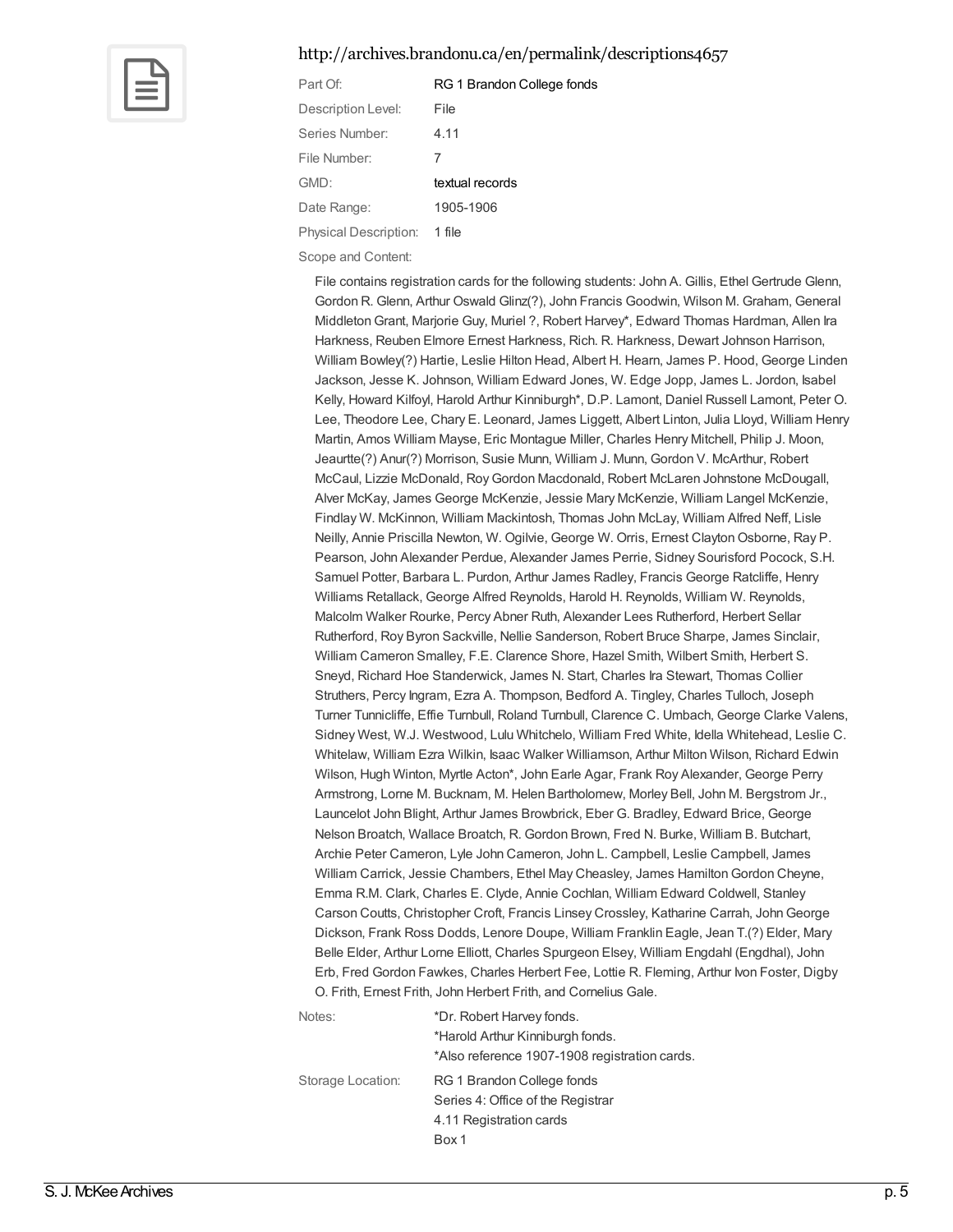http://archives.brandonu.ca/en/permalink/descriptions4657

| | |
|---|---|
| Part Of: | RG 1 Brandon College fonds |
| Description Level: | File |
| Series Number: | 4.11 |
| File Number: | 7 |
| GMD: | textual records |
| Date Range: | 1905-1906 |
| Physical Description: | 1 file |

Scope and Content:

File contains registration cards for the following students: John A. Gillis, Ethel Gertrude Glenn, Gordon R. Glenn, Arthur Oswald Glinz(?), John Francis Goodwin, Wilson M. Graham, General Middleton Grant, Marjorie Guy, Muriel ?, Robert Harvey*, Edward Thomas Hardman, Allen Ira Harkness, Reuben Elmore Ernest Harkness, Rich. R. Harkness, Dewart Johnson Harrison, William Bowley(?) Hartie, Leslie Hilton Head, Albert H. Hearn, James P. Hood, George Linden Jackson, Jesse K. Johnson, William Edward Jones, W. Edge Jopp, James L. Jordon, Isabel Kelly, Howard Kilfoyl, Harold Arthur Kinniburgh*, D.P. Lamont, Daniel Russell Lamont, Peter O. Lee, Theodore Lee, Chary E. Leonard, James Liggett, Albert Linton, Julia Lloyd, William Henry Martin, Amos William Mayse, Eric Montague Miller, Charles Henry Mitchell, Philip J. Moon, Jeaurtte(?) Anur(?) Morrison, Susie Munn, William J. Munn, Gordon V. McArthur, Robert McCaul, Lizzie McDonald, Roy Gordon Macdonald, Robert McLaren Johnstone McDougall, Alver McKay, James George McKenzie, Jessie Mary McKenzie, William Langel McKenzie, Findlay W. McKinnon, William Mackintosh, Thomas John McLay, William Alfred Neff, Lisle Neilly, Annie Priscilla Newton, W. Ogilvie, George W. Orris, Ernest Clayton Osborne, Ray P. Pearson, John Alexander Perdue, Alexander James Perrie, Sidney Sourisford Pocock, S.H. Samuel Potter, Barbara L. Purdon, Arthur James Radley, Francis George Ratcliffe, Henry Williams Retallack, George Alfred Reynolds, Harold H. Reynolds, William W. Reynolds, Malcolm Walker Rourke, Percy Abner Ruth, Alexander Lees Rutherford, Herbert Sellar Rutherford, Roy Byron Sackville, Nellie Sanderson, Robert Bruce Sharpe, James Sinclair, William Cameron Smalley, F.E. Clarence Shore, Hazel Smith, Wilbert Smith, Herbert S. Sneyd, Richard Hoe Standerwick, James N. Start, Charles Ira Stewart, Thomas Collier Struthers, Percy Ingram, Ezra A. Thompson, Bedford A. Tingley, Charles Tulloch, Joseph Turner Tunnicliffe, Effie Turnbull, Roland Turnbull, Clarence C. Umbach, George Clarke Valens, Sidney West, W.J. Westwood, Lulu Whitchelo, William Fred White, Idella Whitehead, Leslie C. Whitelaw, William Ezra Wilkin, Isaac Walker Williamson, Arthur Milton Wilson, Richard Edwin Wilson, Hugh Winton, Myrtle Acton*, John Earle Agar, Frank Roy Alexander, George Perry Armstrong, Lorne M. Bucknam, M. Helen Bartholomew, Morley Bell, John M. Bergstrom Jr., Launcelot John Blight, Arthur James Browbrick, Eber G. Bradley, Edward Brice, George Nelson Broatch, Wallace Broatch, R. Gordon Brown, Fred N. Burke, William B. Butchart, Archie Peter Cameron, Lyle John Cameron, John L. Campbell, Leslie Campbell, James William Carrick, Jessie Chambers, Ethel May Cheasley, James Hamilton Gordon Cheyne, Emma R.M. Clark, Charles E. Clyde, Annie Cochlan, William Edward Coldwell, Stanley Carson Coutts, Christopher Croft, Francis Linsey Crossley, Katharine Carrah, John George Dickson, Frank Ross Dodds, Lenore Doupe, William Franklin Eagle, Jean T.(?) Elder, Mary Belle Elder, Arthur Lorne Elliott, Charles Spurgeon Elsey, William Engdahl (Engdhal), John Erb, Fred Gordon Fawkes, Charles Herbert Fee, Lottie R. Fleming, Arthur Ivon Foster, Digby O. Frith, Ernest Frith, John Herbert Frith, and Cornelius Gale.

| | |
|---|---|
| Notes: | *Dr. Robert Harvey fonds.<br>*Harold Arthur Kinniburgh fonds.<br>*Also reference 1907-1908 registration cards. |
| Storage Location: | RG 1 Brandon College fonds<br>Series 4: Office of the Registrar<br>4.11 Registration cards<br>Box 1 |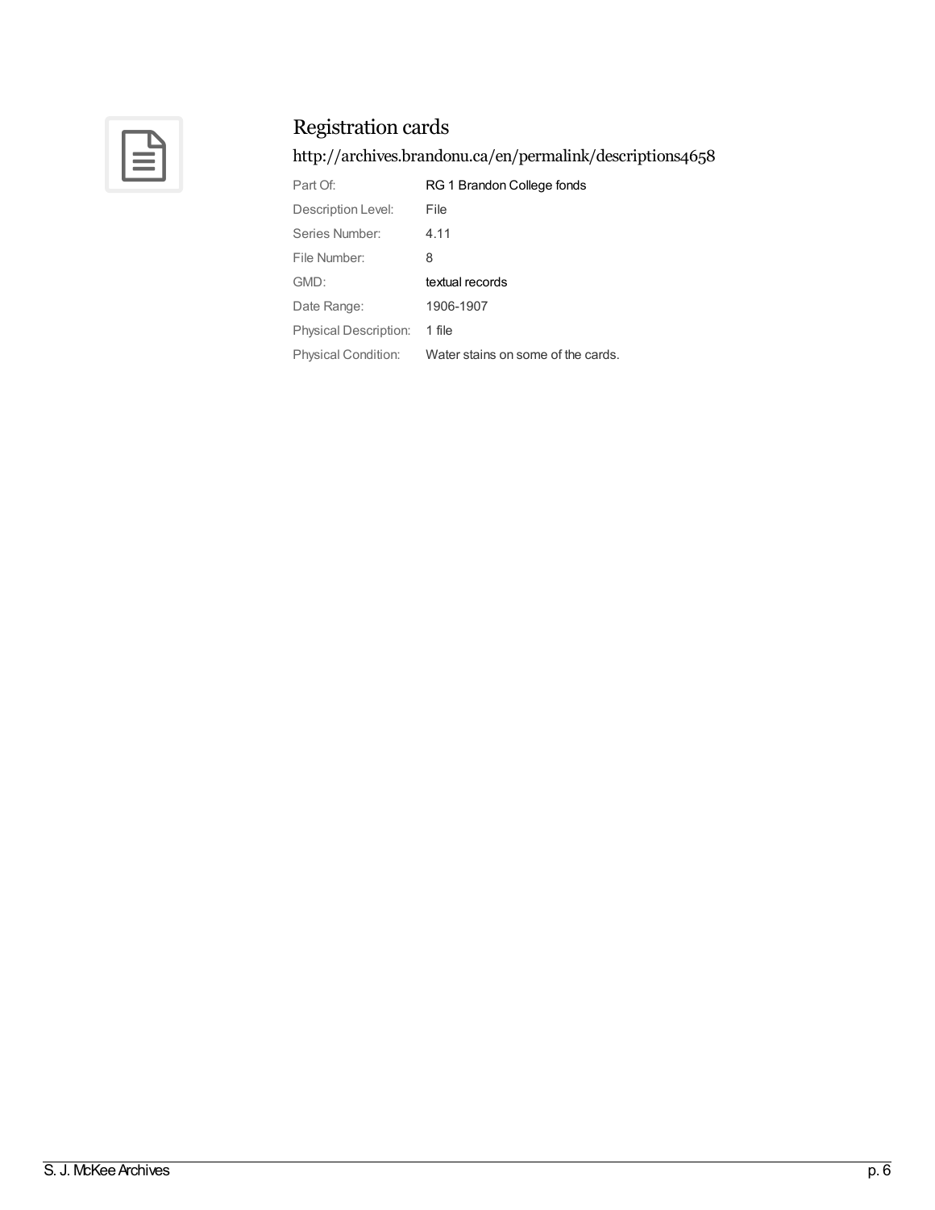## Registration cards

http://archives.brandonu.ca/en/permalink/descriptions4658

| | |
|---|---|
| Part Of: | RG 1 Brandon College fonds |
| Description Level: | File |
| Series Number: | 4.11 |
| File Number: | 8 |
| GMD: | textual records |
| Date Range: | 1906-1907 |
| Physical Description: | 1 file |
| Physical Condition: | Water stains on some of the cards. |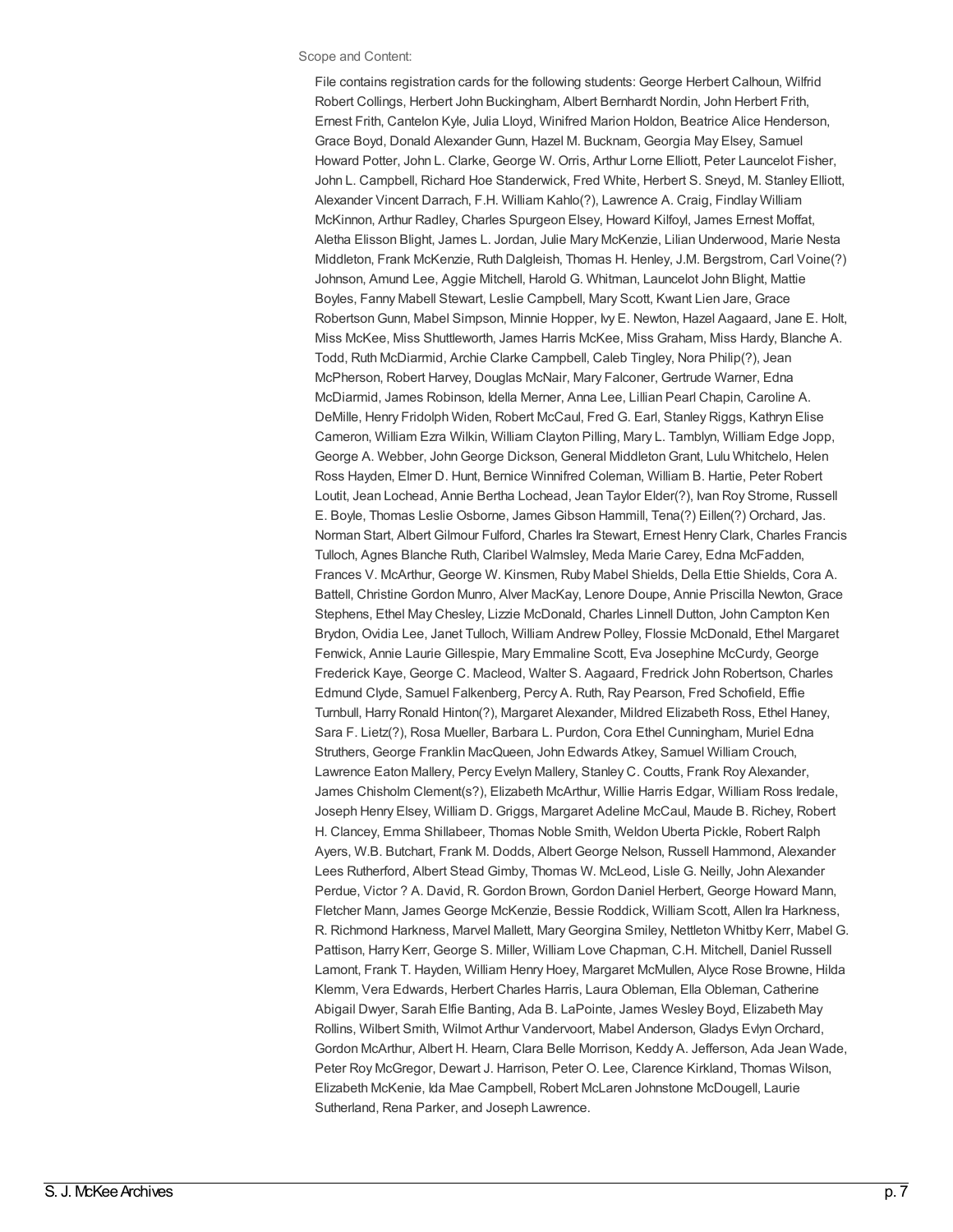Scope and Content:

File contains registration cards for the following students: George Herbert Calhoun, Wilfrid Robert Collings, Herbert John Buckingham, Albert Bernhardt Nordin, John Herbert Frith, Ernest Frith, Cantelon Kyle, Julia Lloyd, Winifred Marion Holdon, Beatrice Alice Henderson, Grace Boyd, Donald Alexander Gunn, Hazel M. Bucknam, Georgia May Elsey, Samuel Howard Potter, John L. Clarke, George W. Orris, Arthur Lorne Elliott, Peter Launcelot Fisher, John L. Campbell, Richard Hoe Standerwick, Fred White, Herbert S. Sneyd, M. Stanley Elliott, Alexander Vincent Darrach, F.H. William Kahlo(?), Lawrence A. Craig, Findlay William McKinnon, Arthur Radley, Charles Spurgeon Elsey, Howard Kilfoyl, James Ernest Moffat, Aletha Elisson Blight, James L. Jordan, Julie Mary McKenzie, Lilian Underwood, Marie Nesta Middleton, Frank McKenzie, Ruth Dalgleish, Thomas H. Henley, J.M. Bergstrom, Carl Voine(?) Johnson, Amund Lee, Aggie Mitchell, Harold G. Whitman, Launcelot John Blight, Mattie Boyles, Fanny Mabell Stewart, Leslie Campbell, Mary Scott, Kwant Lien Jare, Grace Robertson Gunn, Mabel Simpson, Minnie Hopper, Ivy E. Newton, Hazel Aagaard, Jane E. Holt, Miss McKee, Miss Shuttleworth, James Harris McKee, Miss Graham, Miss Hardy, Blanche A. Todd, Ruth McDiarmid, Archie Clarke Campbell, Caleb Tingley, Nora Philip(?), Jean McPherson, Robert Harvey, Douglas McNair, Mary Falconer, Gertrude Warner, Edna McDiarmid, James Robinson, Idella Merner, Anna Lee, Lillian Pearl Chapin, Caroline A. DeMille, Henry Fridolph Widen, Robert McCaul, Fred G. Earl, Stanley Riggs, Kathryn Elise Cameron, William Ezra Wilkin, William Clayton Pilling, Mary L. Tamblyn, William Edge Jopp, George A. Webber, John George Dickson, General Middleton Grant, Lulu Whitchelo, Helen Ross Hayden, Elmer D. Hunt, Bernice Winnifred Coleman, William B. Hartie, Peter Robert Loutit, Jean Lochead, Annie Bertha Lochead, Jean Taylor Elder(?), Ivan Roy Strome, Russell E. Boyle, Thomas Leslie Osborne, James Gibson Hammill, Tena(?) Eillen(?) Orchard, Jas. Norman Start, Albert Gilmour Fulford, Charles Ira Stewart, Ernest Henry Clark, Charles Francis Tulloch, Agnes Blanche Ruth, Claribel Walmsley, Meda Marie Carey, Edna McFadden, Frances V. McArthur, George W. Kinsmen, Ruby Mabel Shields, Della Ettie Shields, Cora A. Battell, Christine Gordon Munro, Alver MacKay, Lenore Doupe, Annie Priscilla Newton, Grace Stephens, Ethel May Chesley, Lizzie McDonald, Charles Linnell Dutton, John Campton Ken Brydon, Ovidia Lee, Janet Tulloch, William Andrew Polley, Flossie McDonald, Ethel Margaret Fenwick, Annie Laurie Gillespie, Mary Emmaline Scott, Eva Josephine McCurdy, George Frederick Kaye, George C. Macleod, Walter S. Aagaard, Fredrick John Robertson, Charles Edmund Clyde, Samuel Falkenberg, Percy A. Ruth, Ray Pearson, Fred Schofield, Effie Turnbull, Harry Ronald Hinton(?), Margaret Alexander, Mildred Elizabeth Ross, Ethel Haney, Sara F. Lietz(?), Rosa Mueller, Barbara L. Purdon, Cora Ethel Cunningham, Muriel Edna Struthers, George Franklin MacQueen, John Edwards Atkey, Samuel William Crouch, Lawrence Eaton Mallery, Percy Evelyn Mallery, Stanley C. Coutts, Frank Roy Alexander, James Chisholm Clement(s?), Elizabeth McArthur, Willie Harris Edgar, William Ross Iredale, Joseph Henry Elsey, William D. Griggs, Margaret Adeline McCaul, Maude B. Richey, Robert H. Clancey, Emma Shillabeer, Thomas Noble Smith, Weldon Uberta Pickle, Robert Ralph Ayers, W.B. Butchart, Frank M. Dodds, Albert George Nelson, Russell Hammond, Alexander Lees Rutherford, Albert Stead Gimby, Thomas W. McLeod, Lisle G. Neilly, John Alexander Perdue, Victor ? A. David, R. Gordon Brown, Gordon Daniel Herbert, George Howard Mann, Fletcher Mann, James George McKenzie, Bessie Roddick, William Scott, Allen Ira Harkness, R. Richmond Harkness, Marvel Mallett, Mary Georgina Smiley, Nettleton Whitby Kerr, Mabel G. Pattison, Harry Kerr, George S. Miller, William Love Chapman, C.H. Mitchell, Daniel Russell Lamont, Frank T. Hayden, William Henry Hoey, Margaret McMullen, Alyce Rose Browne, Hilda Klemm, Vera Edwards, Herbert Charles Harris, Laura Obleman, Ella Obleman, Catherine Abigail Dwyer, Sarah Elfie Banting, Ada B. LaPointe, James Wesley Boyd, Elizabeth May Rollins, Wilbert Smith, Wilmot Arthur Vandervoort, Mabel Anderson, Gladys Evlyn Orchard, Gordon McArthur, Albert H. Hearn, Clara Belle Morrison, Keddy A. Jefferson, Ada Jean Wade, Peter Roy McGregor, Dewart J. Harrison, Peter O. Lee, Clarence Kirkland, Thomas Wilson, Elizabeth McKenie, Ida Mae Campbell, Robert McLaren Johnstone McDougell, Laurie Sutherland, Rena Parker, and Joseph Lawrence.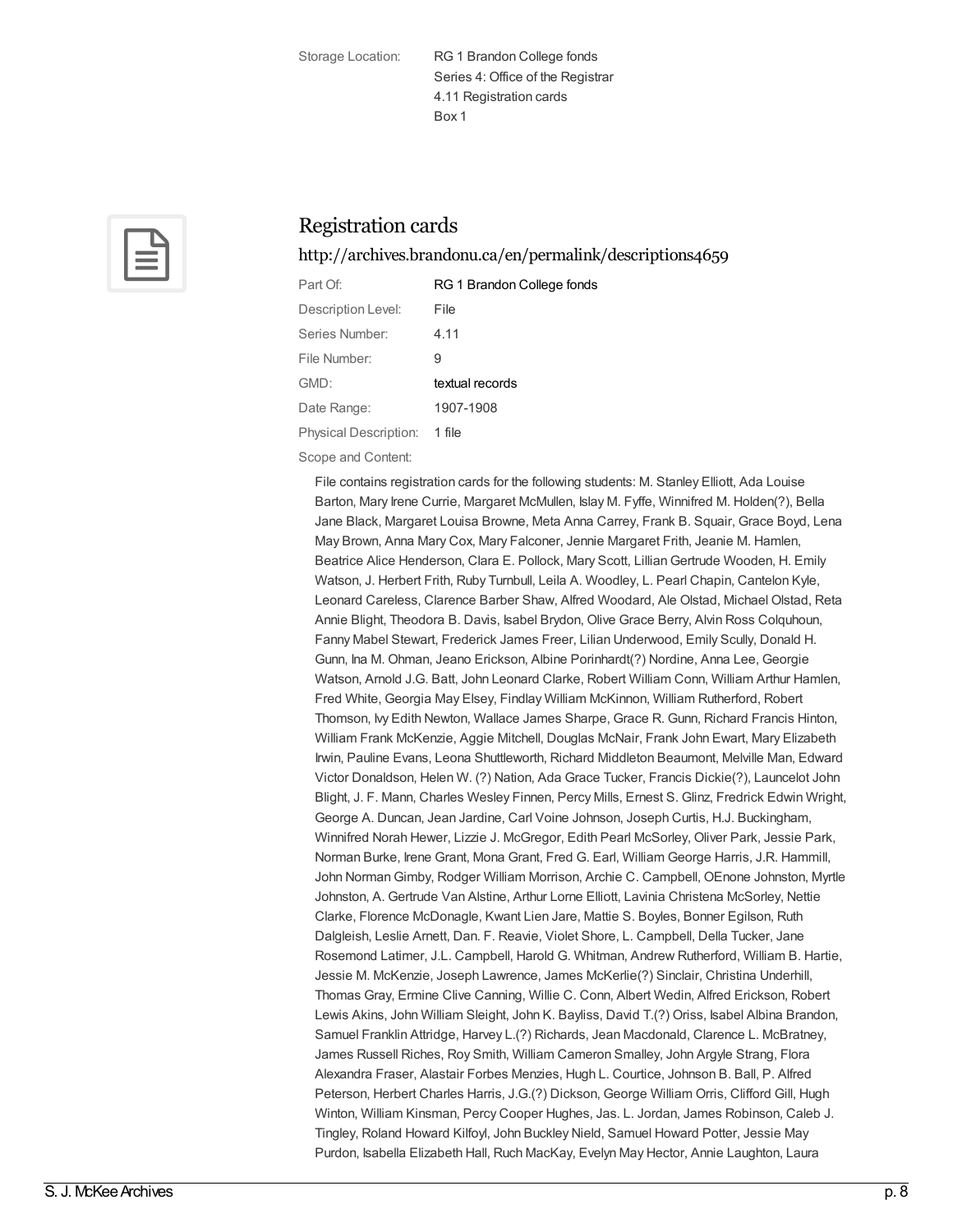Storage Location: RG 1 Brandon College fonds
Series 4: Office of the Registrar
4.11 Registration cards
Box 1

## Registration cards

http://archives.brandonu.ca/en/permalink/descriptions4659

| | |
|---|---|
| Part Of: | RG 1 Brandon College fonds |
| Description Level: | File |
| Series Number: | 4.11 |
| File Number: | 9 |
| GMD: | textual records |
| Date Range: | 1907-1908 |
| Physical Description: | 1 file |

Scope and Content:

File contains registration cards for the following students: M. Stanley Elliott, Ada Louise Barton, Mary Irene Currie, Margaret McMullen, Islay M. Fyffe, Winnifred M. Holden(?), Bella Jane Black, Margaret Louisa Browne, Meta Anna Carrey, Frank B. Squair, Grace Boyd, Lena May Brown, Anna Mary Cox, Mary Falconer, Jennie Margaret Frith, Jeanie M. Hamlen, Beatrice Alice Henderson, Clara E. Pollock, Mary Scott, Lillian Gertrude Wooden, H. Emily Watson, J. Herbert Frith, Ruby Turnbull, Leila A. Woodley, L. Pearl Chapin, Cantelon Kyle, Leonard Careless, Clarence Barber Shaw, Alfred Woodard, Ale Olstad, Michael Olstad, Reta Annie Blight, Theodora B. Davis, Isabel Brydon, Olive Grace Berry, Alvin Ross Colquhoun, Fanny Mabel Stewart, Frederick James Freer, Lilian Underwood, Emily Scully, Donald H. Gunn, Ina M. Ohman, Jeano Erickson, Albine Porinhardt(?) Nordine, Anna Lee, Georgie Watson, Arnold J.G. Batt, John Leonard Clarke, Robert William Conn, William Arthur Hamlen, Fred White, Georgia May Elsey, Findlay William McKinnon, William Rutherford, Robert Thomson, Ivy Edith Newton, Wallace James Sharpe, Grace R. Gunn, Richard Francis Hinton, William Frank McKenzie, Aggie Mitchell, Douglas McNair, Frank John Ewart, Mary Elizabeth Irwin, Pauline Evans, Leona Shuttleworth, Richard Middleton Beaumont, Melville Man, Edward Victor Donaldson, Helen W. (?) Nation, Ada Grace Tucker, Francis Dickie(?), Launcelot John Blight, J. F. Mann, Charles Wesley Finnen, Percy Mills, Ernest S. Glinz, Fredrick Edwin Wright, George A. Duncan, Jean Jardine, Carl Voine Johnson, Joseph Curtis, H.J. Buckingham, Winnifred Norah Hewer, Lizzie J. McGregor, Edith Pearl McSorley, Oliver Park, Jessie Park, Norman Burke, Irene Grant, Mona Grant, Fred G. Earl, William George Harris, J.R. Hammill, John Norman Gimby, Rodger William Morrison, Archie C. Campbell, OEnone Johnston, Myrtle Johnston, A. Gertrude Van Alstine, Arthur Lorne Elliott, Lavinia Christena McSorley, Nettie Clarke, Florence McDonagle, Kwant Lien Jare, Mattie S. Boyles, Bonner Egilson, Ruth Dalgleish, Leslie Arnett, Dan. F. Reavie, Violet Shore, L. Campbell, Della Tucker, Jane Rosemond Latimer, J.L. Campbell, Harold G. Whitman, Andrew Rutherford, William B. Hartie, Jessie M. McKenzie, Joseph Lawrence, James McKerlie(?) Sinclair, Christina Underhill, Thomas Gray, Ermine Clive Canning, Willie C. Conn, Albert Wedin, Alfred Erickson, Robert Lewis Akins, John William Sleight, John K. Bayliss, David T.(?) Oriss, Isabel Albina Brandon, Samuel Franklin Attridge, Harvey L.(?) Richards, Jean Macdonald, Clarence L. McBratney, James Russell Riches, Roy Smith, William Cameron Smalley, John Argyle Strang, Flora Alexandra Fraser, Alastair Forbes Menzies, Hugh L. Courtice, Johnson B. Ball, P. Alfred Peterson, Herbert Charles Harris, J.G.(?) Dickson, George William Orris, Clifford Gill, Hugh Winton, William Kinsman, Percy Cooper Hughes, Jas. L. Jordan, James Robinson, Caleb J. Tingley, Roland Howard Kilfoyl, John Buckley Nield, Samuel Howard Potter, Jessie May Purdon, Isabella Elizabeth Hall, Ruch MacKay, Evelyn May Hector, Annie Laughton, Laura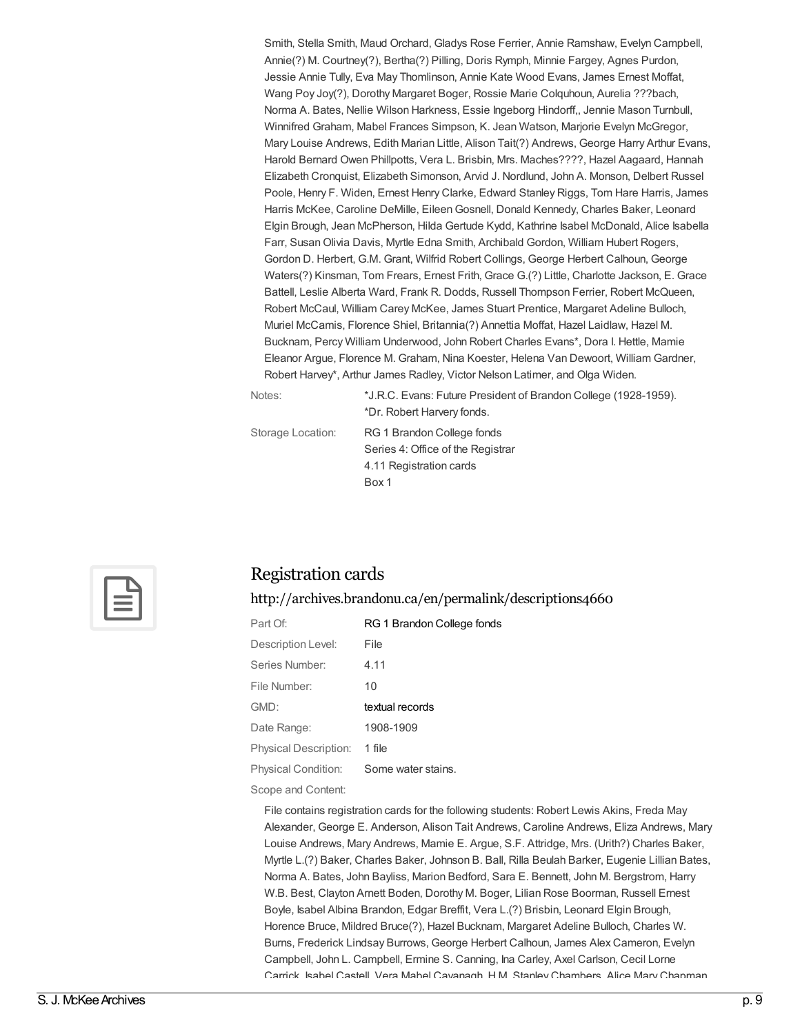Smith, Stella Smith, Maud Orchard, Gladys Rose Ferrier, Annie Ramshaw, Evelyn Campbell, Annie(?) M. Courtney(?), Bertha(?) Pilling, Doris Rymph, Minnie Fargey, Agnes Purdon, Jessie Annie Tully, Eva May Thomlinson, Annie Kate Wood Evans, James Ernest Moffat, Wang Poy Joy(?), Dorothy Margaret Boger, Rossie Marie Colquhoun, Aurelia ???bach, Norma A. Bates, Nellie Wilson Harkness, Essie Ingeborg Hindorff,, Jennie Mason Turnbull, Winnifred Graham, Mabel Frances Simpson, K. Jean Watson, Marjorie Evelyn McGregor, Mary Louise Andrews, Edith Marian Little, Alison Tait(?) Andrews, George Harry Arthur Evans, Harold Bernard Owen Phillpotts, Vera L. Brisbin, Mrs. Maches????, Hazel Aagaard, Hannah Elizabeth Cronquist, Elizabeth Simonson, Arvid J. Nordlund, John A. Monson, Delbert Russel Poole, Henry F. Widen, Ernest Henry Clarke, Edward Stanley Riggs, Tom Hare Harris, James Harris McKee, Caroline DeMille, Eileen Gosnell, Donald Kennedy, Charles Baker, Leonard Elgin Brough, Jean McPherson, Hilda Gertude Kydd, Kathrine Isabel McDonald, Alice Isabella Farr, Susan Olivia Davis, Myrtle Edna Smith, Archibald Gordon, William Hubert Rogers, Gordon D. Herbert, G.M. Grant, Wilfrid Robert Collings, George Herbert Calhoun, George Waters(?) Kinsman, Tom Frears, Ernest Frith, Grace G.(?) Little, Charlotte Jackson, E. Grace Battell, Leslie Alberta Ward, Frank R. Dodds, Russell Thompson Ferrier, Robert McQueen, Robert McCaul, William Carey McKee, James Stuart Prentice, Margaret Adeline Bulloch, Muriel McCamis, Florence Shiel, Britannia(?) Annettia Moffat, Hazel Laidlaw, Hazel M. Bucknam, Percy William Underwood, John Robert Charles Evans*, Dora I. Hettle, Mamie Eleanor Argue, Florence M. Graham, Nina Koester, Helena Van Dewoort, William Gardner, Robert Harvey*, Arthur James Radley, Victor Nelson Latimer, and Olga Widen.

Notes: *J.R.C. Evans: Future President of Brandon College (1928-1959).
*Dr. Robert Harvery fonds.

Storage Location: RG 1 Brandon College fonds
Series 4: Office of the Registrar
4.11 Registration cards
Box 1

## Registration cards

http://archives.brandonu.ca/en/permalink/descriptions4660

| | |
|---|---|
| Part Of: | RG 1 Brandon College fonds |
| Description Level: | File |
| Series Number: | 4.11 |
| File Number: | 10 |
| GMD: | textual records |
| Date Range: | 1908-1909 |
| Physical Description: | 1 file |
| Physical Condition: | Some water stains. |

Scope and Content:

File contains registration cards for the following students: Robert Lewis Akins, Freda May Alexander, George E. Anderson, Alison Tait Andrews, Caroline Andrews, Eliza Andrews, Mary Louise Andrews, Mary Andrews, Mamie E. Argue, S.F. Attridge, Mrs. (Urith?) Charles Baker, Myrtle L.(?) Baker, Charles Baker, Johnson B. Ball, Rilla Beulah Barker, Eugenie Lillian Bates, Norma A. Bates, John Bayliss, Marion Bedford, Sara E. Bennett, John M. Bergstrom, Harry W.B. Best, Clayton Arnett Boden, Dorothy M. Boger, Lilian Rose Boorman, Russell Ernest Boyle, Isabel Albina Brandon, Edgar Breffit, Vera L.(?) Brisbin, Leonard Elgin Brough, Horence Bruce, Mildred Bruce(?), Hazel Bucknam, Margaret Adeline Bulloch, Charles W. Burns, Frederick Lindsay Burrows, George Herbert Calhoun, James Alex Cameron, Evelyn Campbell, John L. Campbell, Ermine S. Canning, Ina Carley, Axel Carlson, Cecil Lorne Carrick, Isabel Castell, Vera Mabel Cavanagh, H.M. Stanley Chambers, Alice Mary Chapman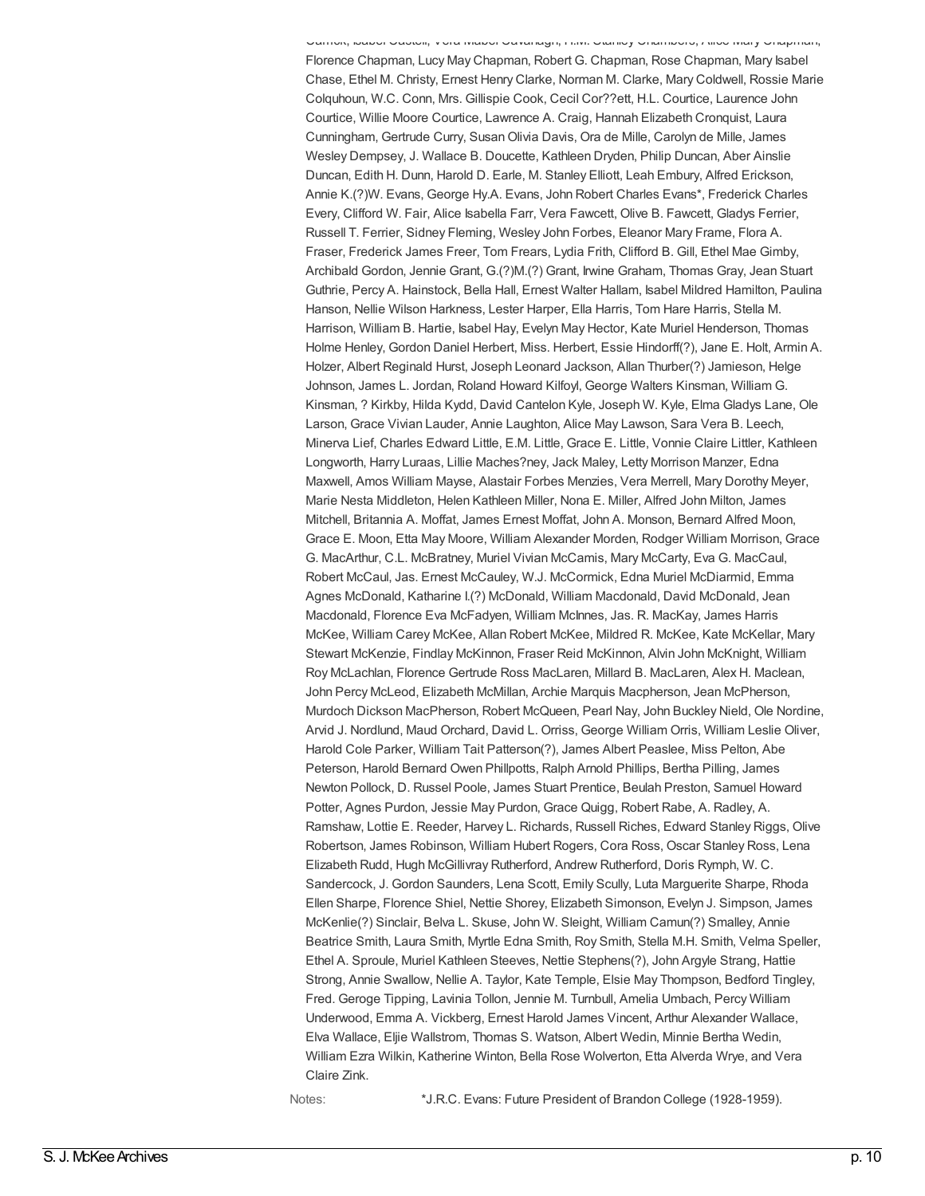Carrick, Isabel Castell, Vera Mabel Cavanagh, H.M. Stanley Chambers, Alice Mary Chapman, Florence Chapman, Lucy May Chapman, Robert G. Chapman, Rose Chapman, Mary Isabel Chase, Ethel M. Christy, Ernest Henry Clarke, Norman M. Clarke, Mary Coldwell, Rossie Marie Colquhoun, W.C. Conn, Mrs. Gillispie Cook, Cecil Cor??ett, H.L. Courtice, Laurence John Courtice, Willie Moore Courtice, Lawrence A. Craig, Hannah Elizabeth Cronquist, Laura Cunningham, Gertrude Curry, Susan Olivia Davis, Ora de Mille, Carolyn de Mille, James Wesley Dempsey, J. Wallace B. Doucette, Kathleen Dryden, Philip Duncan, Aber Ainslie Duncan, Edith H. Dunn, Harold D. Earle, M. Stanley Elliott, Leah Embury, Alfred Erickson, Annie K.(?)W. Evans, George Hy.A. Evans, John Robert Charles Evans*, Frederick Charles Every, Clifford W. Fair, Alice Isabella Farr, Vera Fawcett, Olive B. Fawcett, Gladys Ferrier, Russell T. Ferrier, Sidney Fleming, Wesley John Forbes, Eleanor Mary Frame, Flora A. Fraser, Frederick James Freer, Tom Frears, Lydia Frith, Clifford B. Gill, Ethel Mae Gimby, Archibald Gordon, Jennie Grant, G.(?)M.(?) Grant, Irwine Graham, Thomas Gray, Jean Stuart Guthrie, Percy A. Hainstock, Bella Hall, Ernest Walter Hallam, Isabel Mildred Hamilton, Paulina Hanson, Nellie Wilson Harkness, Lester Harper, Ella Harris, Tom Hare Harris, Stella M. Harrison, William B. Hartie, Isabel Hay, Evelyn May Hector, Kate Muriel Henderson, Thomas Holme Henley, Gordon Daniel Herbert, Miss. Herbert, Essie Hindorff(?), Jane E. Holt, Armin A. Holzer, Albert Reginald Hurst, Joseph Leonard Jackson, Allan Thurber(?) Jamieson, Helge Johnson, James L. Jordan, Roland Howard Kilfoyl, George Walters Kinsman, William G. Kinsman, ? Kirkby, Hilda Kydd, David Cantelon Kyle, Joseph W. Kyle, Elma Gladys Lane, Ole Larson, Grace Vivian Lauder, Annie Laughton, Alice May Lawson, Sara Vera B. Leech, Minerva Lief, Charles Edward Little, E.M. Little, Grace E. Little, Vonnie Claire Littler, Kathleen Longworth, Harry Luraas, Lillie Maches?ney, Jack Maley, Letty Morrison Manzer, Edna Maxwell, Amos William Mayse, Alastair Forbes Menzies, Vera Merrell, Mary Dorothy Meyer, Marie Nesta Middleton, Helen Kathleen Miller, Nona E. Miller, Alfred John Milton, James Mitchell, Britannia A. Moffat, James Ernest Moffat, John A. Monson, Bernard Alfred Moon, Grace E. Moon, Etta May Moore, William Alexander Morden, Rodger William Morrison, Grace G. MacArthur, C.L. McBratney, Muriel Vivian McCamis, Mary McCarty, Eva G. MacCaul, Robert McCaul, Jas. Ernest McCauley, W.J. McCormick, Edna Muriel McDiarmid, Emma Agnes McDonald, Katharine I.(?) McDonald, William Macdonald, David McDonald, Jean Macdonald, Florence Eva McFadyen, William McInnes, Jas. R. MacKay, James Harris McKee, William Carey McKee, Allan Robert McKee, Mildred R. McKee, Kate McKellar, Mary Stewart McKenzie, Findlay McKinnon, Fraser Reid McKinnon, Alvin John McKnight, William Roy McLachlan, Florence Gertrude Ross MacLaren, Millard B. MacLaren, Alex H. Maclean, John Percy McLeod, Elizabeth McMillan, Archie Marquis Macpherson, Jean McPherson, Murdoch Dickson MacPherson, Robert McQueen, Pearl Nay, John Buckley Nield, Ole Nordine, Arvid J. Nordlund, Maud Orchard, David L. Orriss, George William Orris, William Leslie Oliver, Harold Cole Parker, William Tait Patterson(?), James Albert Peaslee, Miss Pelton, Abe Peterson, Harold Bernard Owen Phillpotts, Ralph Arnold Phillips, Bertha Pilling, James Newton Pollock, D. Russel Poole, James Stuart Prentice, Beulah Preston, Samuel Howard Potter, Agnes Purdon, Jessie May Purdon, Grace Quigg, Robert Rabe, A. Radley, A. Ramshaw, Lottie E. Reeder, Harvey L. Richards, Russell Riches, Edward Stanley Riggs, Olive Robertson, James Robinson, William Hubert Rogers, Cora Ross, Oscar Stanley Ross, Lena Elizabeth Rudd, Hugh McGillivray Rutherford, Andrew Rutherford, Doris Rymph, W. C. Sandercock, J. Gordon Saunders, Lena Scott, Emily Scully, Luta Marguerite Sharpe, Rhoda Ellen Sharpe, Florence Shiel, Nettie Shorey, Elizabeth Simonson, Evelyn J. Simpson, James McKenlie(?) Sinclair, Belva L. Skuse, John W. Sleight, William Camun(?) Smalley, Annie Beatrice Smith, Laura Smith, Myrtle Edna Smith, Roy Smith, Stella M.H. Smith, Velma Speller, Ethel A. Sproule, Muriel Kathleen Steeves, Nettie Stephens(?), John Argyle Strang, Hattie Strong, Annie Swallow, Nellie A. Taylor, Kate Temple, Elsie May Thompson, Bedford Tingley, Fred. Geroge Tipping, Lavinia Tollon, Jennie M. Turnbull, Amelia Umbach, Percy William Underwood, Emma A. Vickberg, Ernest Harold James Vincent, Arthur Alexander Wallace, Elva Wallace, Eljie Wallstrom, Thomas S. Watson, Albert Wedin, Minnie Bertha Wedin, William Ezra Wilkin, Katherine Winton, Bella Rose Wolverton, Etta Alverda Wrye, and Vera Claire Zink.

Notes: *J.R.C. Evans: Future President of Brandon College (1928-1959).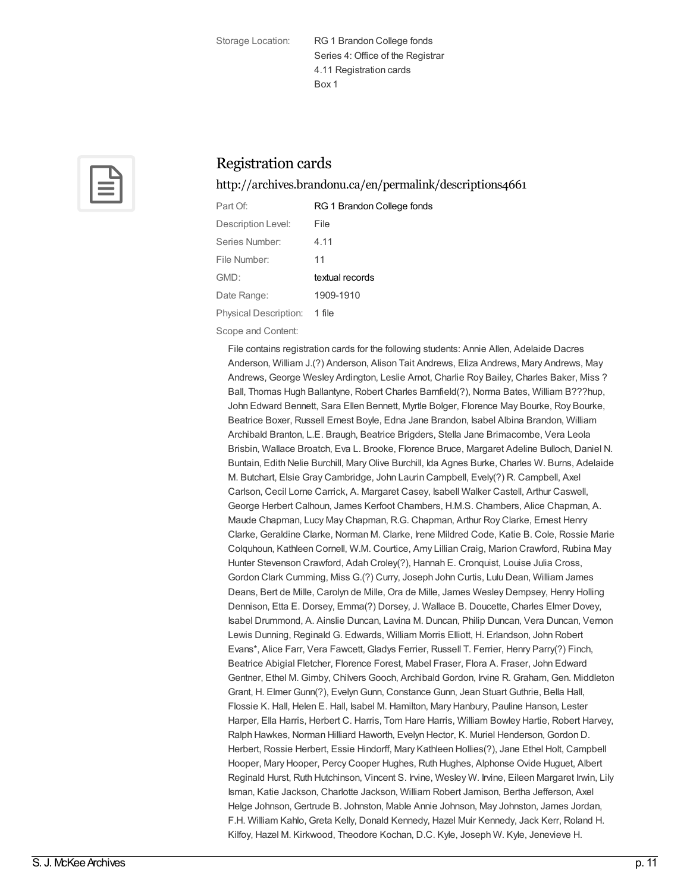| Storage Location: | RG 1 Brandon College fonds<br>Series 4: Office of the Registrar<br>4.11 Registration cards<br>Box 1 |
|---|---|

## Registration cards

http://archives.brandonu.ca/en/permalink/descriptions4661

| Part Of: | RG 1 Brandon College fonds |
|---|---|
| Description Level: | File |
| Series Number: | 4.11 |
| File Number: | 11 |
| GMD: | textual records |
| Date Range: | 1909-1910 |
| Physical Description: | 1 file |

Scope and Content:

File contains registration cards for the following students: Annie Allen, Adelaide Dacres Anderson, William J.(?) Anderson, Alison Tait Andrews, Eliza Andrews, Mary Andrews, May Andrews, George Wesley Ardington, Leslie Arnot, Charlie Roy Bailey, Charles Baker, Miss ? Ball, Thomas Hugh Ballantyne, Robert Charles Barnfield(?), Norma Bates, William B???hup, John Edward Bennett, Sara Ellen Bennett, Myrtle Bolger, Florence May Bourke, Roy Bourke, Beatrice Boxer, Russell Ernest Boyle, Edna Jane Brandon, Isabel Albina Brandon, William Archibald Branton, L.E. Braugh, Beatrice Brigders, Stella Jane Brimacombe, Vera Leola Brisbin, Wallace Broatch, Eva L. Brooke, Florence Bruce, Margaret Adeline Bulloch, Daniel N. Buntain, Edith Nelie Burchill, Mary Olive Burchill, Ida Agnes Burke, Charles W. Burns, Adelaide M. Butchart, Elsie Gray Cambridge, John Laurin Campbell, Evely(?) R. Campbell, Axel Carlson, Cecil Lorne Carrick, A. Margaret Casey, Isabell Walker Castell, Arthur Caswell, George Herbert Calhoun, James Kerfoot Chambers, H.M.S. Chambers, Alice Chapman, A. Maude Chapman, Lucy May Chapman, R.G. Chapman, Arthur Roy Clarke, Ernest Henry Clarke, Geraldine Clarke, Norman M. Clarke, Irene Mildred Code, Katie B. Cole, Rossie Marie Colquhoun, Kathleen Cornell, W.M. Courtice, Amy Lillian Craig, Marion Crawford, Rubina May Hunter Stevenson Crawford, Adah Croley(?), Hannah E. Cronquist, Louise Julia Cross, Gordon Clark Cumming, Miss G.(?) Curry, Joseph John Curtis, Lulu Dean, William James Deans, Bert de Mille, Carolyn de Mille, Ora de Mille, James Wesley Dempsey, Henry Holling Dennison, Etta E. Dorsey, Emma(?) Dorsey, J. Wallace B. Doucette, Charles Elmer Dovey, Isabel Drummond, A. Ainslie Duncan, Lavina M. Duncan, Philip Duncan, Vera Duncan, Vernon Lewis Dunning, Reginald G. Edwards, William Morris Elliott, H. Erlandson, John Robert Evans*, Alice Farr, Vera Fawcett, Gladys Ferrier, Russell T. Ferrier, Henry Parry(?) Finch, Beatrice Abigial Fletcher, Florence Forest, Mabel Fraser, Flora A. Fraser, John Edward Gentner, Ethel M. Gimby, Chilvers Gooch, Archibald Gordon, Irvine R. Graham, Gen. Middleton Grant, H. Elmer Gunn(?), Evelyn Gunn, Constance Gunn, Jean Stuart Guthrie, Bella Hall, Flossie K. Hall, Helen E. Hall, Isabel M. Hamilton, Mary Hanbury, Pauline Hanson, Lester Harper, Ella Harris, Herbert C. Harris, Tom Hare Harris, William Bowley Hartie, Robert Harvey, Ralph Hawkes, Norman Hilliard Haworth, Evelyn Hector, K. Muriel Henderson, Gordon D. Herbert, Rossie Herbert, Essie Hindorff, Mary Kathleen Hollies(?), Jane Ethel Holt, Campbell Hooper, Mary Hooper, Percy Cooper Hughes, Ruth Hughes, Alphonse Ovide Huguet, Albert Reginald Hurst, Ruth Hutchinson, Vincent S. Irvine, Wesley W. Irvine, Eileen Margaret Irwin, Lily Isman, Katie Jackson, Charlotte Jackson, William Robert Jamison, Bertha Jefferson, Axel Helge Johnson, Gertrude B. Johnston, Mable Annie Johnson, May Johnston, James Jordan, F.H. William Kahlo, Greta Kelly, Donald Kennedy, Hazel Muir Kennedy, Jack Kerr, Roland H. Kilfoy, Hazel M. Kirkwood, Theodore Kochan, D.C. Kyle, Joseph W. Kyle, Jenevieve H.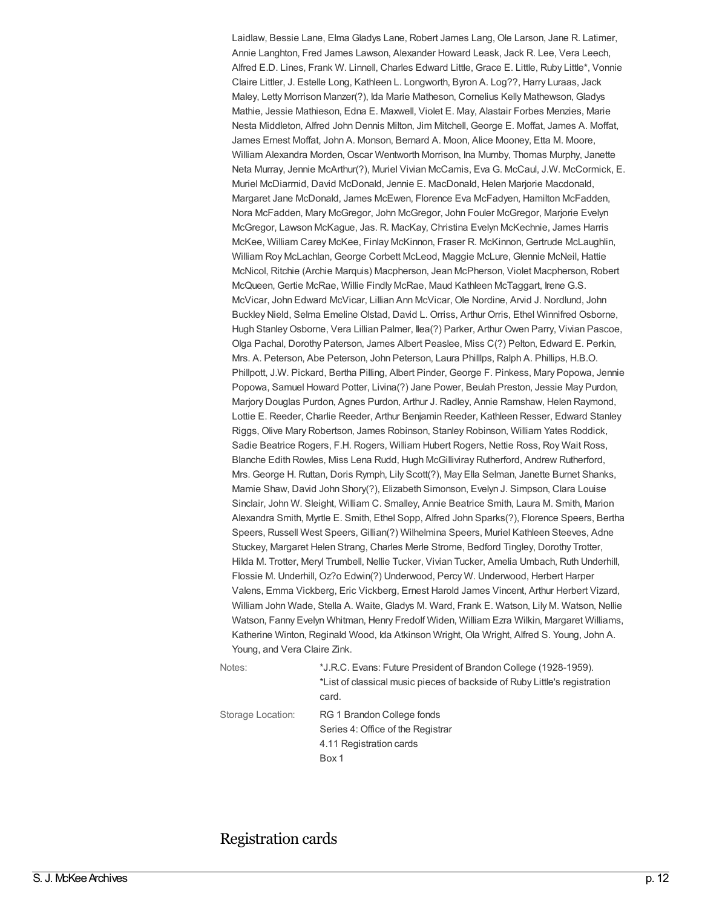Laidlaw, Bessie Lane, Elma Gladys Lane, Robert James Lang, Ole Larson, Jane R. Latimer, Annie Langhton, Fred James Lawson, Alexander Howard Leask, Jack R. Lee, Vera Leech, Alfred E.D. Lines, Frank W. Linnell, Charles Edward Little, Grace E. Little, Ruby Little*, Vonnie Claire Littler, J. Estelle Long, Kathleen L. Longworth, Byron A. Log??, Harry Luraas, Jack Maley, Letty Morrison Manzer(?), Ida Marie Matheson, Cornelius Kelly Mathewson, Gladys Mathie, Jessie Mathieson, Edna E. Maxwell, Violet E. May, Alastair Forbes Menzies, Marie Nesta Middleton, Alfred John Dennis Milton, Jim Mitchell, George E. Moffat, James A. Moffat, James Ernest Moffat, John A. Monson, Bernard A. Moon, Alice Mooney, Etta M. Moore, William Alexandra Morden, Oscar Wentworth Morrison, Ina Mumby, Thomas Murphy, Janette Neta Murray, Jennie McArthur(?), Muriel Vivian McCamis, Eva G. McCaul, J.W. McCormick, E. Muriel McDiarmid, David McDonald, Jennie E. MacDonald, Helen Marjorie Macdonald, Margaret Jane McDonald, James McEwen, Florence Eva McFadyen, Hamilton McFadden, Nora McFadden, Mary McGregor, John McGregor, John Fouler McGregor, Marjorie Evelyn McGregor, Lawson McKague, Jas. R. MacKay, Christina Evelyn McKechnie, James Harris McKee, William Carey McKee, Finlay McKinnon, Fraser R. McKinnon, Gertrude McLaughlin, William Roy McLachlan, George Corbett McLeod, Maggie McLure, Glennie McNeil, Hattie McNicol, Ritchie (Archie Marquis) Macpherson, Jean McPherson, Violet Macpherson, Robert McQueen, Gertie McRae, Willie Findly McRae, Maud Kathleen McTaggart, Irene G.S. McVicar, John Edward McVicar, Lillian Ann McVicar, Ole Nordine, Arvid J. Nordlund, John Buckley Nield, Selma Emeline Olstad, David L. Orriss, Arthur Orris, Ethel Winnifred Osborne, Hugh Stanley Osborne, Vera Lillian Palmer, Ilea(?) Parker, Arthur Owen Parry, Vivian Pascoe, Olga Pachal, Dorothy Paterson, James Albert Peaslee, Miss C(?) Pelton, Edward E. Perkin, Mrs. A. Peterson, Abe Peterson, John Peterson, Laura Phillps, Ralph A. Phillips, H.B.O. Phillpott, J.W. Pickard, Bertha Pilling, Albert Pinder, George F. Pinkess, Mary Popowa, Jennie Popowa, Samuel Howard Potter, Livina(?) Jane Power, Beulah Preston, Jessie May Purdon, Marjory Douglas Purdon, Agnes Purdon, Arthur J. Radley, Annie Ramshaw, Helen Raymond, Lottie E. Reeder, Charlie Reeder, Arthur Benjamin Reeder, Kathleen Resser, Edward Stanley Riggs, Olive Mary Robertson, James Robinson, Stanley Robinson, William Yates Roddick, Sadie Beatrice Rogers, F.H. Rogers, William Hubert Rogers, Nettie Ross, Roy Wait Ross, Blanche Edith Rowles, Miss Lena Rudd, Hugh McGilliviray Rutherford, Andrew Rutherford, Mrs. George H. Ruttan, Doris Rymph, Lily Scott(?), May Ella Selman, Janette Burnet Shanks, Mamie Shaw, David John Shory(?), Elizabeth Simonson, Evelyn J. Simpson, Clara Louise Sinclair, John W. Sleight, William C. Smalley, Annie Beatrice Smith, Laura M. Smith, Marion Alexandra Smith, Myrtle E. Smith, Ethel Sopp, Alfred John Sparks(?), Florence Speers, Bertha Speers, Russell West Speers, Gillian(?) Wilhelmina Speers, Muriel Kathleen Steeves, Adne Stuckey, Margaret Helen Strang, Charles Merle Strome, Bedford Tingley, Dorothy Trotter, Hilda M. Trotter, Meryl Trumbell, Nellie Tucker, Vivian Tucker, Amelia Umbach, Ruth Underhill, Flossie M. Underhill, Oz?o Edwin(?) Underwood, Percy W. Underwood, Herbert Harper Valens, Emma Vickberg, Eric Vickberg, Ernest Harold James Vincent, Arthur Herbert Vizard, William John Wade, Stella A. Waite, Gladys M. Ward, Frank E. Watson, Lily M. Watson, Nellie Watson, Fanny Evelyn Whitman, Henry Fredolf Widen, William Ezra Wilkin, Margaret Williams, Katherine Winton, Reginald Wood, Ida Atkinson Wright, Ola Wright, Alfred S. Young, John A. Young, and Vera Claire Zink.

Notes: *J.R.C. Evans: Future President of Brandon College (1928-1959).
*List of classical music pieces of backside of Ruby Little's registration card.

Storage Location: RG 1 Brandon College fonds
Series 4: Office of the Registrar
4.11 Registration cards
Box 1

## Registration cards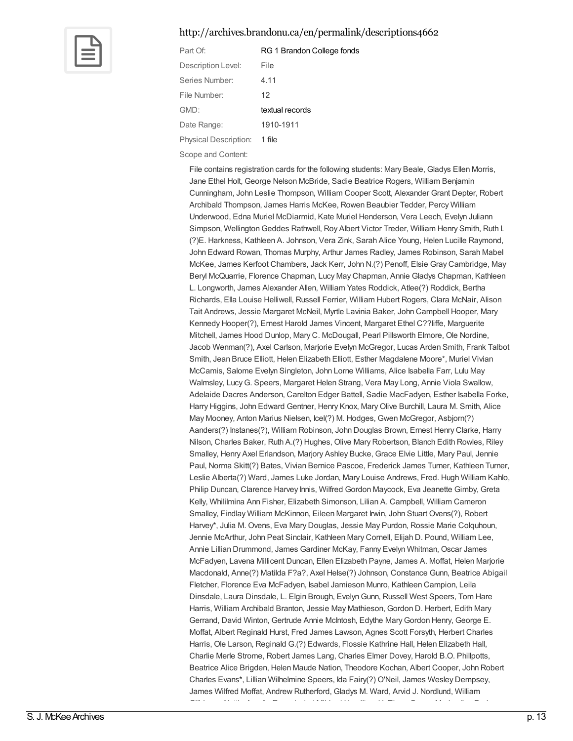http://archives.brandonu.ca/en/permalink/descriptions4662

| | |
|---|---|
| Part Of: | RG 1 Brandon College fonds |
| Description Level: | File |
| Series Number: | 4.11 |
| File Number: | 12 |
| GMD: | textual records |
| Date Range: | 1910-1911 |
| Physical Description: | 1 file |

Scope and Content:

File contains registration cards for the following students: Mary Beale, Gladys Ellen Morris, Jane Ethel Holt, George Nelson McBride, Sadie Beatrice Rogers, William Benjamin Cunningham, John Leslie Thompson, William Cooper Scott, Alexander Grant Depter, Robert Archibald Thompson, James Harris McKee, Rowen Beaubier Tedder, Percy William Underwood, Edna Muriel McDiarmid, Kate Muriel Henderson, Vera Leech, Evelyn Juliann Simpson, Wellington Geddes Rathwell, Roy Albert Victor Treder, William Henry Smith, Ruth I.(?)E. Harkness, Kathleen A. Johnson, Vera Zink, Sarah Alice Young, Helen Lucille Raymond, John Edward Rowan, Thomas Murphy, Arthur James Radley, James Robinson, Sarah Mabel McKee, James Kerfoot Chambers, Jack Kerr, John N.(?) Penoff, Elsie Gray Cambridge, May Beryl McQuarrie, Florence Chapman, Lucy May Chapman, Annie Gladys Chapman, Kathleen L. Longworth, James Alexander Allen, William Yates Roddick, Atlee(?) Roddick, Bertha Richards, Ella Louise Helliwell, Russell Ferrier, William Hubert Rogers, Clara McNair, Alison Tait Andrews, Jessie Margaret McNeil, Myrtle Lavinia Baker, John Campbell Hooper, Mary Kennedy Hooper(?), Ernest Harold James Vincent, Margaret Ethel C??liffe, Marguerite Mitchell, James Hood Dunlop, Mary C. McDougall, Pearl Pillsworth Elmore, Ole Nordine, Jacob Wenman(?), Axel Carlson, Marjorie Evelyn McGregor, Lucas Arden Smith, Frank Talbot Smith, Jean Bruce Elliott, Helen Elizabeth Elliott, Esther Magdalene Moore*, Muriel Vivian McCamis, Salome Evelyn Singleton, John Lorne Williams, Alice Isabella Farr, Lulu May Walmsley, Lucy G. Speers, Margaret Helen Strang, Vera May Long, Annie Viola Swallow, Adelaide Dacres Anderson, Carelton Edger Battell, Sadie MacFadyen, Esther Isabella Forke, Harry Higgins, John Edward Gentner, Henry Knox, Mary Olive Burchill, Laura M. Smith, Alice May Mooney, Anton Marius Nielsen, Icel(?) M. Hodges, Gwen McGregor, Asbjorn(?) Aanders(?) Instanes(?), William Robinson, John Douglas Brown, Ernest Henry Clarke, Harry Nilson, Charles Baker, Ruth A.(?) Hughes, Olive Mary Robertson, Blanch Edith Rowles, Riley Smalley, Henry Axel Erlandson, Marjory Ashley Bucke, Grace Elvie Little, Mary Paul, Jennie Paul, Norma Skitt(?) Bates, Vivian Bernice Pascoe, Frederick James Turner, Kathleen Turner, Leslie Alberta(?) Ward, James Luke Jordan, Mary Louise Andrews, Fred. Hugh William Kahlo, Philip Duncan, Clarence Harvey Innis, Wilfred Gordon Maycock, Eva Jeanette Gimby, Greta Kelly, Whililmina Ann Fisher, Elizabeth Simonson, Lilian A. Campbell, William Cameron Smalley, Findlay William McKinnon, Eileen Margaret Irwin, John Stuart Ovens(?), Robert Harvey*, Julia M. Ovens, Eva Mary Douglas, Jessie May Purdon, Rossie Marie Colquhoun, Jennie McArthur, John Peat Sinclair, Kathleen Mary Cornell, Elijah D. Pound, William Lee, Annie Lillian Drummond, James Gardiner McKay, Fanny Evelyn Whitman, Oscar James McFadyen, Lavena Millicent Duncan, Ellen Elizabeth Payne, James A. Moffat, Helen Marjorie Macdonald, Anne(?) Matilda F?a?, Axel Helse(?) Johnson, Constance Gunn, Beatrice Abigail Fletcher, Florence Eva McFadyen, Isabel Jamieson Munro, Kathleen Campion, Leila Dinsdale, Laura Dinsdale, L. Elgin Brough, Evelyn Gunn, Russell West Speers, Tom Hare Harris, William Archibald Branton, Jessie May Mathieson, Gordon D. Herbert, Edith Mary Gerrand, David Winton, Gertrude Annie McIntosh, Edythe Mary Gordon Henry, George E. Moffat, Albert Reginald Hurst, Fred James Lawson, Agnes Scott Forsyth, Herbert Charles Harris, Ole Larson, Reginald G.(?) Edwards, Flossie Kathrine Hall, Helen Elizabeth Hall, Charlie Merle Strome, Robert James Lang, Charles Elmer Dovey, Harold B.O. Phillpotts, Beatrice Alice Brigden, Helen Maude Nation, Theodore Kochan, Albert Cooper, John Robert Charles Evans*, Lillian Wilhelmine Speers, Ida Fairy(?) O'Neil, James Wesley Dempsey, James Wilfred Moffat, Andrew Rutherford, Gladys M. Ward, Arvid J. Nordlund, William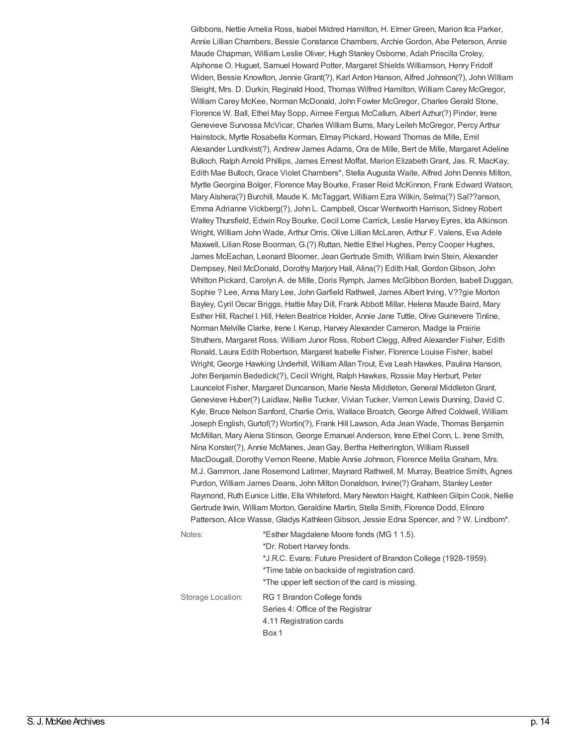Gilbbons, Nettie Amelia Ross, Isabel Mildred Hamilton, H. Elmer Green, Marion Ilca Parker, Annie Lillian Chambers, Bessie Constance Chambers, Archie Gordon, Abe Peterson, Annie Maude Chapman, William Leslie Oliver, Hugh Stanley Osborne, Adah Priscilla Croley, Alphonse O. Huguet, Samuel Howard Potter, Margaret Shields Williamson, Henry Fridolf Widen, Bessie Knowlton, Jennie Grant(?), Karl Anton Hanson, Alfred Johnson(?), John William Sleight, Mrs. D. Durkin, Reginald Hood, Thomas Wilfred Hamilton, William Carey McGregor, William Carey McKee, Norman McDonald, John Fowler McGregor, Charles Gerald Stone, Florence W. Ball, Ethel May Sopp, Aimee Fergus McCallum, Albert Azhur(?) Pinder, Irene Genevieve Survossa McVicar, Charles William Burns, Mary Leileh McGregor, Percy Arthur Hainstock, Myrtle Rosabella Korman, Elmay Pickard, Howard Thomas de Mille, Emil Alexander Lundkvist(?), Andrew James Adams, Ora de Mille, Bert de Mille, Margaret Adeline Bulloch, Ralph Arnold Phillips, James Ernest Moffat, Marion Elizabeth Grant, Jas. R. MacKay, Edith Mae Bulloch, Grace Violet Chambers*, Stella Augusta Waite, Alfred John Dennis Milton, Myrtle Georgina Bolger, Florence May Bourke, Fraser Reid McKinnon, Frank Edward Watson, Mary Alshera(?) Burchill, Maude K. McTaggart, William Ezra Wilkin, Selma(?) Sal??anson, Emma Adrianne Vickberg(?), John L. Campbell, Oscar Wentworth Harrison, Sidney Robert Walley Thursfield, Edwin Roy Bourke, Cecil Lorne Carrick, Leslie Harvey Eyres, Ida Atkinson Wright, William John Wade, Arthur Orris, Olive Lillian McLaren, Arthur F. Valens, Eva Adele Maxwell, Lilian Rose Boorman, G.(?) Ruttan, Nettie Ethel Hughes, Percy Cooper Hughes, James McEachan, Leonard Bloomer, Jean Gertrude Smith, William Irwin Stein, Alexander Dempsey, Neil McDonald, Dorothy Marjory Hall, Alina(?) Edith Hall, Gordon Gibson, John Whitton Pickard, Carolyn A. de Mille, Doris Rymph, James McGibbon Borden, Isabell Duggan, Sophie ? Lee, Anna Mary Lee, John Garfield Rathwell, James Albert Irving, V??gie Morton Bayley, Cyril Oscar Briggs, Hattie May Dill, Frank Abbott Millar, Helena Maude Baird, Mary Esther Hill, Rachel I. Hill, Helen Beatrice Holder, Annie Jane Tuttle, Olive Guinevere Tinline, Norman Melville Clarke, Irene I. Kerup, Harvey Alexander Cameron, Madge la Prairie Struthers, Margaret Ross, William Junor Ross, Robert Clegg, Alfred Alexander Fisher, Edith Ronald, Laura Edith Robertson, Margaret Isabelle Fisher, Florence Louise Fisher, Isabel Wright, George Hawking Underhill, William Allan Trout, Eva Leah Hawkes, Paulina Hanson, John Benjamin Bededick(?), Cecil Wright, Ralph Hawkes, Rossie May Herburt, Peter Launcelot Fisher, Margaret Duncanson, Marie Nesta Middleton, General Middleton Grant, Genevieve Huber(?) Laidlaw, Nellie Tucker, Vivian Tucker, Vernon Lewis Dunning, David C. Kyle, Bruce Nelson Sanford, Charlie Orris, Wallace Broatch, George Alfred Coldwell, William Joseph English, Gurtof(?) Wortin(?), Frank Hill Lawson, Ada Jean Wade, Thomas Benjamin McMillan, Mary Alena Stinson, George Emanuel Anderson, Irene Ethel Conn, L. Irene Smith, Nina Korster(?), Annie McManes, Jean Gay, Bertha Hetherington, William Russell MacDougall, Dorothy Vernon Reene, Mable Annie Johnson, Florence Melita Graham, Mrs. M.J. Gammon, Jane Rosemond Latimer, Maynard Rathwell, M. Murray, Beatrice Smith, Agnes Purdon, William James Deans, John Milton Donaldson, Irvine(?) Graham, Stanley Lester Raymond, Ruth Eunice Little, Ella Whiteford, Mary Newton Haight, Kathleen Gilpin Cook, Nellie Gertrude Irwin, William Morton, Geraldine Martin, Stella Smith, Florence Dodd, Elinore Patterson, Alice Wasse, Gladys Kathleen Gibson, Jessie Edna Spencer, and ? W. Lindbom*.

Notes:
*Esther Magdalene Moore fonds (MG 1 1.5).
*Dr. Robert Harvey fonds.
*J.R.C. Evans: Future President of Brandon College (1928-1959).
*Time table on backside of registration card.
*The upper left section of the card is missing.

Storage Location:
RG 1 Brandon College fonds
Series 4: Office of the Registrar
4.11 Registration cards
Box 1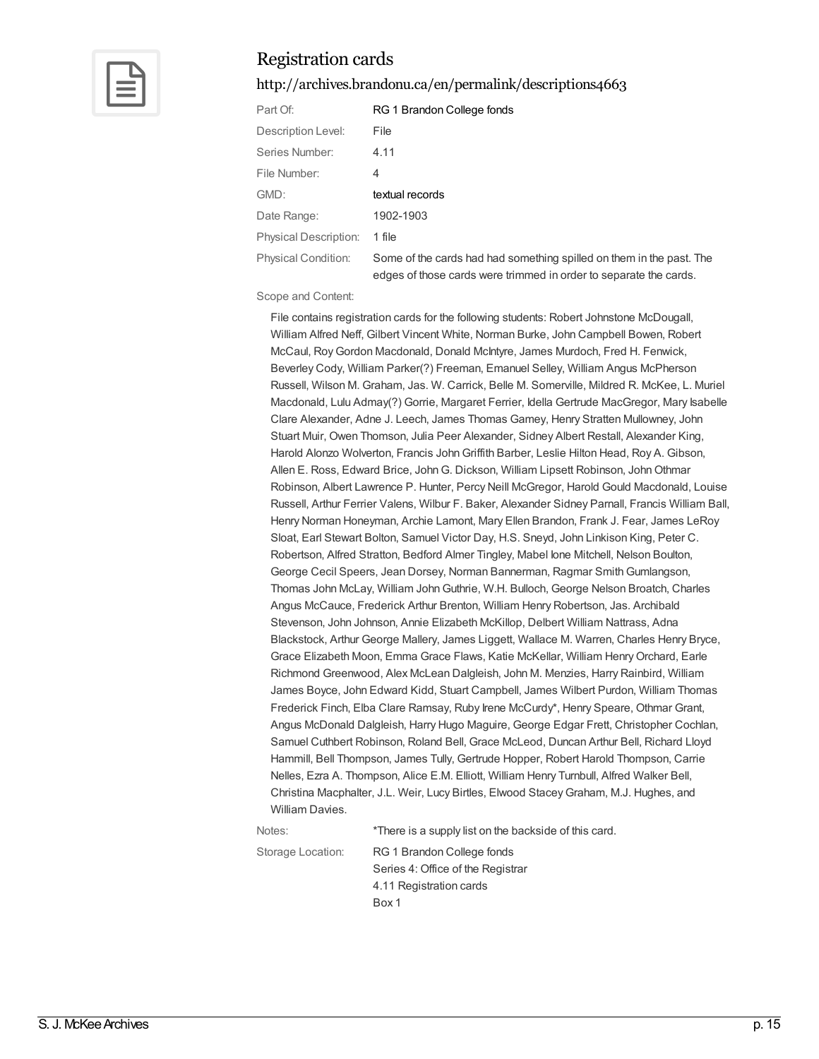## Registration cards

http://archives.brandonu.ca/en/permalink/descriptions4663

| | |
|---|---|
| Part Of: | RG 1 Brandon College fonds |
| Description Level: | File |
| Series Number: | 4.11 |
| File Number: | 4 |
| GMD: | textual records |
| Date Range: | 1902-1903 |
| Physical Description: | 1 file |
| Physical Condition: | Some of the cards had had something spilled on them in the past. The edges of those cards were trimmed in order to separate the cards. |

Scope and Content:

File contains registration cards for the following students: Robert Johnstone McDougall, William Alfred Neff, Gilbert Vincent White, Norman Burke, John Campbell Bowen, Robert McCaul, Roy Gordon Macdonald, Donald McIntyre, James Murdoch, Fred H. Fenwick, Beverley Cody, William Parker(?) Freeman, Emanuel Selley, William Angus McPherson Russell, Wilson M. Graham, Jas. W. Carrick, Belle M. Somerville, Mildred R. McKee, L. Muriel Macdonald, Lulu Admay(?) Gorrie, Margaret Ferrier, Idella Gertrude MacGregor, Mary Isabelle Clare Alexander, Adne J. Leech, James Thomas Gamey, Henry Stratten Mullowney, John Stuart Muir, Owen Thomson, Julia Peer Alexander, Sidney Albert Restall, Alexander King, Harold Alonzo Wolverton, Francis John Griffith Barber, Leslie Hilton Head, Roy A. Gibson, Allen E. Ross, Edward Brice, John G. Dickson, William Lipsett Robinson, John Othmar Robinson, Albert Lawrence P. Hunter, Percy Neill McGregor, Harold Gould Macdonald, Louise Russell, Arthur Ferrier Valens, Wilbur F. Baker, Alexander Sidney Parnall, Francis William Ball, Henry Norman Honeyman, Archie Lamont, Mary Ellen Brandon, Frank J. Fear, James LeRoy Sloat, Earl Stewart Bolton, Samuel Victor Day, H.S. Sneyd, John Linkison King, Peter C. Robertson, Alfred Stratton, Bedford Almer Tingley, Mabel Ione Mitchell, Nelson Boulton, George Cecil Speers, Jean Dorsey, Norman Bannerman, Ragmar Smith Gumlangson, Thomas John McLay, William John Guthrie, W.H. Bulloch, George Nelson Broatch, Charles Angus McCauce, Frederick Arthur Brenton, William Henry Robertson, Jas. Archibald Stevenson, John Johnson, Annie Elizabeth McKillop, Delbert William Nattrass, Adna Blackstock, Arthur George Mallery, James Liggett, Wallace M. Warren, Charles Henry Bryce, Grace Elizabeth Moon, Emma Grace Flaws, Katie McKellar, William Henry Orchard, Earle Richmond Greenwood, Alex McLean Dalgleish, John M. Menzies, Harry Rainbird, William James Boyce, John Edward Kidd, Stuart Campbell, James Wilbert Purdon, William Thomas Frederick Finch, Elba Clare Ramsay, Ruby Irene McCurdy*, Henry Speare, Othmar Grant, Angus McDonald Dalgleish, Harry Hugo Maguire, George Edgar Frett, Christopher Cochlan, Samuel Cuthbert Robinson, Roland Bell, Grace McLeod, Duncan Arthur Bell, Richard Lloyd Hammill, Bell Thompson, James Tully, Gertrude Hopper, Robert Harold Thompson, Carrie Nelles, Ezra A. Thompson, Alice E.M. Elliott, William Henry Turnbull, Alfred Walker Bell, Christina Macphalter, J.L. Weir, Lucy Birtles, Elwood Stacey Graham, M.J. Hughes, and William Davies.

| | |
|---|---|
| Notes: | *There is a supply list on the backside of this card. |
| Storage Location: | RG 1 Brandon College fonds<br>Series 4: Office of the Registrar<br>4.11 Registration cards<br>Box 1 |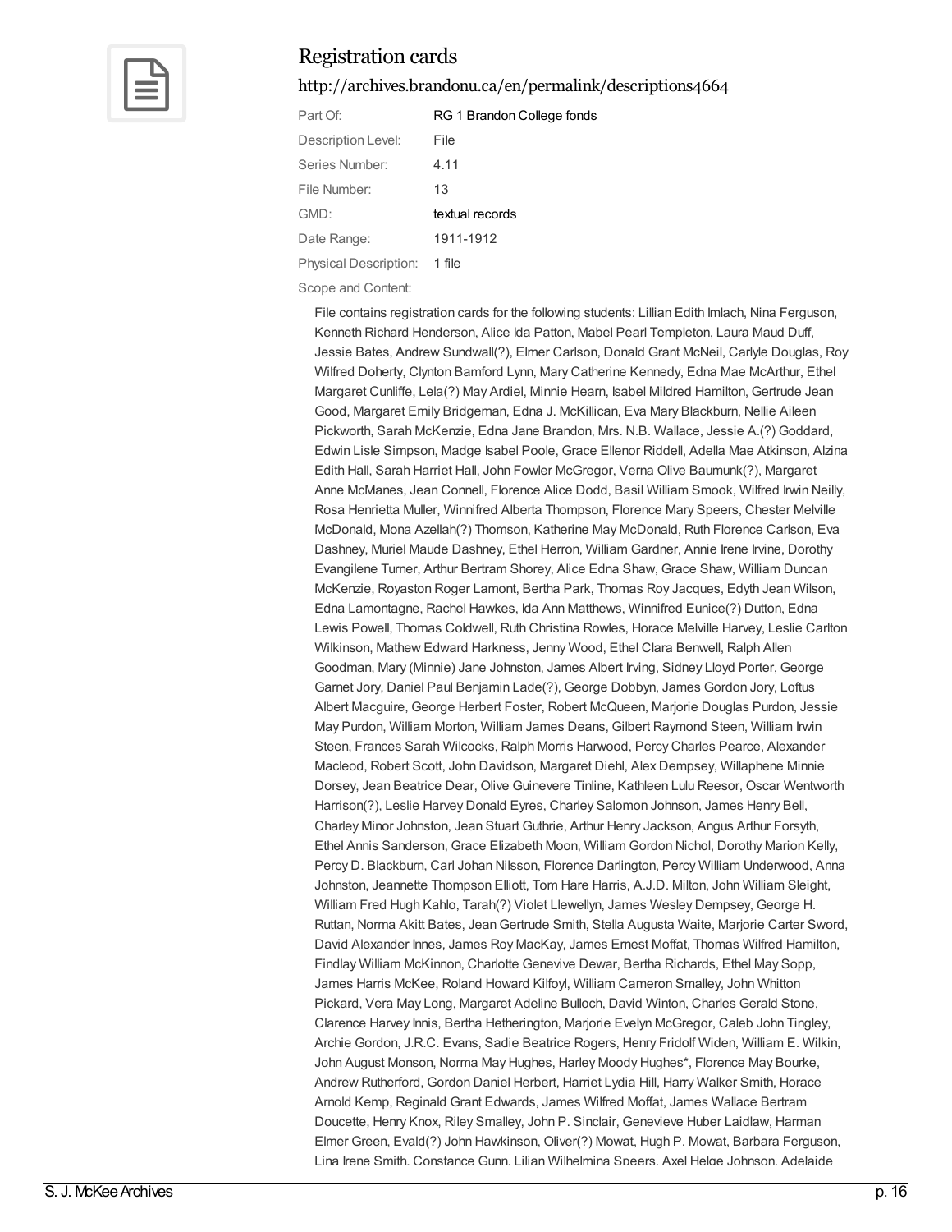## Registration cards

http://archives.brandonu.ca/en/permalink/descriptions4664

| | |
|---|---|
| Part Of: | RG 1 Brandon College fonds |
| Description Level: | File |
| Series Number: | 4.11 |
| File Number: | 13 |
| GMD: | textual records |
| Date Range: | 1911-1912 |
| Physical Description: | 1 file |

Scope and Content:

File contains registration cards for the following students: Lillian Edith Imlach, Nina Ferguson, Kenneth Richard Henderson, Alice Ida Patton, Mabel Pearl Templeton, Laura Maud Duff, Jessie Bates, Andrew Sundwall(?), Elmer Carlson, Donald Grant McNeil, Carlyle Douglas, Roy Wilfred Doherty, Clynton Bamford Lynn, Mary Catherine Kennedy, Edna Mae McArthur, Ethel Margaret Cunliffe, Lela(?) May Ardiel, Minnie Hearn, Isabel Mildred Hamilton, Gertrude Jean Good, Margaret Emily Bridgeman, Edna J. McKillican, Eva Mary Blackburn, Nellie Aileen Pickworth, Sarah McKenzie, Edna Jane Brandon, Mrs. N.B. Wallace, Jessie A.(?) Goddard, Edwin Lisle Simpson, Madge Isabel Poole, Grace Ellenor Riddell, Adella Mae Atkinson, Alzina Edith Hall, Sarah Harriet Hall, John Fowler McGregor, Verna Olive Baumunk(?), Margaret Anne McManes, Jean Connell, Florence Alice Dodd, Basil William Smook, Wilfred Irwin Neilly, Rosa Henrietta Muller, Winnifred Alberta Thompson, Florence Mary Speers, Chester Melville McDonald, Mona Azellah(?) Thomson, Katherine May McDonald, Ruth Florence Carlson, Eva Dashney, Muriel Maude Dashney, Ethel Herron, William Gardner, Annie Irene Irvine, Dorothy Evangilene Turner, Arthur Bertram Shorey, Alice Edna Shaw, Grace Shaw, William Duncan McKenzie, Royaston Roger Lamont, Bertha Park, Thomas Roy Jacques, Edyth Jean Wilson, Edna Lamontagne, Rachel Hawkes, Ida Ann Matthews, Winnifred Eunice(?) Dutton, Edna Lewis Powell, Thomas Coldwell, Ruth Christina Rowles, Horace Melville Harvey, Leslie Carlton Wilkinson, Mathew Edward Harkness, Jenny Wood, Ethel Clara Benwell, Ralph Allen Goodman, Mary (Minnie) Jane Johnston, James Albert Irving, Sidney Lloyd Porter, George Garnet Jory, Daniel Paul Benjamin Lade(?), George Dobbyn, James Gordon Jory, Loftus Albert Macguire, George Herbert Foster, Robert McQueen, Marjorie Douglas Purdon, Jessie May Purdon, William Morton, William James Deans, Gilbert Raymond Steen, William Irwin Steen, Frances Sarah Wilcocks, Ralph Morris Harwood, Percy Charles Pearce, Alexander Macleod, Robert Scott, John Davidson, Margaret Diehl, Alex Dempsey, Willaphene Minnie Dorsey, Jean Beatrice Dear, Olive Guinevere Tinline, Kathleen Lulu Reesor, Oscar Wentworth Harrison(?), Leslie Harvey Donald Eyres, Charley Salomon Johnson, James Henry Bell, Charley Minor Johnston, Jean Stuart Guthrie, Arthur Henry Jackson, Angus Arthur Forsyth, Ethel Annis Sanderson, Grace Elizabeth Moon, William Gordon Nichol, Dorothy Marion Kelly, Percy D. Blackburn, Carl Johan Nilsson, Florence Darlington, Percy William Underwood, Anna Johnston, Jeannette Thompson Elliott, Tom Hare Harris, A.J.D. Milton, John William Sleight, William Fred Hugh Kahlo, Tarah(?) Violet Llewellyn, James Wesley Dempsey, George H. Ruttan, Norma Akitt Bates, Jean Gertrude Smith, Stella Augusta Waite, Marjorie Carter Sword, David Alexander Innes, James Roy MacKay, James Ernest Moffat, Thomas Wilfred Hamilton, Findlay William McKinnon, Charlotte Genevive Dewar, Bertha Richards, Ethel May Sopp, James Harris McKee, Roland Howard Kilfoyl, William Cameron Smalley, John Whitton Pickard, Vera May Long, Margaret Adeline Bulloch, David Winton, Charles Gerald Stone, Clarence Harvey Innis, Bertha Hetherington, Marjorie Evelyn McGregor, Caleb John Tingley, Archie Gordon, J.R.C. Evans, Sadie Beatrice Rogers, Henry Fridolf Widen, William E. Wilkin, John August Monson, Norma May Hughes, Harley Moody Hughes*, Florence May Bourke, Andrew Rutherford, Gordon Daniel Herbert, Harriet Lydia Hill, Harry Walker Smith, Horace Arnold Kemp, Reginald Grant Edwards, James Wilfred Moffat, James Wallace Bertram Doucette, Henry Knox, Riley Smalley, John P. Sinclair, Genevieve Huber Laidlaw, Harman Elmer Green, Evald(?) John Hawkinson, Oliver(?) Mowat, Hugh P. Mowat, Barbara Ferguson, Lina Irene Smith, Constance Gunn, Lilian Wilhelmina Speers, Axel Helge Johnson, Adelaide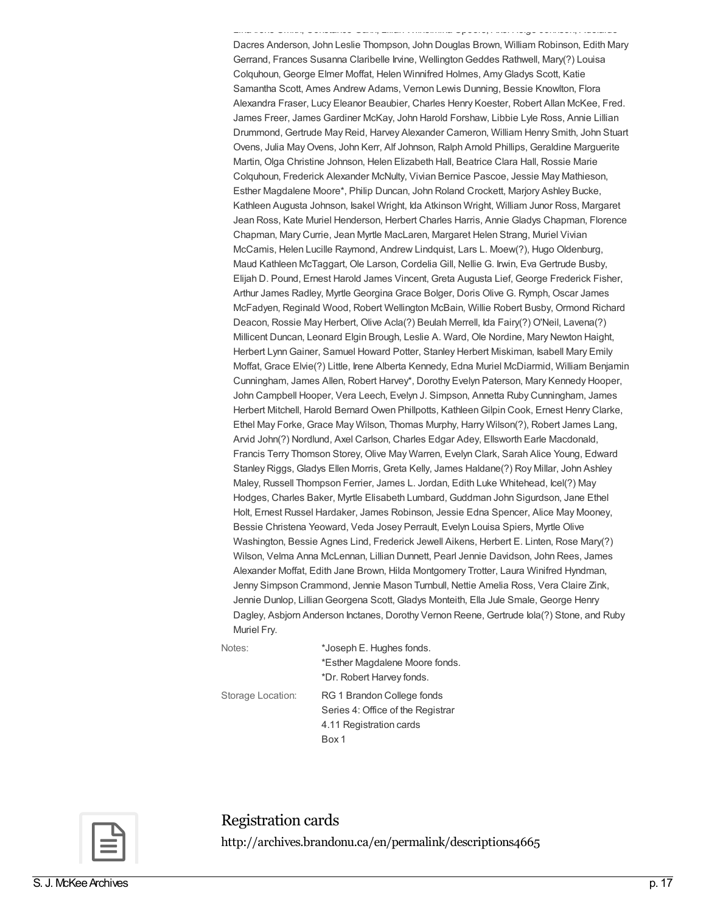Dacres Anderson, John Leslie Thompson, John Douglas Brown, William Robinson, Edith Mary Gerrand, Frances Susanna Claribelle Irvine, Wellington Geddes Rathwell, Mary(?) Louisa Colquhoun, George Elmer Moffat, Helen Winnifred Holmes, Amy Gladys Scott, Katie Samantha Scott, Ames Andrew Adams, Vernon Lewis Dunning, Bessie Knowlton, Flora Alexandra Fraser, Lucy Eleanor Beaubier, Charles Henry Koester, Robert Allan McKee, Fred. James Freer, James Gardiner McKay, John Harold Forshaw, Libbie Lyle Ross, Annie Lillian Drummond, Gertrude May Reid, Harvey Alexander Cameron, William Henry Smith, John Stuart Ovens, Julia May Ovens, John Kerr, Alf Johnson, Ralph Arnold Phillips, Geraldine Marguerite Martin, Olga Christine Johnson, Helen Elizabeth Hall, Beatrice Clara Hall, Rossie Marie Colquhoun, Frederick Alexander McNulty, Vivian Bernice Pascoe, Jessie May Mathieson, Esther Magdalene Moore*, Philip Duncan, John Roland Crockett, Marjory Ashley Bucke, Kathleen Augusta Johnson, Isakel Wright, Ida Atkinson Wright, William Junor Ross, Margaret Jean Ross, Kate Muriel Henderson, Herbert Charles Harris, Annie Gladys Chapman, Florence Chapman, Mary Currie, Jean Myrtle MacLaren, Margaret Helen Strang, Muriel Vivian McCamis, Helen Lucille Raymond, Andrew Lindquist, Lars L. Moew(?), Hugo Oldenburg, Maud Kathleen McTaggart, Ole Larson, Cordelia Gill, Nellie G. Irwin, Eva Gertrude Busby, Elijah D. Pound, Ernest Harold James Vincent, Greta Augusta Lief, George Frederick Fisher, Arthur James Radley, Myrtle Georgina Grace Bolger, Doris Olive G. Rymph, Oscar James McFadyen, Reginald Wood, Robert Wellington McBain, Willie Robert Busby, Ormond Richard Deacon, Rossie May Herbert, Olive Acla(?) Beulah Merrell, Ida Fairy(?) O'Neil, Lavena(?) Millicent Duncan, Leonard Elgin Brough, Leslie A. Ward, Ole Nordine, Mary Newton Haight, Herbert Lynn Gainer, Samuel Howard Potter, Stanley Herbert Miskiman, Isabell Mary Emily Moffat, Grace Elvie(?) Little, Irene Alberta Kennedy, Edna Muriel McDiarmid, William Benjamin Cunningham, James Allen, Robert Harvey*, Dorothy Evelyn Paterson, Mary Kennedy Hooper, John Campbell Hooper, Vera Leech, Evelyn J. Simpson, Annetta Ruby Cunningham, James Herbert Mitchell, Harold Bernard Owen Phillpotts, Kathleen Gilpin Cook, Ernest Henry Clarke, Ethel May Forke, Grace May Wilson, Thomas Murphy, Harry Wilson(?), Robert James Lang, Arvid John(?) Nordlund, Axel Carlson, Charles Edgar Adey, Ellsworth Earle Macdonald, Francis Terry Thomson Storey, Olive May Warren, Evelyn Clark, Sarah Alice Young, Edward Stanley Riggs, Gladys Ellen Morris, Greta Kelly, James Haldane(?) Roy Millar, John Ashley Maley, Russell Thompson Ferrier, James L. Jordan, Edith Luke Whitehead, Icel(?) May Hodges, Charles Baker, Myrtle Elisabeth Lumbard, Guddman John Sigurdson, Jane Ethel Holt, Ernest Russel Hardaker, James Robinson, Jessie Edna Spencer, Alice May Mooney, Bessie Christena Yeoward, Veda Josey Perrault, Evelyn Louisa Spiers, Myrtle Olive Washington, Bessie Agnes Lind, Frederick Jewell Aikens, Herbert E. Linten, Rose Mary(?) Wilson, Velma Anna McLennan, Lillian Dunnett, Pearl Jennie Davidson, John Rees, James Alexander Moffat, Edith Jane Brown, Hilda Montgomery Trotter, Laura Winifred Hyndman, Jenny Simpson Crammond, Jennie Mason Turnbull, Nettie Amelia Ross, Vera Claire Zink, Jennie Dunlop, Lillian Georgena Scott, Gladys Monteith, Ella Jule Smale, George Henry Dagley, Asbjorn Anderson Inctanes, Dorothy Vernon Reene, Gertrude Iola(?) Stone, and Ruby Muriel Fry.

Notes: *Joseph E. Hughes fonds.
*Esther Magdalene Moore fonds.
*Dr. Robert Harvey fonds.

Storage Location: RG 1 Brandon College fonds
Series 4: Office of the Registrar
4.11 Registration cards
Box 1

## Registration cards

http://archives.brandonu.ca/en/permalink/descriptions4665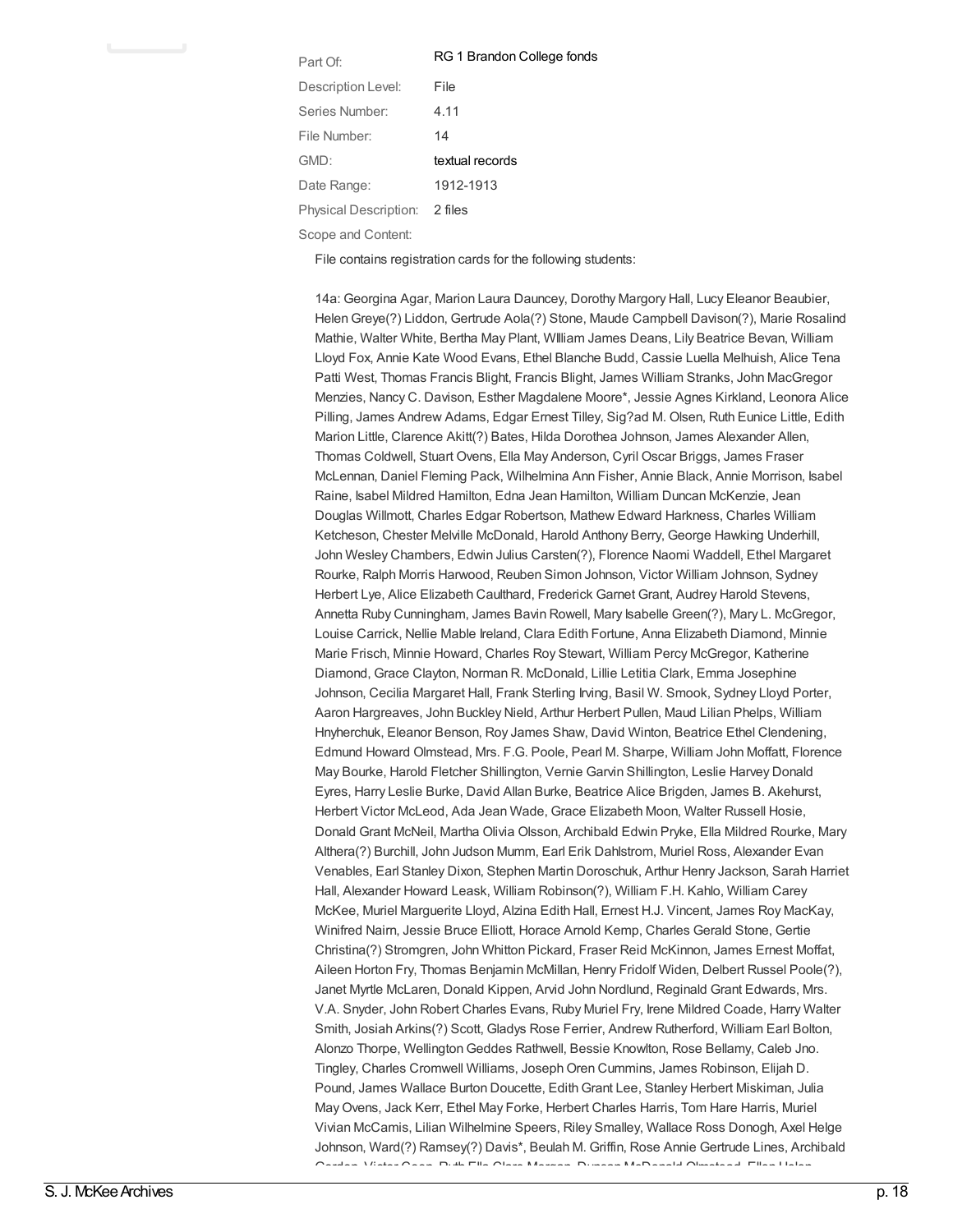| | |
|---|---|
| Part Of: | RG 1 Brandon College fonds |
| Description Level: | File |
| Series Number: | 4.11 |
| File Number: | 14 |
| GMD: | textual records |
| Date Range: | 1912-1913 |
| Physical Description: | 2 files |

Scope and Content:

File contains registration cards for the following students:

14a: Georgina Agar, Marion Laura Dauncey, Dorothy Margory Hall, Lucy Eleanor Beaubier, Helen Greye(?) Liddon, Gertrude Aola(?) Stone, Maude Campbell Davison(?), Marie Rosalind Mathie, Walter White, Bertha May Plant, WIlliam James Deans, Lily Beatrice Bevan, William Lloyd Fox, Annie Kate Wood Evans, Ethel Blanche Budd, Cassie Luella Melhuish, Alice Tena Patti West, Thomas Francis Blight, Francis Blight, James William Stranks, John MacGregor Menzies, Nancy C. Davison, Esther Magdalene Moore*, Jessie Agnes Kirkland, Leonora Alice Pilling, James Andrew Adams, Edgar Ernest Tilley, Sig?ad M. Olsen, Ruth Eunice Little, Edith Marion Little, Clarence Akitt(?) Bates, Hilda Dorothea Johnson, James Alexander Allen, Thomas Coldwell, Stuart Ovens, Ella May Anderson, Cyril Oscar Briggs, James Fraser McLennan, Daniel Fleming Pack, Wilhelmina Ann Fisher, Annie Black, Annie Morrison, Isabel Raine, Isabel Mildred Hamilton, Edna Jean Hamilton, William Duncan McKenzie, Jean Douglas Willmott, Charles Edgar Robertson, Mathew Edward Harkness, Charles William Ketcheson, Chester Melville McDonald, Harold Anthony Berry, George Hawking Underhill, John Wesley Chambers, Edwin Julius Carsten(?), Florence Naomi Waddell, Ethel Margaret Rourke, Ralph Morris Harwood, Reuben Simon Johnson, Victor William Johnson, Sydney Herbert Lye, Alice Elizabeth Caulthard, Frederick Garnet Grant, Audrey Harold Stevens, Annetta Ruby Cunningham, James Bavin Rowell, Mary Isabelle Green(?), Mary L. McGregor, Louise Carrick, Nellie Mable Ireland, Clara Edith Fortune, Anna Elizabeth Diamond, Minnie Marie Frisch, Minnie Howard, Charles Roy Stewart, William Percy McGregor, Katherine Diamond, Grace Clayton, Norman R. McDonald, Lillie Letitia Clark, Emma Josephine Johnson, Cecilia Margaret Hall, Frank Sterling Irving, Basil W. Smook, Sydney Lloyd Porter, Aaron Hargreaves, John Buckley Nield, Arthur Herbert Pullen, Maud Lilian Phelps, William Hnyherchuk, Eleanor Benson, Roy James Shaw, David Winton, Beatrice Ethel Clendening, Edmund Howard Olmstead, Mrs. F.G. Poole, Pearl M. Sharpe, William John Moffatt, Florence May Bourke, Harold Fletcher Shillington, Vernie Garvin Shillington, Leslie Harvey Donald Eyres, Harry Leslie Burke, David Allan Burke, Beatrice Alice Brigden, James B. Akehurst, Herbert Victor McLeod, Ada Jean Wade, Grace Elizabeth Moon, Walter Russell Hosie, Donald Grant McNeil, Martha Olivia Olsson, Archibald Edwin Pryke, Ella Mildred Rourke, Mary Althera(?) Burchill, John Judson Mumm, Earl Erik Dahlstrom, Muriel Ross, Alexander Evan Venables, Earl Stanley Dixon, Stephen Martin Doroschuk, Arthur Henry Jackson, Sarah Harriet Hall, Alexander Howard Leask, William Robinson(?), William F.H. Kahlo, William Carey McKee, Muriel Marguerite Lloyd, Alzina Edith Hall, Ernest H.J. Vincent, James Roy MacKay, Winifred Nairn, Jessie Bruce Elliott, Horace Arnold Kemp, Charles Gerald Stone, Gertie Christina(?) Stromgren, John Whitton Pickard, Fraser Reid McKinnon, James Ernest Moffat, Aileen Horton Fry, Thomas Benjamin McMillan, Henry Fridolf Widen, Delbert Russel Poole(?), Janet Myrtle McLaren, Donald Kippen, Arvid John Nordlund, Reginald Grant Edwards, Mrs. V.A. Snyder, John Robert Charles Evans, Ruby Muriel Fry, Irene Mildred Coade, Harry Walter Smith, Josiah Arkins(?) Scott, Gladys Rose Ferrier, Andrew Rutherford, William Earl Bolton, Alonzo Thorpe, Wellington Geddes Rathwell, Bessie Knowlton, Rose Bellamy, Caleb Jno. Tingley, Charles Cromwell Williams, Joseph Oren Cummins, James Robinson, Elijah D. Pound, James Wallace Burton Doucette, Edith Grant Lee, Stanley Herbert Miskiman, Julia May Ovens, Jack Kerr, Ethel May Forke, Herbert Charles Harris, Tom Hare Harris, Muriel Vivian McCamis, Lilian Wilhelmine Speers, Riley Smalley, Wallace Ross Donogh, Axel Helge Johnson, Ward(?) Ramsey(?) Davis*, Beulah M. Griffin, Rose Annie Gertrude Lines, Archibald Gordon, Victor Coon, Ruth Ella Clara Morgan, Duncan McDonald Olmstead, Ellen Helen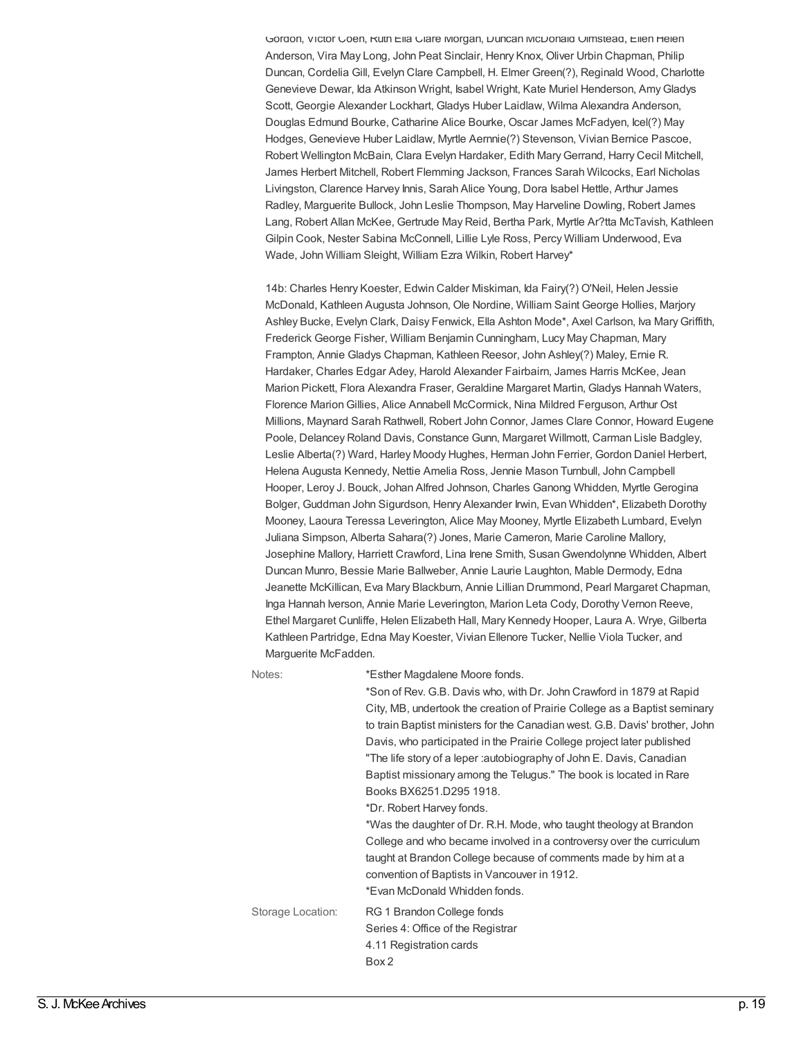Gordon, Victor Coen, Ruth Ella Clare Morgan, Duncan McDonald Olmstead, Ellen Helen Anderson, Vira May Long, John Peat Sinclair, Henry Knox, Oliver Urbin Chapman, Philip Duncan, Cordelia Gill, Evelyn Clare Campbell, H. Elmer Green(?), Reginald Wood, Charlotte Genevieve Dewar, Ida Atkinson Wright, Isabel Wright, Kate Muriel Henderson, Amy Gladys Scott, Georgie Alexander Lockhart, Gladys Huber Laidlaw, Wilma Alexandra Anderson, Douglas Edmund Bourke, Catharine Alice Bourke, Oscar James McFadyen, Icel(?) May Hodges, Genevieve Huber Laidlaw, Myrtle Aernnie(?) Stevenson, Vivian Bernice Pascoe, Robert Wellington McBain, Clara Evelyn Hardaker, Edith Mary Gerrand, Harry Cecil Mitchell, James Herbert Mitchell, Robert Flemming Jackson, Frances Sarah Wilcocks, Earl Nicholas Livingston, Clarence Harvey Innis, Sarah Alice Young, Dora Isabel Hettle, Arthur James Radley, Marguerite Bullock, John Leslie Thompson, May Harveline Dowling, Robert James Lang, Robert Allan McKee, Gertrude May Reid, Bertha Park, Myrtle Ar?tta McTavish, Kathleen Gilpin Cook, Nester Sabina McConnell, Lillie Lyle Ross, Percy William Underwood, Eva Wade, John William Sleight, William Ezra Wilkin, Robert Harvey*

14b: Charles Henry Koester, Edwin Calder Miskiman, Ida Fairy(?) O'Neil, Helen Jessie McDonald, Kathleen Augusta Johnson, Ole Nordine, William Saint George Hollies, Marjory Ashley Bucke, Evelyn Clark, Daisy Fenwick, Ella Ashton Mode*, Axel Carlson, Iva Mary Griffith, Frederick George Fisher, William Benjamin Cunningham, Lucy May Chapman, Mary Frampton, Annie Gladys Chapman, Kathleen Reesor, John Ashley(?) Maley, Ernie R. Hardaker, Charles Edgar Adey, Harold Alexander Fairbairn, James Harris McKee, Jean Marion Pickett, Flora Alexandra Fraser, Geraldine Margaret Martin, Gladys Hannah Waters, Florence Marion Gillies, Alice Annabell McCormick, Nina Mildred Ferguson, Arthur Ost Millions, Maynard Sarah Rathwell, Robert John Connor, James Clare Connor, Howard Eugene Poole, Delancey Roland Davis, Constance Gunn, Margaret Willmott, Carman Lisle Badgley, Leslie Alberta(?) Ward, Harley Moody Hughes, Herman John Ferrier, Gordon Daniel Herbert, Helena Augusta Kennedy, Nettie Amelia Ross, Jennie Mason Turnbull, John Campbell Hooper, Leroy J. Bouck, Johan Alfred Johnson, Charles Ganong Whidden, Myrtle Gerogina Bolger, Guddman John Sigurdson, Henry Alexander Irwin, Evan Whidden*, Elizabeth Dorothy Mooney, Laoura Teressa Leverington, Alice May Mooney, Myrtle Elizabeth Lumbard, Evelyn Juliana Simpson, Alberta Sahara(?) Jones, Marie Cameron, Marie Caroline Mallory, Josephine Mallory, Harriett Crawford, Lina Irene Smith, Susan Gwendolynne Whidden, Albert Duncan Munro, Bessie Marie Ballweber, Annie Laurie Laughton, Mable Dermody, Edna Jeanette McKillican, Eva Mary Blackburn, Annie Lillian Drummond, Pearl Margaret Chapman, Inga Hannah Iverson, Annie Marie Leverington, Marion Leta Cody, Dorothy Vernon Reeve, Ethel Margaret Cunliffe, Helen Elizabeth Hall, Mary Kennedy Hooper, Laura A. Wrye, Gilberta Kathleen Partridge, Edna May Koester, Vivian Ellenore Tucker, Nellie Viola Tucker, and Marguerite McFadden.

Notes:

*Esther Magdalene Moore fonds.
*Son of Rev. G.B. Davis who, with Dr. John Crawford in 1879 at Rapid City, MB, undertook the creation of Prairie College as a Baptist seminary to train Baptist ministers for the Canadian west. G.B. Davis' brother, John Davis, who participated in the Prairie College project later published "The life story of a leper :autobiography of John E. Davis, Canadian Baptist missionary among the Telugus." The book is located in Rare Books BX6251.D295 1918.
*Dr. Robert Harvey fonds.
*Was the daughter of Dr. R.H. Mode, who taught theology at Brandon College and who became involved in a controversy over the curriculum taught at Brandon College because of comments made by him at a convention of Baptists in Vancouver in 1912.
*Evan McDonald Whidden fonds.

Storage Location:

RG 1 Brandon College fonds
Series 4: Office of the Registrar
4.11 Registration cards
Box 2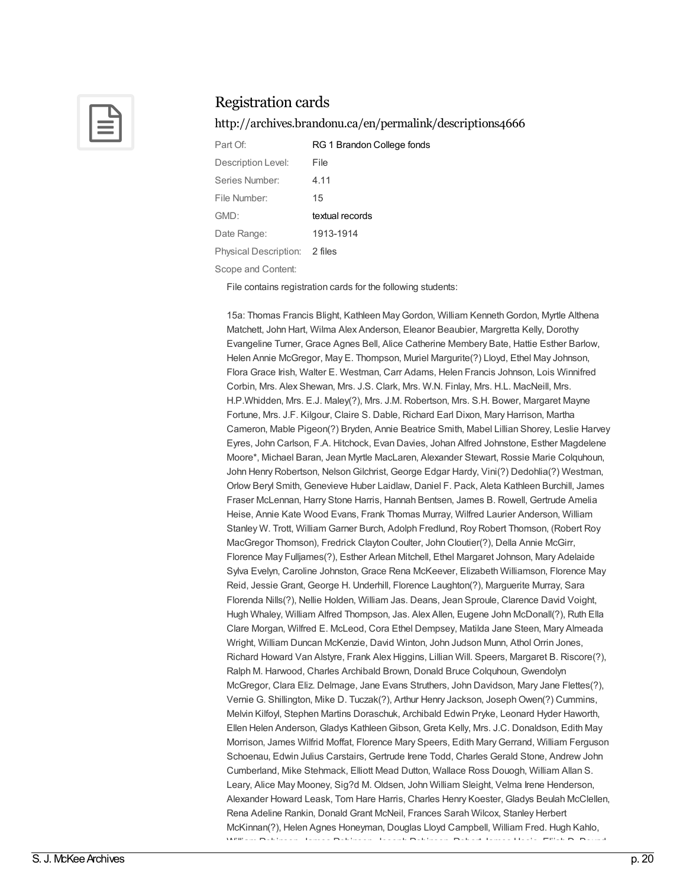## Registration cards

http://archives.brandonu.ca/en/permalink/descriptions4666

| | |
|---|---|
| Part Of: | RG 1 Brandon College fonds |
| Description Level: | File |
| Series Number: | 4.11 |
| File Number: | 15 |
| GMD: | textual records |
| Date Range: | 1913-1914 |
| Physical Description: | 2 files |

Scope and Content:

File contains registration cards for the following students:

15a: Thomas Francis Blight, Kathleen May Gordon, William Kenneth Gordon, Myrtle Althena Matchett, John Hart, Wilma Alex Anderson, Eleanor Beaubier, Margretta Kelly, Dorothy Evangeline Turner, Grace Agnes Bell, Alice Catherine Membery Bate, Hattie Esther Barlow, Helen Annie McGregor, May E. Thompson, Muriel Margurite(?) Lloyd, Ethel May Johnson, Flora Grace Irish, Walter E. Westman, Carr Adams, Helen Francis Johnson, Lois Winnifred Corbin, Mrs. Alex Shewan, Mrs. J.S. Clark, Mrs. W.N. Finlay, Mrs. H.L. MacNeill, Mrs. H.P.Whidden, Mrs. E.J. Maley(?), Mrs. J.M. Robertson, Mrs. S.H. Bower, Margaret Mayne Fortune, Mrs. J.F. Kilgour, Claire S. Dable, Richard Earl Dixon, Mary Harrison, Martha Cameron, Mable Pigeon(?) Bryden, Annie Beatrice Smith, Mabel Lillian Shorey, Leslie Harvey Eyres, John Carlson, F.A. Hitchock, Evan Davies, Johan Alfred Johnstone, Esther Magdelene Moore*, Michael Baran, Jean Myrtle MacLaren, Alexander Stewart, Rossie Marie Colquhoun, John Henry Robertson, Nelson Gilchrist, George Edgar Hardy, Vini(?) Dedohlia(?) Westman, Orlow Beryl Smith, Genevieve Huber Laidlaw, Daniel F. Pack, Aleta Kathleen Burchill, James Fraser McLennan, Harry Stone Harris, Hannah Bentsen, James B. Rowell, Gertrude Amelia Heise, Annie Kate Wood Evans, Frank Thomas Murray, Wilfred Laurier Anderson, William Stanley W. Trott, William Garner Burch, Adolph Fredlund, Roy Robert Thomson, (Robert Roy MacGregor Thomson), Fredrick Clayton Coulter, John Cloutier(?), Della Annie McGirr, Florence May Fulljames(?), Esther Arlean Mitchell, Ethel Margaret Johnson, Mary Adelaide Sylva Evelyn, Caroline Johnston, Grace Rena McKeever, Elizabeth Williamson, Florence May Reid, Jessie Grant, George H. Underhill, Florence Laughton(?), Marguerite Murray, Sara Florenda Nills(?), Nellie Holden, William Jas. Deans, Jean Sproule, Clarence David Voight, Hugh Whaley, William Alfred Thompson, Jas. Alex Allen, Eugene John McDonall(?), Ruth Ella Clare Morgan, Wilfred E. McLeod, Cora Ethel Dempsey, Matilda Jane Steen, Mary Almeada Wright, William Duncan McKenzie, David Winton, John Judson Munn, Athol Orrin Jones, Richard Howard Van Alstyre, Frank Alex Higgins, Lillian Will. Speers, Margaret B. Riscore(?), Ralph M. Harwood, Charles Archibald Brown, Donald Bruce Colquhoun, Gwendolyn McGregor, Clara Eliz. Delmage, Jane Evans Struthers, John Davidson, Mary Jane Flettes(?), Vernie G. Shillington, Mike D. Tuczak(?), Arthur Henry Jackson, Joseph Owen(?) Cummins, Melvin Kilfoyl, Stephen Martins Doraschuk, Archibald Edwin Pryke, Leonard Hyder Haworth, Ellen Helen Anderson, Gladys Kathleen Gibson, Greta Kelly, Mrs. J.C. Donaldson, Edith May Morrison, James Wilfrid Moffat, Florence Mary Speers, Edith Mary Gerrand, William Ferguson Schoenau, Edwin Julius Carstairs, Gertrude Irene Todd, Charles Gerald Stone, Andrew John Cumberland, Mike Stehmack, Elliott Mead Dutton, Wallace Ross Douogh, William Allan S. Leary, Alice May Mooney, Sig?d M. Oldsen, John William Sleight, Velma Irene Henderson, Alexander Howard Leask, Tom Hare Harris, Charles Henry Koester, Gladys Beulah McClellen, Rena Adeline Rankin, Donald Grant McNeil, Frances Sarah Wilcox, Stanley Herbert McKinnan(?), Helen Agnes Honeyman, Douglas Lloyd Campbell, William Fred. Hugh Kahlo,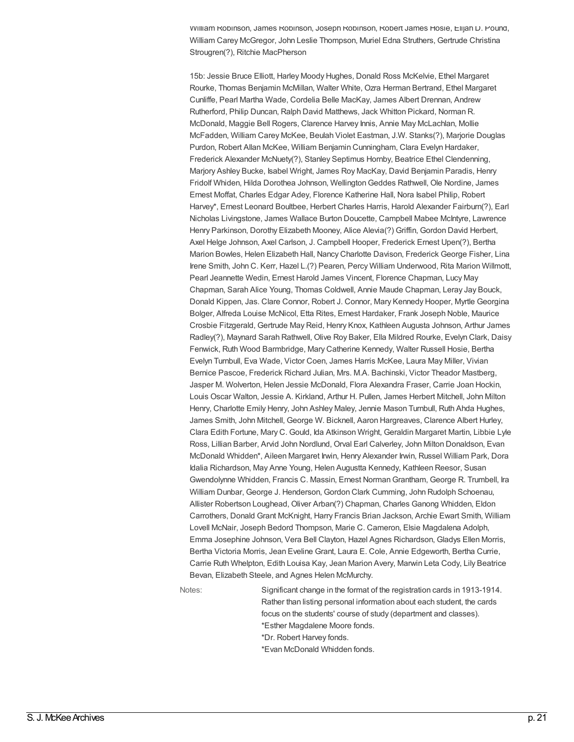William Robinson, James Robinson, Joseph Robinson, Robert James Hosie, Elijah D. Pound, William Carey McGregor, John Leslie Thompson, Muriel Edna Struthers, Gertrude Christina Strougren(?), Ritchie MacPherson

15b: Jessie Bruce Elliott, Harley Moody Hughes, Donald Ross McKelvie, Ethel Margaret Rourke, Thomas Benjamin McMillan, Walter White, Ozra Herman Bertrand, Ethel Margaret Cunliffe, Pearl Martha Wade, Cordelia Belle MacKay, James Albert Drennan, Andrew Rutherford, Philip Duncan, Ralph David Matthews, Jack Whitton Pickard, Norman R. McDonald, Maggie Bell Rogers, Clarence Harvey Innis, Annie May McLachlan, Mollie McFadden, William Carey McKee, Beulah Violet Eastman, J.W. Stanks(?), Marjorie Douglas Purdon, Robert Allan McKee, William Benjamin Cunningham, Clara Evelyn Hardaker, Frederick Alexander McNuety(?), Stanley Septimus Hornby, Beatrice Ethel Clendenning, Marjory Ashley Bucke, Isabel Wright, James Roy MacKay, David Benjamin Paradis, Henry Fridolf Whiden, Hilda Dorothea Johnson, Wellington Geddes Rathwell, Ole Nordine, James Ernest Moffat, Charles Edgar Adey, Florence Katherine Hall, Nora Isabel Philip, Robert Harvey*, Ernest Leonard Boultbee, Herbert Charles Harris, Harold Alexander Fairburn(?), Earl Nicholas Livingstone, James Wallace Burton Doucette, Campbell Mabee McIntyre, Lawrence Henry Parkinson, Dorothy Elizabeth Mooney, Alice Alevia(?) Griffin, Gordon David Herbert, Axel Helge Johnson, Axel Carlson, J. Campbell Hooper, Frederick Ernest Upen(?), Bertha Marion Bowles, Helen Elizabeth Hall, Nancy Charlotte Davison, Frederick George Fisher, Lina Irene Smith, John C. Kerr, Hazel L.(?) Pearen, Percy William Underwood, Rita Marion Willmott, Pearl Jeannette Wedin, Ernest Harold James Vincent, Florence Chapman, Lucy May Chapman, Sarah Alice Young, Thomas Coldwell, Annie Maude Chapman, Leray Jay Bouck, Donald Kippen, Jas. Clare Connor, Robert J. Connor, Mary Kennedy Hooper, Myrtle Georgina Bolger, Alfreda Louise McNicol, Etta Rites, Ernest Hardaker, Frank Joseph Noble, Maurice Crosbie Fitzgerald, Gertrude May Reid, Henry Knox, Kathleen Augusta Johnson, Arthur James Radley(?), Maynard Sarah Rathwell, Olive Roy Baker, Ella Mildred Rourke, Evelyn Clark, Daisy Fenwick, Ruth Wood Barmbridge, Mary Catherine Kennedy, Walter Russell Hosie, Bertha Evelyn Turnbull, Eva Wade, Victor Coen, James Harris McKee, Laura May Miller, Vivian Bernice Pascoe, Frederick Richard Julian, Mrs. M.A. Bachinski, Victor Theador Mastberg, Jasper M. Wolverton, Helen Jessie McDonald, Flora Alexandra Fraser, Carrie Joan Hockin, Louis Oscar Walton, Jessie A. Kirkland, Arthur H. Pullen, James Herbert Mitchell, John Milton Henry, Charlotte Emily Henry, John Ashley Maley, Jennie Mason Turnbull, Ruth Ahda Hughes, James Smith, John Mitchell, George W. Bicknell, Aaron Hargreaves, Clarence Albert Hurley, Clara Edith Fortune, Mary C. Gould, Ida Atkinson Wright, Geraldin Margaret Martin, Libbie Lyle Ross, Lillian Barber, Arvid John Nordlund, Orval Earl Calverley, John Milton Donaldson, Evan McDonald Whidden*, Aileen Margaret Irwin, Henry Alexander Irwin, Russel William Park, Dora Idalia Richardson, May Anne Young, Helen Augustta Kennedy, Kathleen Reesor, Susan Gwendolynne Whidden, Francis C. Massin, Ernest Norman Grantham, George R. Trumbell, Ira William Dunbar, George J. Henderson, Gordon Clark Cumming, John Rudolph Schoenau, Allister Robertson Loughead, Oliver Arban(?) Chapman, Charles Ganong Whidden, Eldon Carrothers, Donald Grant McKnight, Harry Francis Brian Jackson, Archie Ewart Smith, William Lovell McNair, Joseph Bedord Thompson, Marie C. Cameron, Elsie Magdalena Adolph, Emma Josephine Johnson, Vera Bell Clayton, Hazel Agnes Richardson, Gladys Ellen Morris, Bertha Victoria Morris, Jean Eveline Grant, Laura E. Cole, Annie Edgeworth, Bertha Currie, Carrie Ruth Whelpton, Edith Louisa Kay, Jean Marion Avery, Marwin Leta Cody, Lily Beatrice Bevan, Elizabeth Steele, and Agnes Helen McMurchy.

Notes: Significant change in the format of the registration cards in 1913-1914. Rather than listing personal information about each student, the cards focus on the students' course of study (department and classes).
*Esther Magdalene Moore fonds.
*Dr. Robert Harvey fonds.
*Evan McDonald Whidden fonds.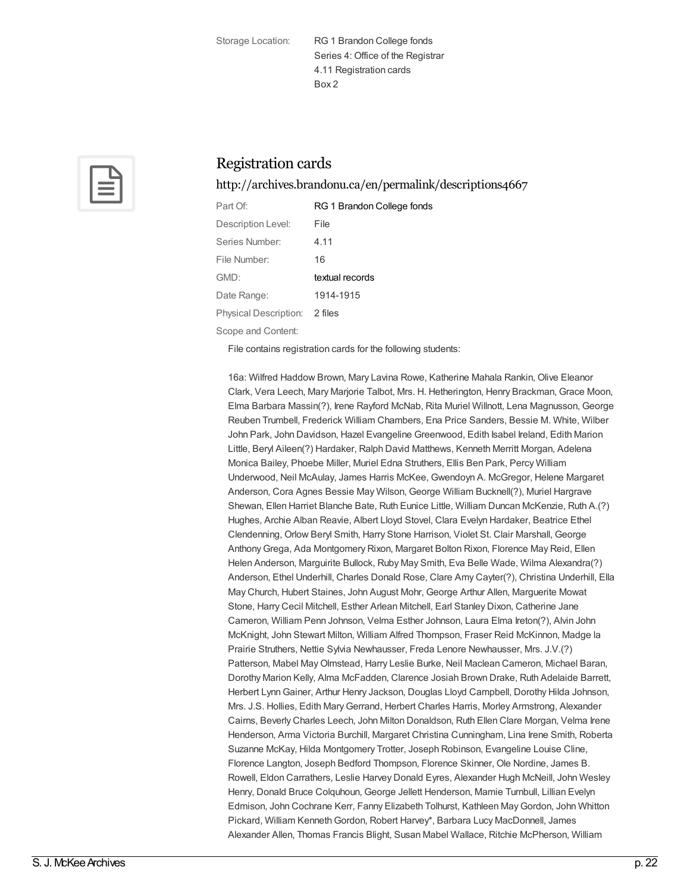| | |
|---|---|
| Storage Location: | RG 1 Brandon College fonds<br>Series 4: Office of the Registrar<br>4.11 Registration cards<br>Box 2 |

## Registration cards

http://archives.brandonu.ca/en/permalink/descriptions4667

| | |
|---|---|
| Part Of: | RG 1 Brandon College fonds |
| Description Level: | File |
| Series Number: | 4.11 |
| File Number: | 16 |
| GMD: | textual records |
| Date Range: | 1914-1915 |
| Physical Description: | 2 files |

Scope and Content:

File contains registration cards for the following students:

16a: Wilfred Haddow Brown, Mary Lavina Rowe, Katherine Mahala Rankin, Olive Eleanor Clark, Vera Leech, Mary Marjorie Talbot, Mrs. H. Hetherington, Henry Brackman, Grace Moon, Elma Barbara Massin(?), Irene Rayford McNab, Rita Muriel Willnott, Lena Magnusson, George Reuben Trumbell, Frederick William Chambers, Ena Price Sanders, Bessie M. White, Wilber John Park, John Davidson, Hazel Evangeline Greenwood, Edith Isabel Ireland, Edith Marion Little, Beryl Aileen(?) Hardaker, Ralph David Matthews, Kenneth Merritt Morgan, Adelena Monica Bailey, Phoebe Miller, Muriel Edna Struthers, Ellis Ben Park, Percy William Underwood, Neil McAulay, James Harris McKee, Gwendoyn A. McGregor, Helene Margaret Anderson, Cora Agnes Bessie May Wilson, George William Bucknell(?), Muriel Hargrave Shewan, Ellen Harriet Blanche Bate, Ruth Eunice Little, William Duncan McKenzie, Ruth A.(?) Hughes, Archie Alban Reavie, Albert Lloyd Stovel, Clara Evelyn Hardaker, Beatrice Ethel Clendenning, Orlow Beryl Smith, Harry Stone Harrison, Violet St. Clair Marshall, George Anthony Grega, Ada Montgomery Rixon, Margaret Bolton Rixon, Florence May Reid, Ellen Helen Anderson, Marguirite Bullock, Ruby May Smith, Eva Belle Wade, Wilma Alexandra(?) Anderson, Ethel Underhill, Charles Donald Rose, Clare Amy Cayter(?), Christina Underhill, Ella May Church, Hubert Staines, John August Mohr, George Arthur Allen, Marguerite Mowat Stone, Harry Cecil Mitchell, Esther Arlean Mitchell, Earl Stanley Dixon, Catherine Jane Cameron, William Penn Johnson, Velma Esther Johnson, Laura Elma Ireton(?), Alvin John McKnight, John Stewart Milton, William Alfred Thompson, Fraser Reid McKinnon, Madge la Prairie Struthers, Nettie Sylvia Newhausser, Freda Lenore Newhausser, Mrs. J.V.(?) Patterson, Mabel May Olmstead, Harry Leslie Burke, Neil Maclean Cameron, Michael Baran, Dorothy Marion Kelly, Alma McFadden, Clarence Josiah Brown Drake, Ruth Adelaide Barrett, Herbert Lynn Gainer, Arthur Henry Jackson, Douglas Lloyd Campbell, Dorothy Hilda Johnson, Mrs. J.S. Hollies, Edith Mary Gerrand, Herbert Charles Harris, Morley Armstrong, Alexander Cairns, Beverly Charles Leech, John Milton Donaldson, Ruth Ellen Clare Morgan, Velma Irene Henderson, Arma Victoria Burchill, Margaret Christina Cunningham, Lina Irene Smith, Roberta Suzanne McKay, Hilda Montgomery Trotter, Joseph Robinson, Evangeline Louise Cline, Florence Langton, Joseph Bedford Thompson, Florence Skinner, Ole Nordine, James B. Rowell, Eldon Carrathers, Leslie Harvey Donald Eyres, Alexander Hugh McNeill, John Wesley Henry, Donald Bruce Colquhoun, George Jellett Henderson, Mamie Turnbull, Lillian Evelyn Edmison, John Cochrane Kerr, Fanny Elizabeth Tolhurst, Kathleen May Gordon, John Whitton Pickard, William Kenneth Gordon, Robert Harvey*, Barbara Lucy MacDonnell, James Alexander Allen, Thomas Francis Blight, Susan Mabel Wallace, Ritchie McPherson, William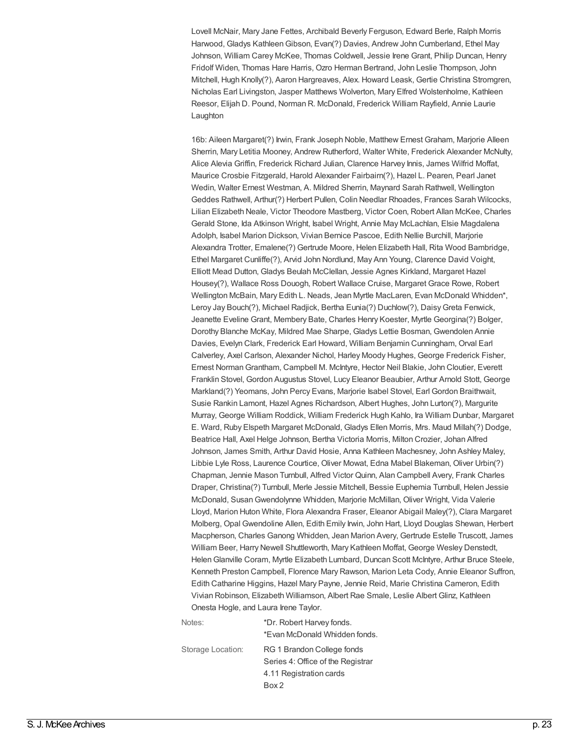Lovell McNair, Mary Jane Fettes, Archibald Beverly Ferguson, Edward Berle, Ralph Morris Harwood, Gladys Kathleen Gibson, Evan(?) Davies, Andrew John Cumberland, Ethel May Johnson, William Carey McKee, Thomas Coldwell, Jessie Irene Grant, Philip Duncan, Henry Fridolf Widen, Thomas Hare Harris, Ozro Herman Bertrand, John Leslie Thompson, John Mitchell, Hugh Knolly(?), Aaron Hargreaves, Alex. Howard Leask, Gertie Christina Stromgren, Nicholas Earl Livingston, Jasper Matthews Wolverton, Mary Elfred Wolstenholme, Kathleen Reesor, Elijah D. Pound, Norman R. McDonald, Frederick William Rayfield, Annie Laurie Laughton

16b: Aileen Margaret(?) Irwin, Frank Joseph Noble, Matthew Ernest Graham, Marjorie Alleen Sherrin, Mary Letitia Mooney, Andrew Rutherford, Walter White, Frederick Alexander McNulty, Alice Alevia Griffin, Frederick Richard Julian, Clarence Harvey Innis, James Wilfrid Moffat, Maurice Crosbie Fitzgerald, Harold Alexander Fairbairn(?), Hazel L. Pearen, Pearl Janet Wedin, Walter Ernest Westman, A. Mildred Sherrin, Maynard Sarah Rathwell, Wellington Geddes Rathwell, Arthur(?) Herbert Pullen, Colin Needlar Rhoades, Frances Sarah Wilcocks, Lilian Elizabeth Neale, Victor Theodore Mastberg, Victor Coen, Robert Allan McKee, Charles Gerald Stone, Ida Atkinson Wright, Isabel Wright, Annie May McLachlan, Elsie Magdalena Adolph, Isabel Marion Dickson, Vivian Bernice Pascoe, Edith Nellie Burchill, Marjorie Alexandra Trotter, Emalene(?) Gertrude Moore, Helen Elizabeth Hall, Rita Wood Bambridge, Ethel Margaret Cunliffe(?), Arvid John Nordlund, May Ann Young, Clarence David Voight, Elliott Mead Dutton, Gladys Beulah McClellan, Jessie Agnes Kirkland, Margaret Hazel Housey(?), Wallace Ross Douogh, Robert Wallace Cruise, Margaret Grace Rowe, Robert Wellington McBain, Mary Edith L. Neads, Jean Myrtle MacLaren, Evan McDonald Whidden*, Leroy Jay Bouch(?), Michael Radjick, Bertha Eunia(?) Duchlow(?), Daisy Greta Fenwick, Jeanette Eveline Grant, Membery Bate, Charles Henry Koester, Myrtle Georgina(?) Bolger, Dorothy Blanche McKay, Mildred Mae Sharpe, Gladys Lettie Bosman, Gwendolen Annie Davies, Evelyn Clark, Frederick Earl Howard, William Benjamin Cunningham, Orval Earl Calverley, Axel Carlson, Alexander Nichol, Harley Moody Hughes, George Frederick Fisher, Ernest Norman Grantham, Campbell M. McIntyre, Hector Neil Blakie, John Cloutier, Everett Franklin Stovel, Gordon Augustus Stovel, Lucy Eleanor Beaubier, Arthur Arnold Stott, George Markland(?) Yeomans, John Percy Evans, Marjorie Isabel Stovel, Earl Gordon Braithwait, Susie Rankin Lamont, Hazel Agnes Richardson, Albert Hughes, John Lurton(?), Margurite Murray, George William Roddick, William Frederick Hugh Kahlo, Ira William Dunbar, Margaret E. Ward, Ruby Elspeth Margaret McDonald, Gladys Ellen Morris, Mrs. Maud Millah(?) Dodge, Beatrice Hall, Axel Helge Johnson, Bertha Victoria Morris, Milton Crozier, Johan Alfred Johnson, James Smith, Arthur David Hosie, Anna Kathleen Machesney, John Ashley Maley, Libbie Lyle Ross, Laurence Courtice, Oliver Mowat, Edna Mabel Blakeman, Oliver Urbin(?) Chapman, Jennie Mason Turnbull, Alfred Victor Quinn, Alan Campbell Avery, Frank Charles Draper, Christina(?) Turnbull, Merle Jessie Mitchell, Bessie Euphemia Turnbull, Helen Jessie McDonald, Susan Gwendolynne Whidden, Marjorie McMillan, Oliver Wright, Vida Valerie Lloyd, Marion Huton White, Flora Alexandra Fraser, Eleanor Abigail Maley(?), Clara Margaret Molberg, Opal Gwendoline Allen, Edith Emily Irwin, John Hart, Lloyd Douglas Shewan, Herbert Macpherson, Charles Ganong Whidden, Jean Marion Avery, Gertrude Estelle Truscott, James William Beer, Harry Newell Shuttleworth, Mary Kathleen Moffat, George Wesley Denstedt, Helen Glanville Coram, Myrtle Elizabeth Lumbard, Duncan Scott McIntyre, Arthur Bruce Steele, Kenneth Preston Campbell, Florence Mary Rawson, Marion Leta Cody, Annie Eleanor Suffron, Edith Catharine Higgins, Hazel Mary Payne, Jennie Reid, Marie Christina Cameron, Edith Vivian Robinson, Elizabeth Williamson, Albert Rae Smale, Leslie Albert Glinz, Kathleen Onesta Hogle, and Laura Irene Taylor.

Notes: *Dr. Robert Harvey fonds.
*Evan McDonald Whidden fonds.

Storage Location: RG 1 Brandon College fonds
Series 4: Office of the Registrar
4.11 Registration cards
Box 2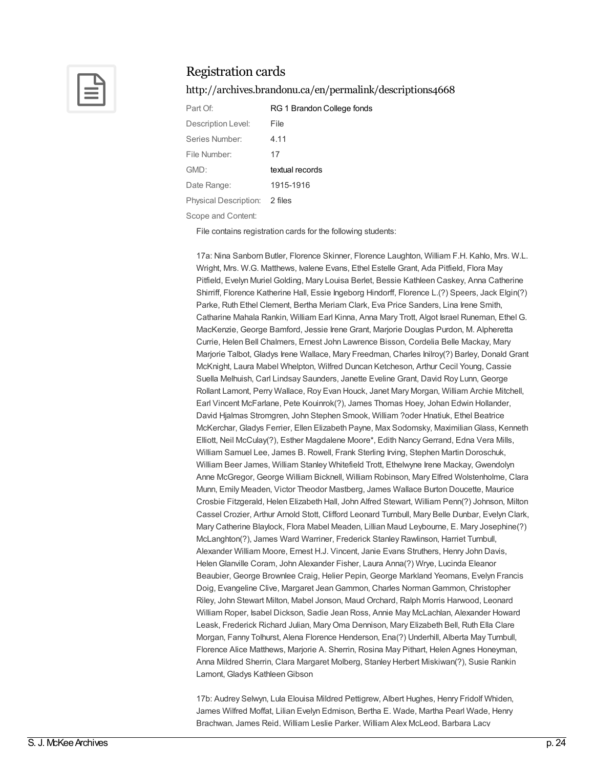## Registration cards

http://archives.brandonu.ca/en/permalink/descriptions4668

Part Of: RG 1 Brandon College fonds

Description Level: File

Series Number: 4.11

File Number: 17

GMD: textual records

Date Range: 1915-1916

Physical Description: 2 files

Scope and Content:

File contains registration cards for the following students:

17a: Nina Sanborn Butler, Florence Skinner, Florence Laughton, William F.H. Kahlo, Mrs. W.L. Wright, Mrs. W.G. Matthews, Ivalene Evans, Ethel Estelle Grant, Ada Pitfield, Flora May Pitfield, Evelyn Muriel Golding, Mary Louisa Berlet, Bessie Kathleen Caskey, Anna Catherine Shirriff, Florence Katherine Hall, Essie Ingeborg Hindorff, Florence L.(?) Speers, Jack Elgin(?) Parke, Ruth Ethel Clement, Bertha Meriam Clark, Eva Price Sanders, Lina Irene Smith, Catharine Mahala Rankin, William Earl Kinna, Anna Mary Trott, Algot Israel Runeman, Ethel G. MacKenzie, George Bamford, Jessie Irene Grant, Marjorie Douglas Purdon, M. Alpheretta Currie, Helen Bell Chalmers, Ernest John Lawrence Bisson, Cordelia Belle Mackay, Mary Marjorie Talbot, Gladys Irene Wallace, Mary Freedman, Charles Inilroy(?) Barley, Donald Grant McKnight, Laura Mabel Whelpton, Wilfred Duncan Ketcheson, Arthur Cecil Young, Cassie Suella Melhuish, Carl Lindsay Saunders, Janette Eveline Grant, David Roy Lunn, George Rollant Lamont, Perry Wallace, Roy Evan Houck, Janet Mary Morgan, William Archie Mitchell, Earl Vincent McFarlane, Pete Kouinrok(?), James Thomas Hoey, Johan Edwin Hollander, David Hjalmas Stromgren, John Stephen Smook, William ?oder Hnatiuk, Ethel Beatrice McKerchar, Gladys Ferrier, Ellen Elizabeth Payne, Max Sodomsky, Maximilian Glass, Kenneth Elliott, Neil McCulay(?), Esther Magdalene Moore*, Edith Nancy Gerrand, Edna Vera Mills, William Samuel Lee, James B. Rowell, Frank Sterling Irving, Stephen Martin Doroschuk, William Beer James, William Stanley Whitefield Trott, Ethelwyne Irene Mackay, Gwendolyn Anne McGregor, George William Bicknell, William Robinson, Mary Elfred Wolstenholme, Clara Munn, Emily Meaden, Victor Theodor Mastberg, James Wallace Burton Doucette, Maurice Crosbie Fitzgerald, Helen Elizabeth Hall, John Alfred Stewart, William Penn(?) Johnson, Milton Cassel Crozier, Arthur Arnold Stott, Clifford Leonard Turnbull, Mary Belle Dunbar, Evelyn Clark, Mary Catherine Blaylock, Flora Mabel Meaden, Lillian Maud Leybourne, E. Mary Josephine(?) McLanghton(?), James Ward Warriner, Frederick Stanley Rawlinson, Harriet Turnbull, Alexander William Moore, Ernest H.J. Vincent, Janie Evans Struthers, Henry John Davis, Helen Glanville Coram, John Alexander Fisher, Laura Anna(?) Wrye, Lucinda Eleanor Beaubier, George Brownlee Craig, Helier Pepin, George Markland Yeomans, Evelyn Francis Doig, Evangeline Clive, Margaret Jean Gammon, Charles Norman Gammon, Christopher Riley, John Stewart Milton, Mabel Jonson, Maud Orchard, Ralph Morris Harwood, Leonard William Roper, Isabel Dickson, Sadie Jean Ross, Annie May McLachlan, Alexander Howard Leask, Frederick Richard Julian, Mary Oma Dennison, Mary Elizabeth Bell, Ruth Ella Clare Morgan, Fanny Tolhurst, Alena Florence Henderson, Ena(?) Underhill, Alberta May Turnbull, Florence Alice Matthews, Marjorie A. Sherrin, Rosina May Pithart, Helen Agnes Honeyman, Anna Mildred Sherrin, Clara Margaret Molberg, Stanley Herbert Miskiwan(?), Susie Rankin Lamont, Gladys Kathleen Gibson

17b: Audrey Selwyn, Lula Elouisa Mildred Pettigrew, Albert Hughes, Henry Fridolf Whiden, James Wilfred Moffat, Lilian Evelyn Edmison, Bertha E. Wade, Martha Pearl Wade, Henry Brachwan, James Reid, William Leslie Parker, William Alex McLeod, Barbara Lacy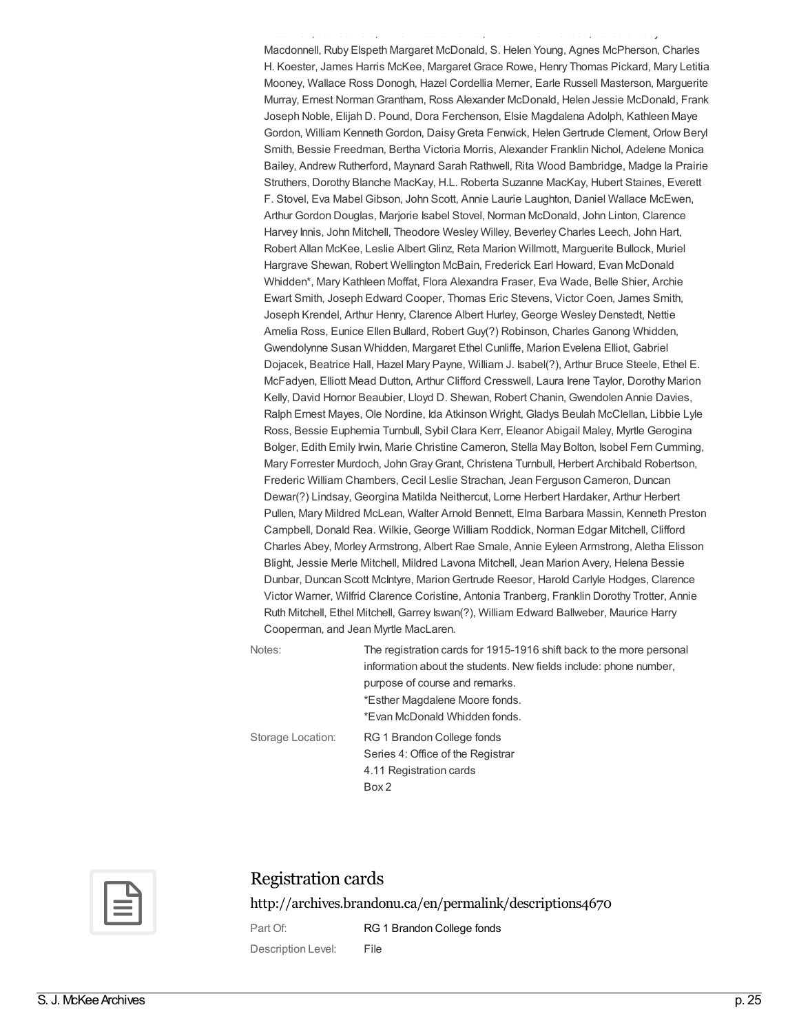Macdonnell, Ruby Elspeth Margaret McDonald, S. Helen Young, Agnes McPherson, Charles H. Koester, James Harris McKee, Margaret Grace Rowe, Henry Thomas Pickard, Mary Letitia Mooney, Wallace Ross Donogh, Hazel Cordellia Merner, Earle Russell Masterson, Marguerite Murray, Ernest Norman Grantham, Ross Alexander McDonald, Helen Jessie McDonald, Frank Joseph Noble, Elijah D. Pound, Dora Ferchenson, Elsie Magdalena Adolph, Kathleen Maye Gordon, William Kenneth Gordon, Daisy Greta Fenwick, Helen Gertrude Clement, Orlow Beryl Smith, Bessie Freedman, Bertha Victoria Morris, Alexander Franklin Nichol, Adelene Monica Bailey, Andrew Rutherford, Maynard Sarah Rathwell, Rita Wood Bambridge, Madge la Prairie Struthers, Dorothy Blanche MacKay, H.L. Roberta Suzanne MacKay, Hubert Staines, Everett F. Stovel, Eva Mabel Gibson, John Scott, Annie Laurie Laughton, Daniel Wallace McEwen, Arthur Gordon Douglas, Marjorie Isabel Stovel, Norman McDonald, John Linton, Clarence Harvey Innis, John Mitchell, Theodore Wesley Willey, Beverley Charles Leech, John Hart, Robert Allan McKee, Leslie Albert Glinz, Reta Marion Willmott, Marguerite Bullock, Muriel Hargrave Shewan, Robert Wellington McBain, Frederick Earl Howard, Evan McDonald Whidden*, Mary Kathleen Moffat, Flora Alexandra Fraser, Eva Wade, Belle Shier, Archie Ewart Smith, Joseph Edward Cooper, Thomas Eric Stevens, Victor Coen, James Smith, Joseph Krendel, Arthur Henry, Clarence Albert Hurley, George Wesley Denstedt, Nettie Amelia Ross, Eunice Ellen Bullard, Robert Guy(?) Robinson, Charles Ganong Whidden, Gwendolynne Susan Whidden, Margaret Ethel Cunliffe, Marion Evelena Elliot, Gabriel Dojacek, Beatrice Hall, Hazel Mary Payne, William J. Isabel(?), Arthur Bruce Steele, Ethel E. McFadyen, Elliott Mead Dutton, Arthur Clifford Cresswell, Laura Irene Taylor, Dorothy Marion Kelly, David Hornor Beaubier, Lloyd D. Shewan, Robert Chanin, Gwendolen Annie Davies, Ralph Ernest Mayes, Ole Nordine, Ida Atkinson Wright, Gladys Beulah McClellan, Libbie Lyle Ross, Bessie Euphemia Turnbull, Sybil Clara Kerr, Eleanor Abigail Maley, Myrtle Gerogina Bolger, Edith Emily Irwin, Marie Christine Cameron, Stella May Bolton, Isobel Fern Cumming, Mary Forrester Murdoch, John Gray Grant, Christena Turnbull, Herbert Archibald Robertson, Frederic William Chambers, Cecil Leslie Strachan, Jean Ferguson Cameron, Duncan Dewar(?) Lindsay, Georgina Matilda Neithercut, Lorne Herbert Hardaker, Arthur Herbert Pullen, Mary Mildred McLean, Walter Arnold Bennett, Elma Barbara Massin, Kenneth Preston Campbell, Donald Rea. Wilkie, George William Roddick, Norman Edgar Mitchell, Clifford Charles Abey, Morley Armstrong, Albert Rae Smale, Annie Eyleen Armstrong, Aletha Elisson Blight, Jessie Merle Mitchell, Mildred Lavona Mitchell, Jean Marion Avery, Helena Bessie Dunbar, Duncan Scott McIntyre, Marion Gertrude Reesor, Harold Carlyle Hodges, Clarence Victor Warner, Wilfrid Clarence Coristine, Antonia Tranberg, Franklin Dorothy Trotter, Annie Ruth Mitchell, Ethel Mitchell, Garrey Iswan(?), William Edward Ballweber, Maurice Harry Cooperman, and Jean Myrtle MacLaren.

Notes: The registration cards for 1915-1916 shift back to the more personal information about the students. New fields include: phone number, purpose of course and remarks.
*Esther Magdalene Moore fonds.
*Evan McDonald Whidden fonds.

Storage Location: RG 1 Brandon College fonds
Series 4: Office of the Registrar
4.11 Registration cards
Box 2

## Registration cards

http://archives.brandonu.ca/en/permalink/descriptions4670

Part Of: RG 1 Brandon College fonds

Description Level: File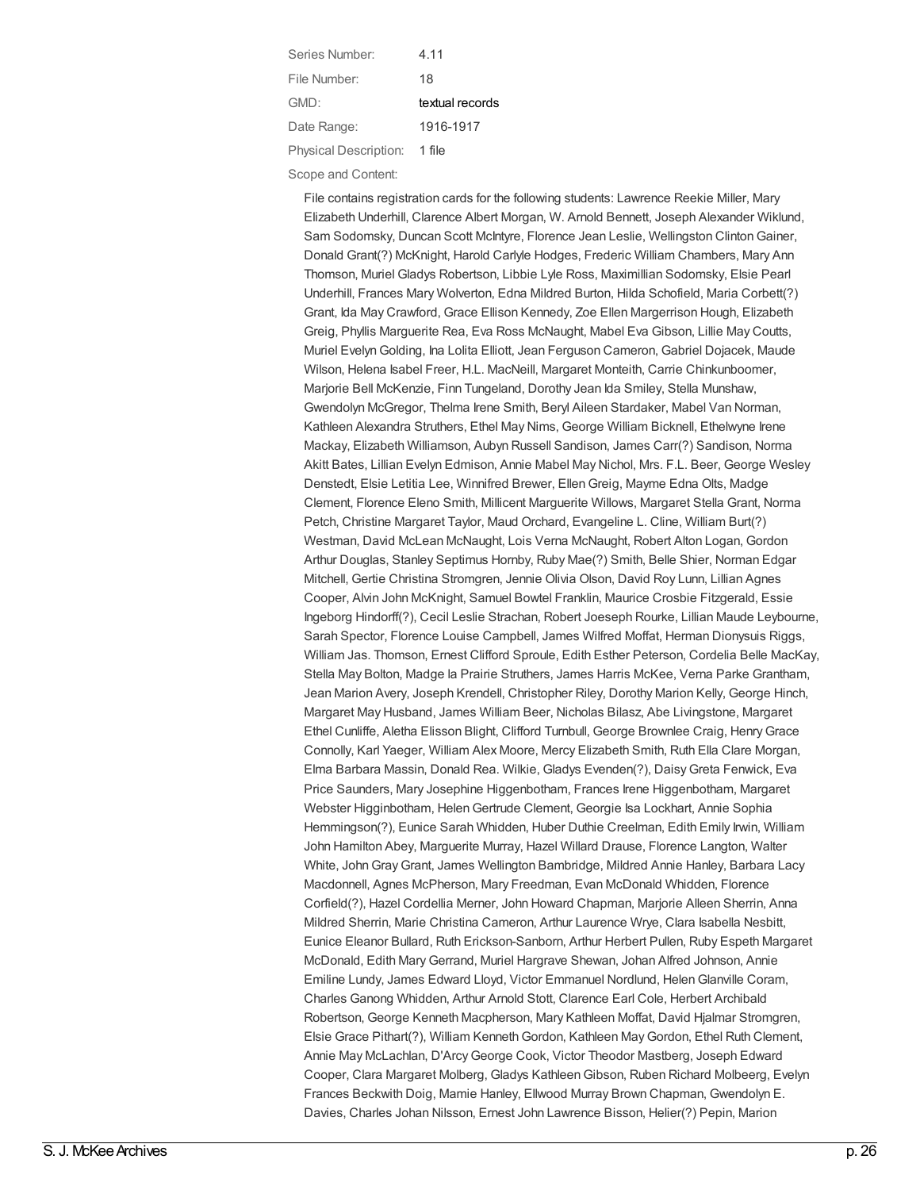Series Number: 4.11

File Number: 18

GMD: textual records

Date Range: 1916-1917

Physical Description: 1 file

Scope and Content:

File contains registration cards for the following students: Lawrence Reekie Miller, Mary Elizabeth Underhill, Clarence Albert Morgan, W. Arnold Bennett, Joseph Alexander Wiklund, Sam Sodomsky, Duncan Scott McIntyre, Florence Jean Leslie, Wellingston Clinton Gainer, Donald Grant(?) McKnight, Harold Carlyle Hodges, Frederic William Chambers, Mary Ann Thomson, Muriel Gladys Robertson, Libbie Lyle Ross, Maximillian Sodomsky, Elsie Pearl Underhill, Frances Mary Wolverton, Edna Mildred Burton, Hilda Schofield, Maria Corbett(?) Grant, Ida May Crawford, Grace Ellison Kennedy, Zoe Ellen Margerrison Hough, Elizabeth Greig, Phyllis Marguerite Rea, Eva Ross McNaught, Mabel Eva Gibson, Lillie May Coutts, Muriel Evelyn Golding, Ina Lolita Elliott, Jean Ferguson Cameron, Gabriel Dojacek, Maude Wilson, Helena Isabel Freer, H.L. MacNeill, Margaret Monteith, Carrie Chinkunboomer, Marjorie Bell McKenzie, Finn Tungeland, Dorothy Jean Ida Smiley, Stella Munshaw, Gwendolyn McGregor, Thelma Irene Smith, Beryl Aileen Stardaker, Mabel Van Norman, Kathleen Alexandra Struthers, Ethel May Nims, George William Bicknell, Ethelwyne Irene Mackay, Elizabeth Williamson, Aubyn Russell Sandison, James Carr(?) Sandison, Norma Akitt Bates, Lillian Evelyn Edmison, Annie Mabel May Nichol, Mrs. F.L. Beer, George Wesley Denstedt, Elsie Letitia Lee, Winnifred Brewer, Ellen Greig, Mayme Edna Olts, Madge Clement, Florence Eleno Smith, Millicent Marguerite Willows, Margaret Stella Grant, Norma Petch, Christine Margaret Taylor, Maud Orchard, Evangeline L. Cline, William Burt(?) Westman, David McLean McNaught, Lois Verna McNaught, Robert Alton Logan, Gordon Arthur Douglas, Stanley Septimus Hornby, Ruby Mae(?) Smith, Belle Shier, Norman Edgar Mitchell, Gertie Christina Stromgren, Jennie Olivia Olson, David Roy Lunn, Lillian Agnes Cooper, Alvin John McKnight, Samuel Bowtel Franklin, Maurice Crosbie Fitzgerald, Essie Ingeborg Hindorff(?), Cecil Leslie Strachan, Robert Joeseph Rourke, Lillian Maude Leybourne, Sarah Spector, Florence Louise Campbell, James Wilfred Moffat, Herman Dionysuis Riggs, William Jas. Thomson, Ernest Clifford Sproule, Edith Esther Peterson, Cordelia Belle MacKay, Stella May Bolton, Madge la Prairie Struthers, James Harris McKee, Verna Parke Grantham, Jean Marion Avery, Joseph Krendell, Christopher Riley, Dorothy Marion Kelly, George Hinch, Margaret May Husband, James William Beer, Nicholas Bilasz, Abe Livingstone, Margaret Ethel Cunliffe, Aletha Elisson Blight, Clifford Turnbull, George Brownlee Craig, Henry Grace Connolly, Karl Yaeger, William Alex Moore, Mercy Elizabeth Smith, Ruth Ella Clare Morgan, Elma Barbara Massin, Donald Rea. Wilkie, Gladys Evenden(?), Daisy Greta Fenwick, Eva Price Saunders, Mary Josephine Higgenbotham, Frances Irene Higgenbotham, Margaret Webster Higginbotham, Helen Gertrude Clement, Georgie Isa Lockhart, Annie Sophia Hemmingson(?), Eunice Sarah Whidden, Huber Duthie Creelman, Edith Emily Irwin, William John Hamilton Abey, Marguerite Murray, Hazel Willard Drause, Florence Langton, Walter White, John Gray Grant, James Wellington Bambridge, Mildred Annie Hanley, Barbara Lacy Macdonnell, Agnes McPherson, Mary Freedman, Evan McDonald Whidden, Florence Corfield(?), Hazel Cordellia Merner, John Howard Chapman, Marjorie Alleen Sherrin, Anna Mildred Sherrin, Marie Christina Cameron, Arthur Laurence Wrye, Clara Isabella Nesbitt, Eunice Eleanor Bullard, Ruth Erickson-Sanborn, Arthur Herbert Pullen, Ruby Espeth Margaret McDonald, Edith Mary Gerrand, Muriel Hargrave Shewan, Johan Alfred Johnson, Annie Emiline Lundy, James Edward Lloyd, Victor Emmanuel Nordlund, Helen Glanville Coram, Charles Ganong Whidden, Arthur Arnold Stott, Clarence Earl Cole, Herbert Archibald Robertson, George Kenneth Macpherson, Mary Kathleen Moffat, David Hjalmar Stromgren, Elsie Grace Pithart(?), William Kenneth Gordon, Kathleen May Gordon, Ethel Ruth Clement, Annie May McLachlan, D'Arcy George Cook, Victor Theodor Mastberg, Joseph Edward Cooper, Clara Margaret Molberg, Gladys Kathleen Gibson, Ruben Richard Molbeerg, Evelyn Frances Beckwith Doig, Mamie Hanley, Ellwood Murray Brown Chapman, Gwendolyn E. Davies, Charles Johan Nilsson, Ernest John Lawrence Bisson, Helier(?) Pepin, Marion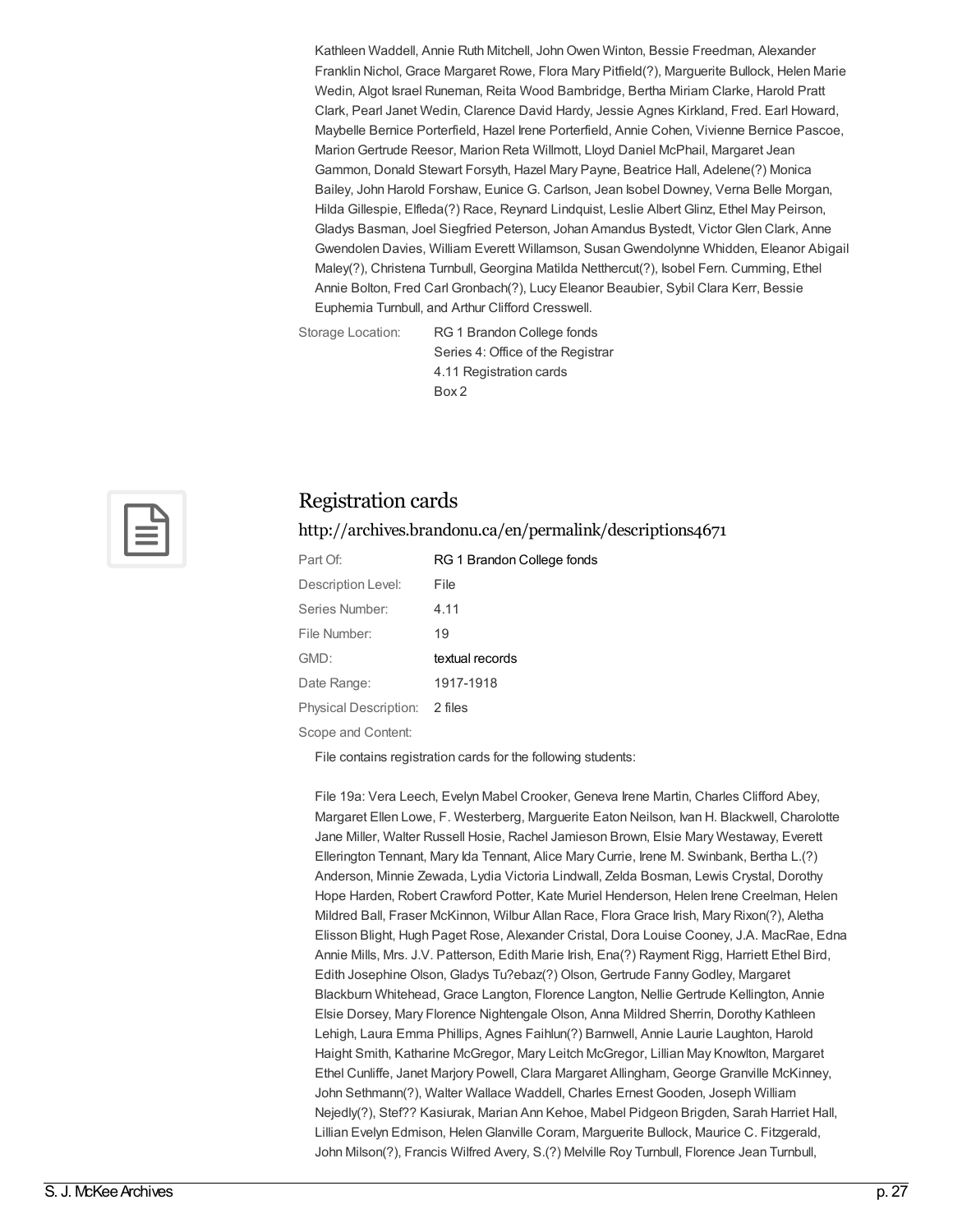Kathleen Waddell, Annie Ruth Mitchell, John Owen Winton, Bessie Freedman, Alexander Franklin Nichol, Grace Margaret Rowe, Flora Mary Pitfield(?), Marguerite Bullock, Helen Marie Wedin, Algot Israel Runeman, Reita Wood Bambridge, Bertha Miriam Clarke, Harold Pratt Clark, Pearl Janet Wedin, Clarence David Hardy, Jessie Agnes Kirkland, Fred. Earl Howard, Maybelle Bernice Porterfield, Hazel Irene Porterfield, Annie Cohen, Vivienne Bernice Pascoe, Marion Gertrude Reesor, Marion Reta Willmott, Lloyd Daniel McPhail, Margaret Jean Gammon, Donald Stewart Forsyth, Hazel Mary Payne, Beatrice Hall, Adelene(?) Monica Bailey, John Harold Forshaw, Eunice G. Carlson, Jean Isobel Downey, Verna Belle Morgan, Hilda Gillespie, Elfleda(?) Race, Reynard Lindquist, Leslie Albert Glinz, Ethel May Peirson, Gladys Basman, Joel Siegfried Peterson, Johan Amandus Bystedt, Victor Glen Clark, Anne Gwendolen Davies, William Everett Willamson, Susan Gwendolynne Whidden, Eleanor Abigail Maley(?), Christena Turnbull, Georgina Matilda Netthercut(?), Isobel Fern. Cumming, Ethel Annie Bolton, Fred Carl Gronbach(?), Lucy Eleanor Beaubier, Sybil Clara Kerr, Bessie Euphemia Turnbull, and Arthur Clifford Cresswell.

Storage Location: RG 1 Brandon College fonds
Series 4: Office of the Registrar
4.11 Registration cards
Box 2

## Registration cards

http://archives.brandonu.ca/en/permalink/descriptions4671

| | |
|---|---|
| Part Of: | RG 1 Brandon College fonds |
| Description Level: | File |
| Series Number: | 4.11 |
| File Number: | 19 |
| GMD: | textual records |
| Date Range: | 1917-1918 |
| Physical Description: | 2 files |

Scope and Content:

File contains registration cards for the following students:

File 19a: Vera Leech, Evelyn Mabel Crooker, Geneva Irene Martin, Charles Clifford Abey, Margaret Ellen Lowe, F. Westerberg, Marguerite Eaton Neilson, Ivan H. Blackwell, Charolotte Jane Miller, Walter Russell Hosie, Rachel Jamieson Brown, Elsie Mary Westaway, Everett Ellerington Tennant, Mary Ida Tennant, Alice Mary Currie, Irene M. Swinbank, Bertha L.(?) Anderson, Minnie Zewada, Lydia Victoria Lindwall, Zelda Bosman, Lewis Crystal, Dorothy Hope Harden, Robert Crawford Potter, Kate Muriel Henderson, Helen Irene Creelman, Helen Mildred Ball, Fraser McKinnon, Wilbur Allan Race, Flora Grace Irish, Mary Rixon(?), Aletha Elisson Blight, Hugh Paget Rose, Alexander Cristal, Dora Louise Cooney, J.A. MacRae, Edna Annie Mills, Mrs. J.V. Patterson, Edith Marie Irish, Ena(?) Rayment Rigg, Harriett Ethel Bird, Edith Josephine Olson, Gladys Tu?ebaz(?) Olson, Gertrude Fanny Godley, Margaret Blackburn Whitehead, Grace Langton, Florence Langton, Nellie Gertrude Kellington, Annie Elsie Dorsey, Mary Florence Nightengale Olson, Anna Mildred Sherrin, Dorothy Kathleen Lehigh, Laura Emma Phillips, Agnes Faihlun(?) Barnwell, Annie Laurie Laughton, Harold Haight Smith, Katharine McGregor, Mary Leitch McGregor, Lillian May Knowlton, Margaret Ethel Cunliffe, Janet Marjory Powell, Clara Margaret Allingham, George Granville McKinney, John Sethmann(?), Walter Wallace Waddell, Charles Ernest Gooden, Joseph William Nejedly(?), Stef?? Kasiurak, Marian Ann Kehoe, Mabel Pidgeon Brigden, Sarah Harriet Hall, Lillian Evelyn Edmison, Helen Glanville Coram, Marguerite Bullock, Maurice C. Fitzgerald, John Milson(?), Francis Wilfred Avery, S.(?) Melville Roy Turnbull, Florence Jean Turnbull,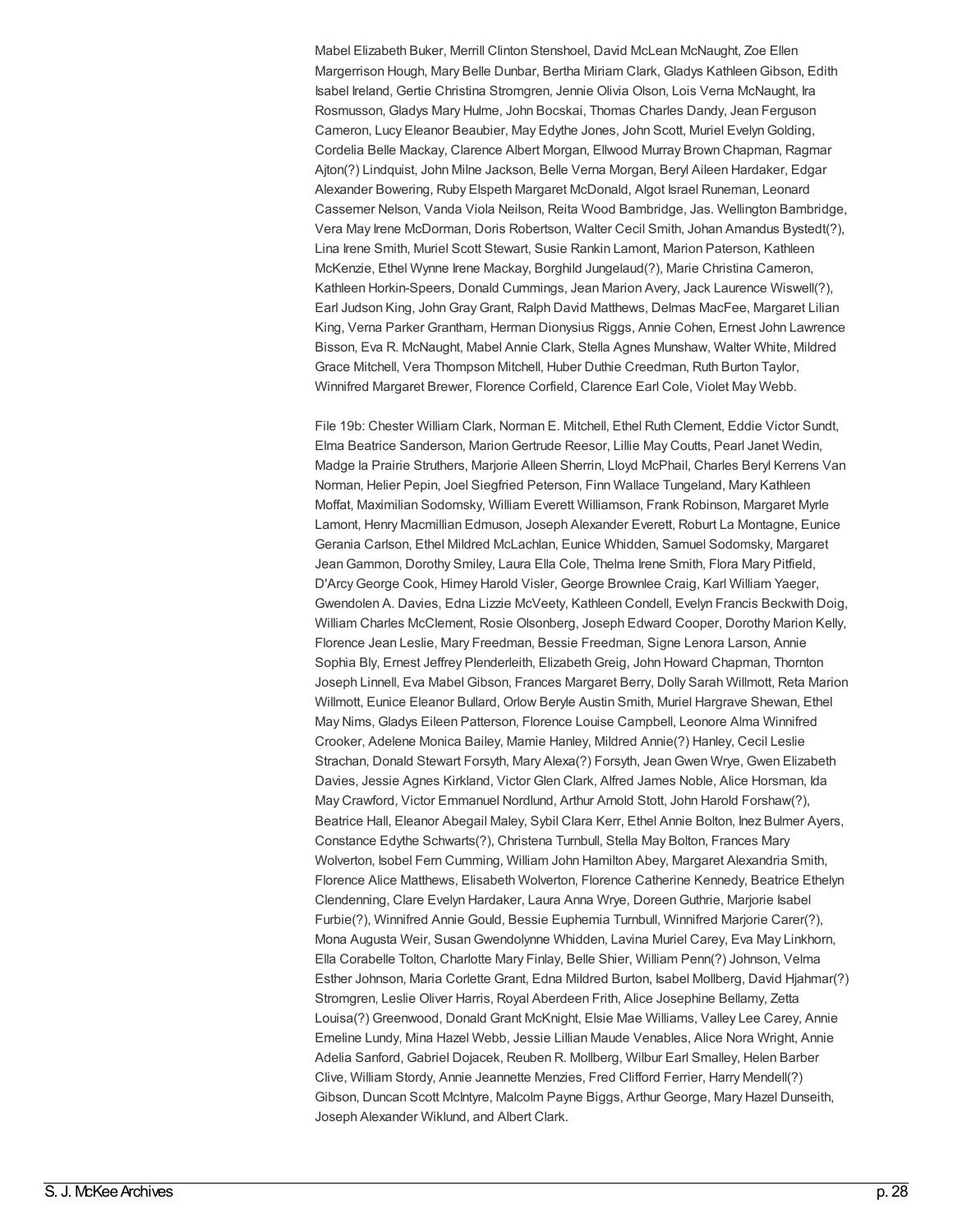Mabel Elizabeth Buker, Merrill Clinton Stenshoel, David McLean McNaught, Zoe Ellen Margerrison Hough, Mary Belle Dunbar, Bertha Miriam Clark, Gladys Kathleen Gibson, Edith Isabel Ireland, Gertie Christina Stromgren, Jennie Olivia Olson, Lois Verna McNaught, Ira Rosmusson, Gladys Mary Hulme, John Bocskai, Thomas Charles Dandy, Jean Ferguson Cameron, Lucy Eleanor Beaubier, May Edythe Jones, John Scott, Muriel Evelyn Golding, Cordelia Belle Mackay, Clarence Albert Morgan, Ellwood Murray Brown Chapman, Ragmar Ajton(?) Lindquist, John Milne Jackson, Belle Verna Morgan, Beryl Aileen Hardaker, Edgar Alexander Bowering, Ruby Elspeth Margaret McDonald, Algot Israel Runeman, Leonard Cassemer Nelson, Vanda Viola Neilson, Reita Wood Bambridge, Jas. Wellington Bambridge, Vera May Irene McDorman, Doris Robertson, Walter Cecil Smith, Johan Amandus Bystedt(?), Lina Irene Smith, Muriel Scott Stewart, Susie Rankin Lamont, Marion Paterson, Kathleen McKenzie, Ethel Wynne Irene Mackay, Borghild Jungelaud(?), Marie Christina Cameron, Kathleen Horkin-Speers, Donald Cummings, Jean Marion Avery, Jack Laurence Wiswell(?), Earl Judson King, John Gray Grant, Ralph David Matthews, Delmas MacFee, Margaret Lilian King, Verna Parker Grantham, Herman Dionysius Riggs, Annie Cohen, Ernest John Lawrence Bisson, Eva R. McNaught, Mabel Annie Clark, Stella Agnes Munshaw, Walter White, Mildred Grace Mitchell, Vera Thompson Mitchell, Huber Duthie Creedman, Ruth Burton Taylor, Winnifred Margaret Brewer, Florence Corfield, Clarence Earl Cole, Violet May Webb.

File 19b: Chester William Clark, Norman E. Mitchell, Ethel Ruth Clement, Eddie Victor Sundt, Elma Beatrice Sanderson, Marion Gertrude Reesor, Lillie May Coutts, Pearl Janet Wedin, Madge la Prairie Struthers, Marjorie Alleen Sherrin, Lloyd McPhail, Charles Beryl Kerrens Van Norman, Helier Pepin, Joel Siegfried Peterson, Finn Wallace Tungeland, Mary Kathleen Moffat, Maximilian Sodomsky, William Everett Williamson, Frank Robinson, Margaret Myrle Lamont, Henry Macmillian Edmuson, Joseph Alexander Everett, Roburt La Montagne, Eunice Gerania Carlson, Ethel Mildred McLachlan, Eunice Whidden, Samuel Sodomsky, Margaret Jean Gammon, Dorothy Smiley, Laura Ella Cole, Thelma Irene Smith, Flora Mary Pitfield, D'Arcy George Cook, Himey Harold Visler, George Brownlee Craig, Karl William Yaeger, Gwendolen A. Davies, Edna Lizzie McVeety, Kathleen Condell, Evelyn Francis Beckwith Doig, William Charles McClement, Rosie Olsonberg, Joseph Edward Cooper, Dorothy Marion Kelly, Florence Jean Leslie, Mary Freedman, Bessie Freedman, Signe Lenora Larson, Annie Sophia Bly, Ernest Jeffrey Plenderleith, Elizabeth Greig, John Howard Chapman, Thornton Joseph Linnell, Eva Mabel Gibson, Frances Margaret Berry, Dolly Sarah Willmott, Reta Marion Willmott, Eunice Eleanor Bullard, Orlow Beryle Austin Smith, Muriel Hargrave Shewan, Ethel May Nims, Gladys Eileen Patterson, Florence Louise Campbell, Leonore Alma Winnifred Crooker, Adelene Monica Bailey, Mamie Hanley, Mildred Annie(?) Hanley, Cecil Leslie Strachan, Donald Stewart Forsyth, Mary Alexa(?) Forsyth, Jean Gwen Wrye, Gwen Elizabeth Davies, Jessie Agnes Kirkland, Victor Glen Clark, Alfred James Noble, Alice Horsman, Ida May Crawford, Victor Emmanuel Nordlund, Arthur Arnold Stott, John Harold Forshaw(?), Beatrice Hall, Eleanor Abegail Maley, Sybil Clara Kerr, Ethel Annie Bolton, Inez Bulmer Ayers, Constance Edythe Schwarts(?), Christena Turnbull, Stella May Bolton, Frances Mary Wolverton, Isobel Fern Cumming, William John Hamilton Abey, Margaret Alexandria Smith, Florence Alice Matthews, Elisabeth Wolverton, Florence Catherine Kennedy, Beatrice Ethelyn Clendenning, Clare Evelyn Hardaker, Laura Anna Wrye, Doreen Guthrie, Marjorie Isabel Furbie(?), Winnifred Annie Gould, Bessie Euphemia Turnbull, Winnifred Marjorie Carer(?), Mona Augusta Weir, Susan Gwendolynne Whidden, Lavina Muriel Carey, Eva May Linkhorn, Ella Corabelle Tolton, Charlotte Mary Finlay, Belle Shier, William Penn(?) Johnson, Velma Esther Johnson, Maria Corlette Grant, Edna Mildred Burton, Isabel Mollberg, David Hjahmar(?) Stromgren, Leslie Oliver Harris, Royal Aberdeen Frith, Alice Josephine Bellamy, Zetta Louisa(?) Greenwood, Donald Grant McKnight, Elsie Mae Williams, Valley Lee Carey, Annie Emeline Lundy, Mina Hazel Webb, Jessie Lillian Maude Venables, Alice Nora Wright, Annie Adelia Sanford, Gabriel Dojacek, Reuben R. Mollberg, Wilbur Earl Smalley, Helen Barber Clive, William Stordy, Annie Jeannette Menzies, Fred Clifford Ferrier, Harry Mendell(?) Gibson, Duncan Scott McIntyre, Malcolm Payne Biggs, Arthur George, Mary Hazel Dunseith, Joseph Alexander Wiklund, and Albert Clark.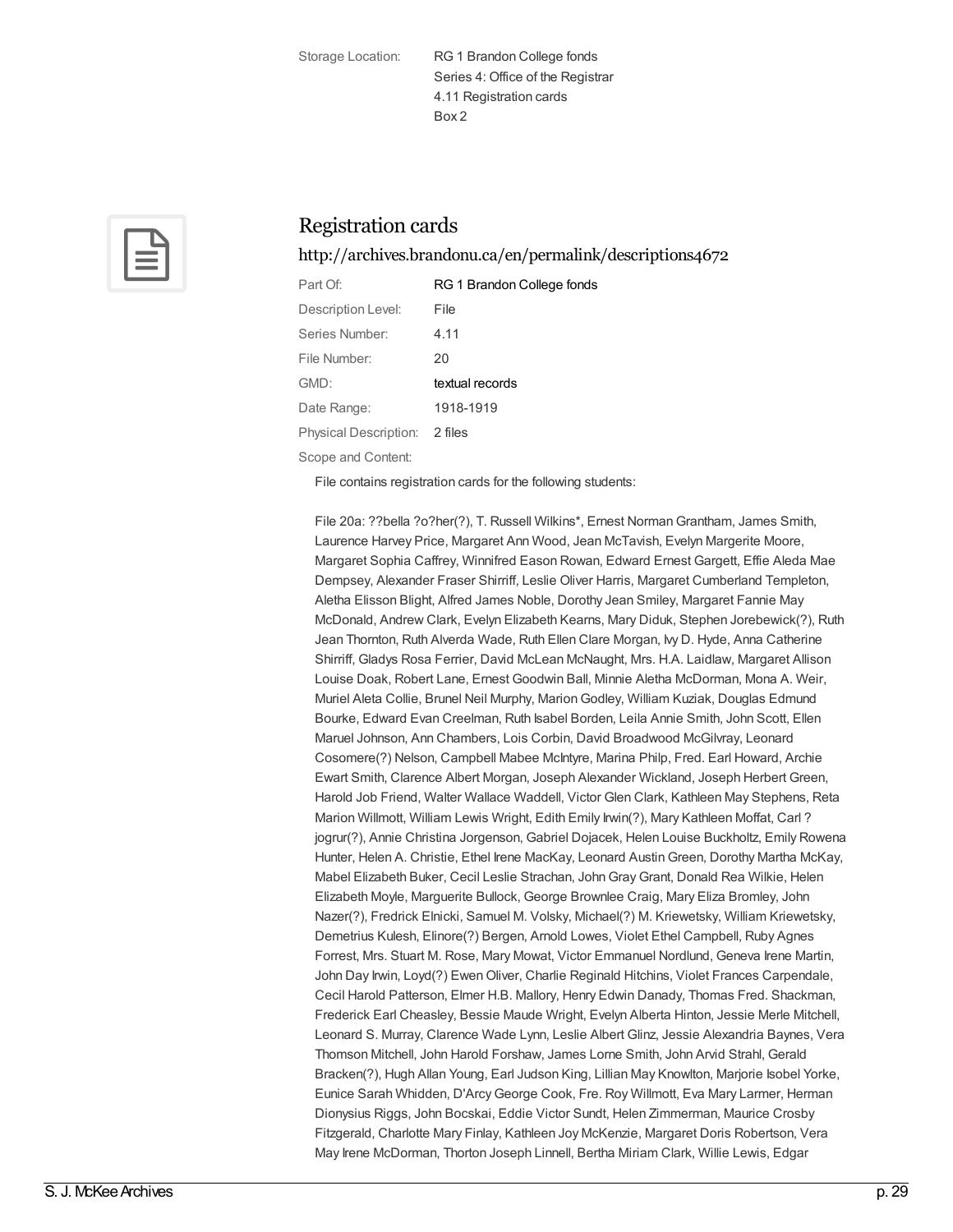| | |
|---|---|
| Storage Location: | RG 1 Brandon College fonds<br>Series 4: Office of the Registrar<br>4.11 Registration cards<br>Box 2 |

## Registration cards

http://archives.brandonu.ca/en/permalink/descriptions4672

| | |
|---|---|
| Part Of: | RG 1 Brandon College fonds |
| Description Level: | File |
| Series Number: | 4.11 |
| File Number: | 20 |
| GMD: | textual records |
| Date Range: | 1918-1919 |
| Physical Description: | 2 files |

Scope and Content:

File contains registration cards for the following students:

File 20a: ??bella ?o?her(?), T. Russell Wilkins*, Ernest Norman Grantham, James Smith, Laurence Harvey Price, Margaret Ann Wood, Jean McTavish, Evelyn Margerite Moore, Margaret Sophia Caffrey, Winnifred Eason Rowan, Edward Ernest Gargett, Effie Aleda Mae Dempsey, Alexander Fraser Shirriff, Leslie Oliver Harris, Margaret Cumberland Templeton, Aletha Elisson Blight, Alfred James Noble, Dorothy Jean Smiley, Margaret Fannie May McDonald, Andrew Clark, Evelyn Elizabeth Kearns, Mary Diduk, Stephen Jorebewick(?), Ruth Jean Thornton, Ruth Alverda Wade, Ruth Ellen Clare Morgan, Ivy D. Hyde, Anna Catherine Shirriff, Gladys Rosa Ferrier, David McLean McNaught, Mrs. H.A. Laidlaw, Margaret Allison Louise Doak, Robert Lane, Ernest Goodwin Ball, Minnie Aletha McDorman, Mona A. Weir, Muriel Aleta Collie, Brunel Neil Murphy, Marion Godley, William Kuziak, Douglas Edmund Bourke, Edward Evan Creelman, Ruth Isabel Borden, Leila Annie Smith, John Scott, Ellen Maruel Johnson, Ann Chambers, Lois Corbin, David Broadwood McGilvray, Leonard Cosomere(?) Nelson, Campbell Mabee McIntyre, Marina Philp, Fred. Earl Howard, Archie Ewart Smith, Clarence Albert Morgan, Joseph Alexander Wickland, Joseph Herbert Green, Harold Job Friend, Walter Wallace Waddell, Victor Glen Clark, Kathleen May Stephens, Reta Marion Willmott, William Lewis Wright, Edith Emily Irwin(?), Mary Kathleen Moffat, Carl ?jogrur(?), Annie Christina Jorgenson, Gabriel Dojacek, Helen Louise Buckholtz, Emily Rowena Hunter, Helen A. Christie, Ethel Irene MacKay, Leonard Austin Green, Dorothy Martha McKay, Mabel Elizabeth Buker, Cecil Leslie Strachan, John Gray Grant, Donald Rea Wilkie, Helen Elizabeth Moyle, Marguerite Bullock, George Brownlee Craig, Mary Eliza Bromley, John Nazer(?), Fredrick Elnicki, Samuel M. Volsky, Michael(?) M. Kriewetsky, William Kriewetsky, Demetrius Kulesh, Elinore(?) Bergen, Arnold Lowes, Violet Ethel Campbell, Ruby Agnes Forrest, Mrs. Stuart M. Rose, Mary Mowat, Victor Emmanuel Nordlund, Geneva Irene Martin, John Day Irwin, Loyd(?) Ewen Oliver, Charlie Reginald Hitchins, Violet Frances Carpendale, Cecil Harold Patterson, Elmer H.B. Mallory, Henry Edwin Danady, Thomas Fred. Shackman, Frederick Earl Cheasley, Bessie Maude Wright, Evelyn Alberta Hinton, Jessie Merle Mitchell, Leonard S. Murray, Clarence Wade Lynn, Leslie Albert Glinz, Jessie Alexandria Baynes, Vera Thomson Mitchell, John Harold Forshaw, James Lorne Smith, John Arvid Strahl, Gerald Bracken(?), Hugh Allan Young, Earl Judson King, Lillian May Knowlton, Marjorie Isobel Yorke, Eunice Sarah Whidden, D'Arcy George Cook, Fre. Roy Willmott, Eva Mary Larmer, Herman Dionysius Riggs, John Bocskai, Eddie Victor Sundt, Helen Zimmerman, Maurice Crosby Fitzgerald, Charlotte Mary Finlay, Kathleen Joy McKenzie, Margaret Doris Robertson, Vera May Irene McDorman, Thorton Joseph Linnell, Bertha Miriam Clark, Willie Lewis, Edgar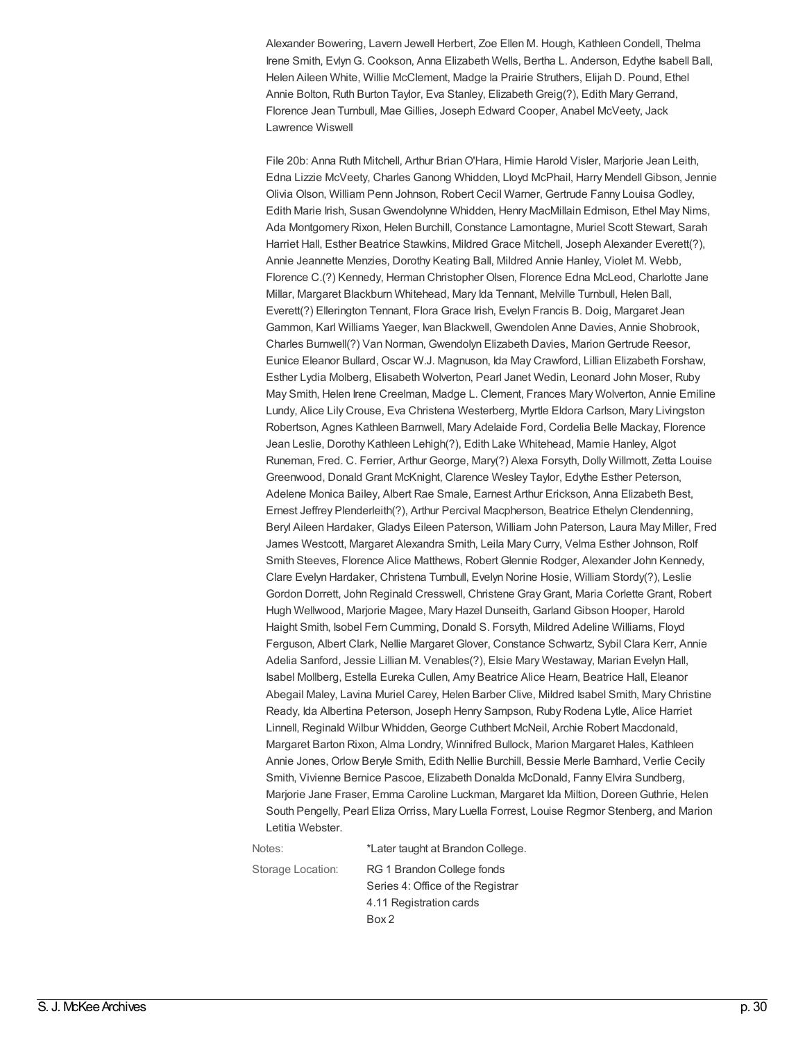Alexander Bowering, Lavern Jewell Herbert, Zoe Ellen M. Hough, Kathleen Condell, Thelma Irene Smith, Evlyn G. Cookson, Anna Elizabeth Wells, Bertha L. Anderson, Edythe Isabell Ball, Helen Aileen White, Willie McClement, Madge la Prairie Struthers, Elijah D. Pound, Ethel Annie Bolton, Ruth Burton Taylor, Eva Stanley, Elizabeth Greig(?), Edith Mary Gerrand, Florence Jean Turnbull, Mae Gillies, Joseph Edward Cooper, Anabel McVeety, Jack Lawrence Wiswell

File 20b: Anna Ruth Mitchell, Arthur Brian O'Hara, Himie Harold Visler, Marjorie Jean Leith, Edna Lizzie McVeety, Charles Ganong Whidden, Lloyd McPhail, Harry Mendell Gibson, Jennie Olivia Olson, William Penn Johnson, Robert Cecil Warner, Gertrude Fanny Louisa Godley, Edith Marie Irish, Susan Gwendolynne Whidden, Henry MacMillain Edmison, Ethel May Nims, Ada Montgomery Rixon, Helen Burchill, Constance Lamontagne, Muriel Scott Stewart, Sarah Harriet Hall, Esther Beatrice Stawkins, Mildred Grace Mitchell, Joseph Alexander Everett(?), Annie Jeannette Menzies, Dorothy Keating Ball, Mildred Annie Hanley, Violet M. Webb, Florence C.(?) Kennedy, Herman Christopher Olsen, Florence Edna McLeod, Charlotte Jane Millar, Margaret Blackburn Whitehead, Mary Ida Tennant, Melville Turnbull, Helen Ball, Everett(?) Ellerington Tennant, Flora Grace Irish, Evelyn Francis B. Doig, Margaret Jean Gammon, Karl Williams Yaeger, Ivan Blackwell, Gwendolen Anne Davies, Annie Shobrook, Charles Burnwell(?) Van Norman, Gwendolyn Elizabeth Davies, Marion Gertrude Reesor, Eunice Eleanor Bullard, Oscar W.J. Magnuson, Ida May Crawford, Lillian Elizabeth Forshaw, Esther Lydia Molberg, Elisabeth Wolverton, Pearl Janet Wedin, Leonard John Moser, Ruby May Smith, Helen Irene Creelman, Madge L. Clement, Frances Mary Wolverton, Annie Emiline Lundy, Alice Lily Crouse, Eva Christena Westerberg, Myrtle Eldora Carlson, Mary Livingston Robertson, Agnes Kathleen Barnwell, Mary Adelaide Ford, Cordelia Belle Mackay, Florence Jean Leslie, Dorothy Kathleen Lehigh(?), Edith Lake Whitehead, Mamie Hanley, Algot Runeman, Fred. C. Ferrier, Arthur George, Mary(?) Alexa Forsyth, Dolly Willmott, Zetta Louise Greenwood, Donald Grant McKnight, Clarence Wesley Taylor, Edythe Esther Peterson, Adelene Monica Bailey, Albert Rae Smale, Earnest Arthur Erickson, Anna Elizabeth Best, Ernest Jeffrey Plenderleith(?), Arthur Percival Macpherson, Beatrice Ethelyn Clendenning, Beryl Aileen Hardaker, Gladys Eileen Paterson, William John Paterson, Laura May Miller, Fred James Westcott, Margaret Alexandra Smith, Leila Mary Curry, Velma Esther Johnson, Rolf Smith Steeves, Florence Alice Matthews, Robert Glennie Rodger, Alexander John Kennedy, Clare Evelyn Hardaker, Christena Turnbull, Evelyn Norine Hosie, William Stordy(?), Leslie Gordon Dorrett, John Reginald Cresswell, Christene Gray Grant, Maria Corlette Grant, Robert Hugh Wellwood, Marjorie Magee, Mary Hazel Dunseith, Garland Gibson Hooper, Harold Haight Smith, Isobel Fern Cumming, Donald S. Forsyth, Mildred Adeline Williams, Floyd Ferguson, Albert Clark, Nellie Margaret Glover, Constance Schwartz, Sybil Clara Kerr, Annie Adelia Sanford, Jessie Lillian M. Venables(?), Elsie Mary Westaway, Marian Evelyn Hall, Isabel Mollberg, Estella Eureka Cullen, Amy Beatrice Alice Hearn, Beatrice Hall, Eleanor Abegail Maley, Lavina Muriel Carey, Helen Barber Clive, Mildred Isabel Smith, Mary Christine Ready, Ida Albertina Peterson, Joseph Henry Sampson, Ruby Rodena Lytle, Alice Harriet Linnell, Reginald Wilbur Whidden, George Cuthbert McNeil, Archie Robert Macdonald, Margaret Barton Rixon, Alma Londry, Winnifred Bullock, Marion Margaret Hales, Kathleen Annie Jones, Orlow Beryle Smith, Edith Nellie Burchill, Bessie Merle Barnhard, Verlie Cecily Smith, Vivienne Bernice Pascoe, Elizabeth Donalda McDonald, Fanny Elvira Sundberg, Marjorie Jane Fraser, Emma Caroline Luckman, Margaret Ida Miltion, Doreen Guthrie, Helen South Pengelly, Pearl Eliza Orriss, Mary Luella Forrest, Louise Regmor Stenberg, and Marion Letitia Webster.

Notes: *Later taught at Brandon College.

Storage Location: RG 1 Brandon College fonds
Series 4: Office of the Registrar
4.11 Registration cards
Box 2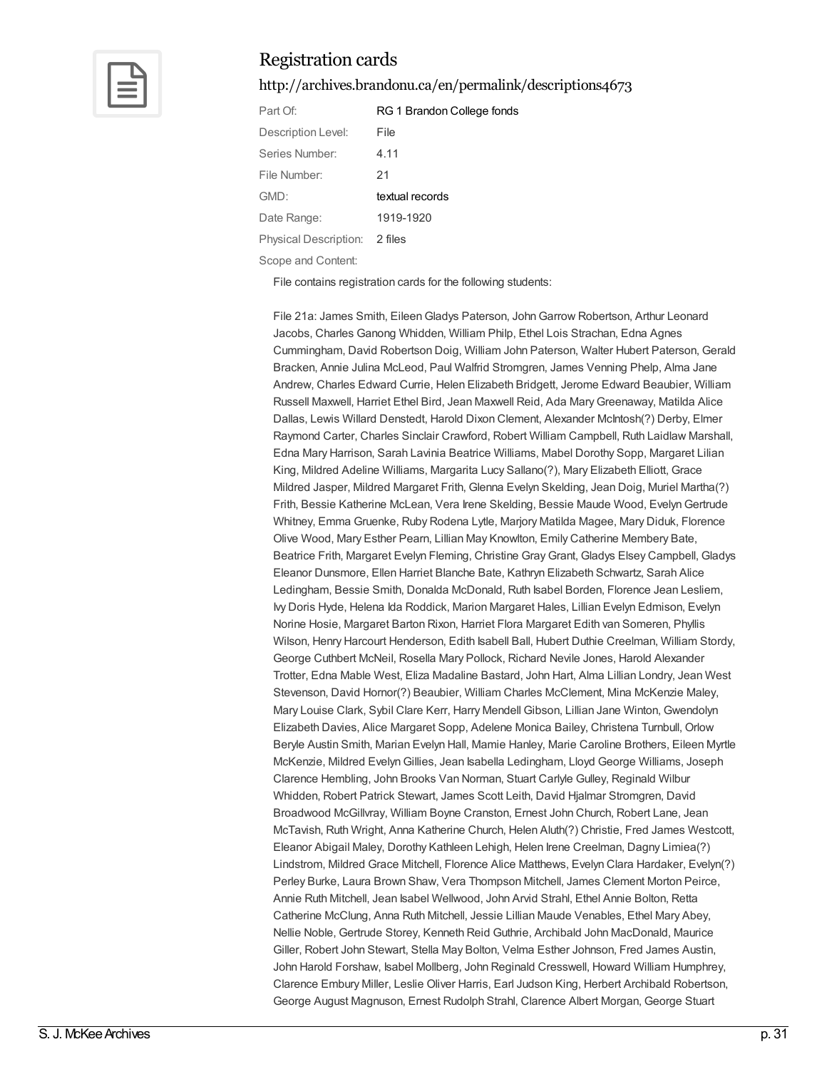## Registration cards

http://archives.brandonu.ca/en/permalink/descriptions4673

| | |
|---|---|
| Part Of: | RG 1 Brandon College fonds |
| Description Level: | File |
| Series Number: | 4.11 |
| File Number: | 21 |
| GMD: | textual records |
| Date Range: | 1919-1920 |
| Physical Description: | 2 files |

Scope and Content:

File contains registration cards for the following students:

File 21a: James Smith, Eileen Gladys Paterson, John Garrow Robertson, Arthur Leonard Jacobs, Charles Ganong Whidden, William Philp, Ethel Lois Strachan, Edna Agnes Cummingham, David Robertson Doig, William John Paterson, Walter Hubert Paterson, Gerald Bracken, Annie Julina McLeod, Paul Walfrid Stromgren, James Venning Phelp, Alma Jane Andrew, Charles Edward Currie, Helen Elizabeth Bridgett, Jerome Edward Beaubier, William Russell Maxwell, Harriet Ethel Bird, Jean Maxwell Reid, Ada Mary Greenaway, Matilda Alice Dallas, Lewis Willard Denstedt, Harold Dixon Clement, Alexander McIntosh(?) Derby, Elmer Raymond Carter, Charles Sinclair Crawford, Robert William Campbell, Ruth Laidlaw Marshall, Edna Mary Harrison, Sarah Lavinia Beatrice Williams, Mabel Dorothy Sopp, Margaret Lilian King, Mildred Adeline Williams, Margarita Lucy Sallano(?), Mary Elizabeth Elliott, Grace Mildred Jasper, Mildred Margaret Frith, Glenna Evelyn Skelding, Jean Doig, Muriel Martha(?) Frith, Bessie Katherine McLean, Vera Irene Skelding, Bessie Maude Wood, Evelyn Gertrude Whitney, Emma Gruenke, Ruby Rodena Lytle, Marjory Matilda Magee, Mary Diduk, Florence Olive Wood, Mary Esther Pearn, Lillian May Knowlton, Emily Catherine Membery Bate, Beatrice Frith, Margaret Evelyn Fleming, Christine Gray Grant, Gladys Elsey Campbell, Gladys Eleanor Dunsmore, Ellen Harriet Blanche Bate, Kathryn Elizabeth Schwartz, Sarah Alice Ledingham, Bessie Smith, Donalda McDonald, Ruth Isabel Borden, Florence Jean Lesliem, Ivy Doris Hyde, Helena Ida Roddick, Marion Margaret Hales, Lillian Evelyn Edmison, Evelyn Norine Hosie, Margaret Barton Rixon, Harriet Flora Margaret Edith van Someren, Phyllis Wilson, Henry Harcourt Henderson, Edith Isabell Ball, Hubert Duthie Creelman, William Stordy, George Cuthbert McNeil, Rosella Mary Pollock, Richard Nevile Jones, Harold Alexander Trotter, Edna Mable West, Eliza Madaline Bastard, John Hart, Alma Lillian Londry, Jean West Stevenson, David Hornor(?) Beaubier, William Charles McClement, Mina McKenzie Maley, Mary Louise Clark, Sybil Clare Kerr, Harry Mendell Gibson, Lillian Jane Winton, Gwendolyn Elizabeth Davies, Alice Margaret Sopp, Adelene Monica Bailey, Christena Turnbull, Orlow Beryle Austin Smith, Marian Evelyn Hall, Mamie Hanley, Marie Caroline Brothers, Eileen Myrtle McKenzie, Mildred Evelyn Gillies, Jean Isabella Ledingham, Lloyd George Williams, Joseph Clarence Hembling, John Brooks Van Norman, Stuart Carlyle Gulley, Reginald Wilbur Whidden, Robert Patrick Stewart, James Scott Leith, David Hjalmar Stromgren, David Broadwood McGillvray, William Boyne Cranston, Ernest John Church, Robert Lane, Jean McTavish, Ruth Wright, Anna Katherine Church, Helen Aluth(?) Christie, Fred James Westcott, Eleanor Abigail Maley, Dorothy Kathleen Lehigh, Helen Irene Creelman, Dagny Limiea(?) Lindstrom, Mildred Grace Mitchell, Florence Alice Matthews, Evelyn Clara Hardaker, Evelyn(?) Perley Burke, Laura Brown Shaw, Vera Thompson Mitchell, James Clement Morton Peirce, Annie Ruth Mitchell, Jean Isabel Wellwood, John Arvid Strahl, Ethel Annie Bolton, Retta Catherine McClung, Anna Ruth Mitchell, Jessie Lillian Maude Venables, Ethel Mary Abey, Nellie Noble, Gertrude Storey, Kenneth Reid Guthrie, Archibald John MacDonald, Maurice Giller, Robert John Stewart, Stella May Bolton, Velma Esther Johnson, Fred James Austin, John Harold Forshaw, Isabel Mollberg, John Reginald Cresswell, Howard William Humphrey, Clarence Embury Miller, Leslie Oliver Harris, Earl Judson King, Herbert Archibald Robertson, George August Magnuson, Ernest Rudolph Strahl, Clarence Albert Morgan, George Stuart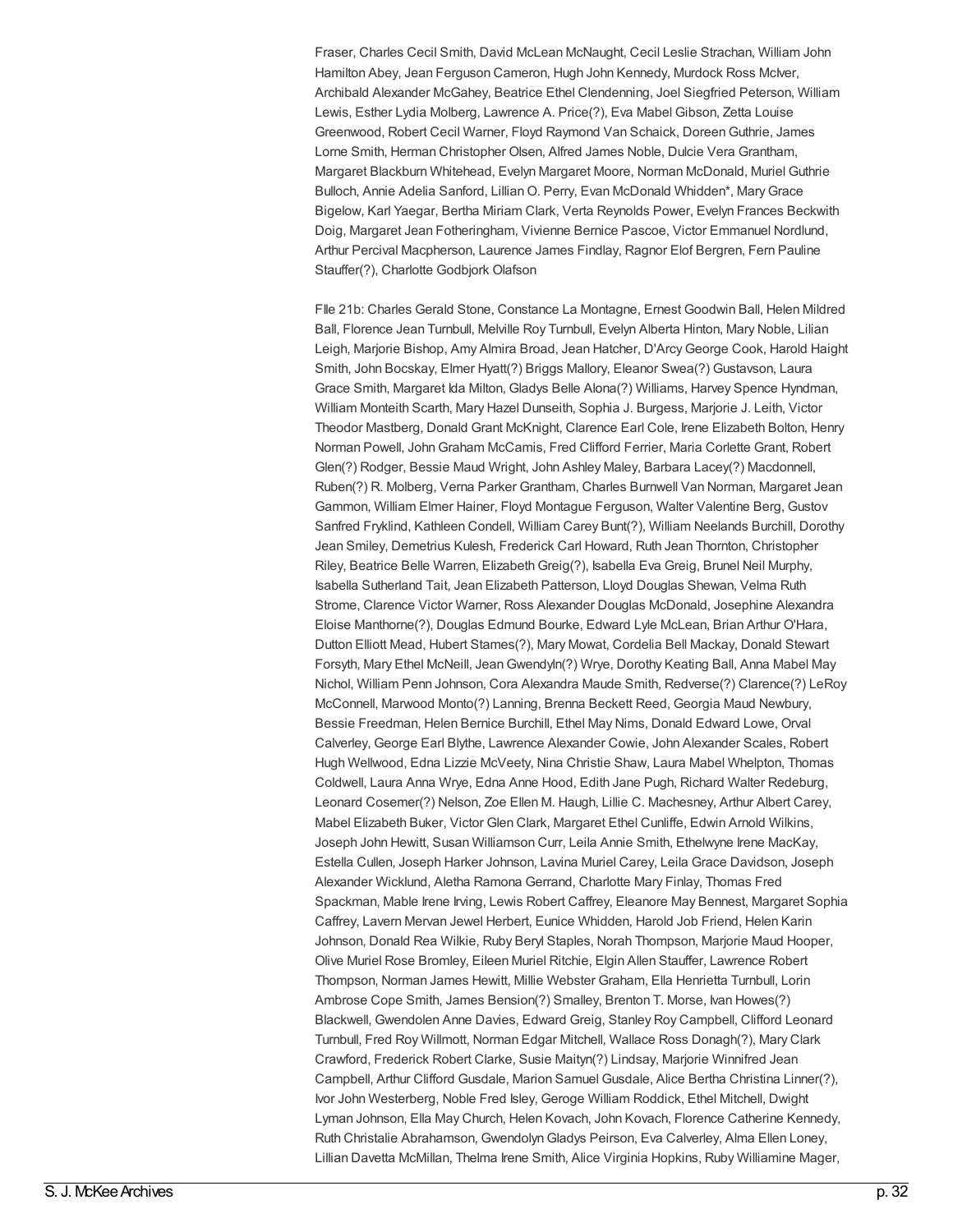Fraser, Charles Cecil Smith, David McLean McNaught, Cecil Leslie Strachan, William John Hamilton Abey, Jean Ferguson Cameron, Hugh John Kennedy, Murdock Ross McIver, Archibald Alexander McGahey, Beatrice Ethel Clendenning, Joel Siegfried Peterson, William Lewis, Esther Lydia Molberg, Lawrence A. Price(?), Eva Mabel Gibson, Zetta Louise Greenwood, Robert Cecil Warner, Floyd Raymond Van Schaick, Doreen Guthrie, James Lorne Smith, Herman Christopher Olsen, Alfred James Noble, Dulcie Vera Grantham, Margaret Blackburn Whitehead, Evelyn Margaret Moore, Norman McDonald, Muriel Guthrie Bulloch, Annie Adelia Sanford, Lillian O. Perry, Evan McDonald Whidden*, Mary Grace Bigelow, Karl Yaegar, Bertha Miriam Clark, Verta Reynolds Power, Evelyn Frances Beckwith Doig, Margaret Jean Fotheringham, Vivienne Bernice Pascoe, Victor Emmanuel Nordlund, Arthur Percival Macpherson, Laurence James Findlay, Ragnor Elof Bergren, Fern Pauline Stauffer(?), Charlotte Godbjork Olafson

FIle 21b: Charles Gerald Stone, Constance La Montagne, Ernest Goodwin Ball, Helen Mildred Ball, Florence Jean Turnbull, Melville Roy Turnbull, Evelyn Alberta Hinton, Mary Noble, Lilian Leigh, Marjorie Bishop, Amy Almira Broad, Jean Hatcher, D'Arcy George Cook, Harold Haight Smith, John Bocskay, Elmer Hyatt(?) Briggs Mallory, Eleanor Swea(?) Gustavson, Laura Grace Smith, Margaret Ida Milton, Gladys Belle Alona(?) Williams, Harvey Spence Hyndman, William Monteith Scarth, Mary Hazel Dunseith, Sophia J. Burgess, Marjorie J. Leith, Victor Theodor Mastberg, Donald Grant McKnight, Clarence Earl Cole, Irene Elizabeth Bolton, Henry Norman Powell, John Graham McCamis, Fred Clifford Ferrier, Maria Corlette Grant, Robert Glen(?) Rodger, Bessie Maud Wright, John Ashley Maley, Barbara Lacey(?) Macdonnell, Ruben(?) R. Molberg, Verna Parker Grantham, Charles Burnwell Van Norman, Margaret Jean Gammon, William Elmer Hainer, Floyd Montague Ferguson, Walter Valentine Berg, Gustov Sanfred Fryklind, Kathleen Condell, William Carey Bunt(?), William Neelands Burchill, Dorothy Jean Smiley, Demetrius Kulesh, Frederick Carl Howard, Ruth Jean Thornton, Christopher Riley, Beatrice Belle Warren, Elizabeth Greig(?), Isabella Eva Greig, Brunel Neil Murphy, Isabella Sutherland Tait, Jean Elizabeth Patterson, Lloyd Douglas Shewan, Velma Ruth Strome, Clarence Victor Warner, Ross Alexander Douglas McDonald, Josephine Alexandra Eloise Manthorne(?), Douglas Edmund Bourke, Edward Lyle McLean, Brian Arthur O'Hara, Dutton Elliott Mead, Hubert Stames(?), Mary Mowat, Cordelia Bell Mackay, Donald Stewart Forsyth, Mary Ethel McNeill, Jean Gwendyln(?) Wrye, Dorothy Keating Ball, Anna Mabel May Nichol, William Penn Johnson, Cora Alexandra Maude Smith, Redverse(?) Clarence(?) LeRoy McConnell, Marwood Monto(?) Lanning, Brenna Beckett Reed, Georgia Maud Newbury, Bessie Freedman, Helen Bernice Burchill, Ethel May Nims, Donald Edward Lowe, Orval Calverley, George Earl Blythe, Lawrence Alexander Cowie, John Alexander Scales, Robert Hugh Wellwood, Edna Lizzie McVeety, Nina Christie Shaw, Laura Mabel Whelpton, Thomas Coldwell, Laura Anna Wrye, Edna Anne Hood, Edith Jane Pugh, Richard Walter Redeburg, Leonard Cosemer(?) Nelson, Zoe Ellen M. Haugh, Lillie C. Machesney, Arthur Albert Carey, Mabel Elizabeth Buker, Victor Glen Clark, Margaret Ethel Cunliffe, Edwin Arnold Wilkins, Joseph John Hewitt, Susan Williamson Curr, Leila Annie Smith, Ethelwyne Irene MacKay, Estella Cullen, Joseph Harker Johnson, Lavina Muriel Carey, Leila Grace Davidson, Joseph Alexander Wicklund, Aletha Ramona Gerrand, Charlotte Mary Finlay, Thomas Fred Spackman, Mable Irene Irving, Lewis Robert Caffrey, Eleanore May Bennest, Margaret Sophia Caffrey, Lavern Mervan Jewel Herbert, Eunice Whidden, Harold Job Friend, Helen Karin Johnson, Donald Rea Wilkie, Ruby Beryl Staples, Norah Thompson, Marjorie Maud Hooper, Olive Muriel Rose Bromley, Eileen Muriel Ritchie, Elgin Allen Stauffer, Lawrence Robert Thompson, Norman James Hewitt, Millie Webster Graham, Ella Henrietta Turnbull, Lorin Ambrose Cope Smith, James Bension(?) Smalley, Brenton T. Morse, Ivan Howes(?) Blackwell, Gwendolen Anne Davies, Edward Greig, Stanley Roy Campbell, Clifford Leonard Turnbull, Fred Roy Willmott, Norman Edgar Mitchell, Wallace Ross Donagh(?), Mary Clark Crawford, Frederick Robert Clarke, Susie Maityn(?) Lindsay, Marjorie Winnifred Jean Campbell, Arthur Clifford Gusdale, Marion Samuel Gusdale, Alice Bertha Christina Linner(?), Ivor John Westerberg, Noble Fred Isley, Geroge William Roddick, Ethel Mitchell, Dwight Lyman Johnson, Ella May Church, Helen Kovach, John Kovach, Florence Catherine Kennedy, Ruth Christalie Abrahamson, Gwendolyn Gladys Peirson, Eva Calverley, Alma Ellen Loney, Lillian Davetta McMillan, Thelma Irene Smith, Alice Virginia Hopkins, Ruby Williamine Mager,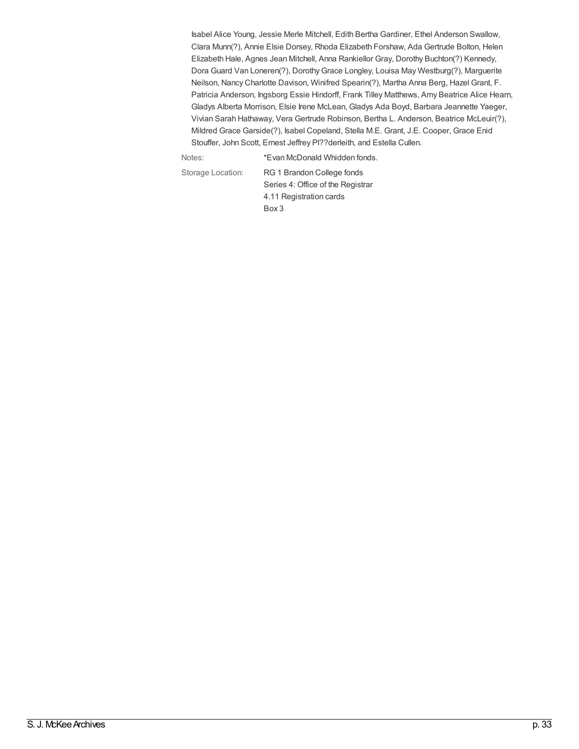Isabel Alice Young, Jessie Merle Mitchell, Edith Bertha Gardiner, Ethel Anderson Swallow, Clara Munn(?), Annie Elsie Dorsey, Rhoda Elizabeth Forshaw, Ada Gertrude Bolton, Helen Elizabeth Hale, Agnes Jean Mitchell, Anna Rankiellor Gray, Dorothy Buchton(?) Kennedy, Dora Guard Van Loneren(?), Dorothy Grace Longley, Louisa May Westburg(?), Marguerite Neilson, Nancy Charlotte Davison, Winifred Spearin(?), Martha Anna Berg, Hazel Grant, F. Patricia Anderson, Ingsborg Essie Hindorff, Frank Tilley Matthews, Amy Beatrice Alice Hearn, Gladys Alberta Morrison, Elsie Irene McLean, Gladys Ada Boyd, Barbara Jeannette Yaeger, Vivian Sarah Hathaway, Vera Gertrude Robinson, Bertha L. Anderson, Beatrice McLeuir(?), Mildred Grace Garside(?), Isabel Copeland, Stella M.E. Grant, J.E. Cooper, Grace Enid Stouffer, John Scott, Ernest Jeffrey Pl??derleith, and Estella Cullen.

Notes: *Evan McDonald Whidden fonds.

Storage Location: RG 1 Brandon College fonds
Series 4: Office of the Registrar
4.11 Registration cards
Box 3